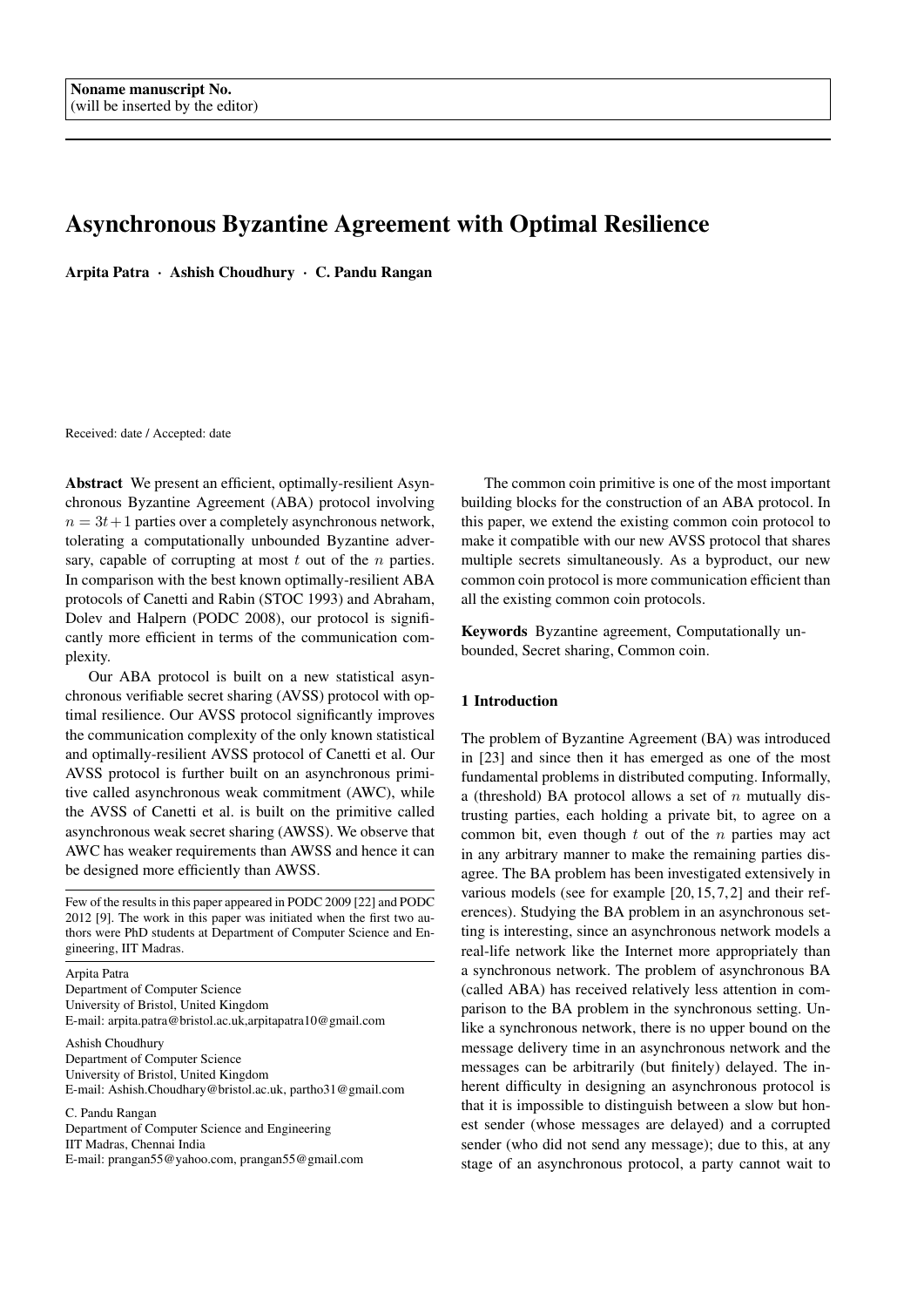Noname manuscript No.
(will be inserted by the editor)

# Asynchronous Byzantine Agreement with Optimal Resilience

**Arpita Patra · Ashish Choudhury · C. Pandu Rangan**

Received: date / Accepted: date

**Abstract** We present an efficient, optimally-resilient Asynchronous Byzantine Agreement (ABA) protocol involving $n = 3t+1$ parties over a completely asynchronous network, tolerating a computationally unbounded Byzantine adversary, capable of corrupting at most $t$ out of the $n$ parties. In comparison with the best known optimally-resilient ABA protocols of Canetti and Rabin (STOC 1993) and Abraham, Dolev and Halpern (PODC 2008), our protocol is significantly more efficient in terms of the communication complexity.

Our ABA protocol is built on a new statistical asynchronous verifiable secret sharing (AVSS) protocol with optimal resilience. Our AVSS protocol significantly improves the communication complexity of the only known statistical and optimally-resilient AVSS protocol of Canetti et al. Our AVSS protocol is further built on an asynchronous primitive called asynchronous weak commitment (AWC), while the AVSS of Canetti et al. is built on the primitive called asynchronous weak secret sharing (AWSS). We observe that AWC has weaker requirements than AWSS and hence it can be designed more efficiently than AWSS.

The common coin primitive is one of the most important building blocks for the construction of an ABA protocol. In this paper, we extend the existing common coin protocol to make it compatible with our new AVSS protocol that shares multiple secrets simultaneously. As a byproduct, our new common coin protocol is more communication efficient than all the existing common coin protocols.

**Keywords** Byzantine agreement, Computationally unbounded, Secret sharing, Common coin.

Few of the results in this paper appeared in PODC 2009 [22] and PODC 2012 [9]. The work in this paper was initiated when the first two authors were PhD students at Department of Computer Science and Engineering, IIT Madras.

Arpita Patra
Department of Computer Science
University of Bristol, United Kingdom
E-mail: arpita.patra@bristol.ac.uk,arpitapatra10@gmail.com

Ashish Choudhury
Department of Computer Science
University of Bristol, United Kingdom
E-mail: Ashish.Choudhary@bristol.ac.uk, partho31@gmail.com

C. Pandu Rangan
Department of Computer Science and Engineering
IIT Madras, Chennai India
E-mail: prangan55@yahoo.com, prangan55@gmail.com

## 1 Introduction

The problem of Byzantine Agreement (BA) was introduced in [23] and since then it has emerged as one of the most fundamental problems in distributed computing. Informally, a (threshold) BA protocol allows a set of $n$ mutually distrusting parties, each holding a private bit, to agree on a common bit, even though $t$ out of the $n$ parties may act in any arbitrary manner to make the remaining parties disagree. The BA problem has been investigated extensively in various models (see for example [20,15,7,2] and their references). Studying the BA problem in an asynchronous setting is interesting, since an asynchronous network models a real-life network like the Internet more appropriately than a synchronous network. The problem of asynchronous BA (called ABA) has received relatively less attention in comparison to the BA problem in the synchronous setting. Unlike a synchronous network, there is no upper bound on the message delivery time in an asynchronous network and the messages can be arbitrarily (but finitely) delayed. The inherent difficulty in designing an asynchronous protocol is that it is impossible to distinguish between a slow but honest sender (whose messages are delayed) and a corrupted sender (who did not send any message); due to this, at any stage of an asynchronous protocol, a party cannot wait to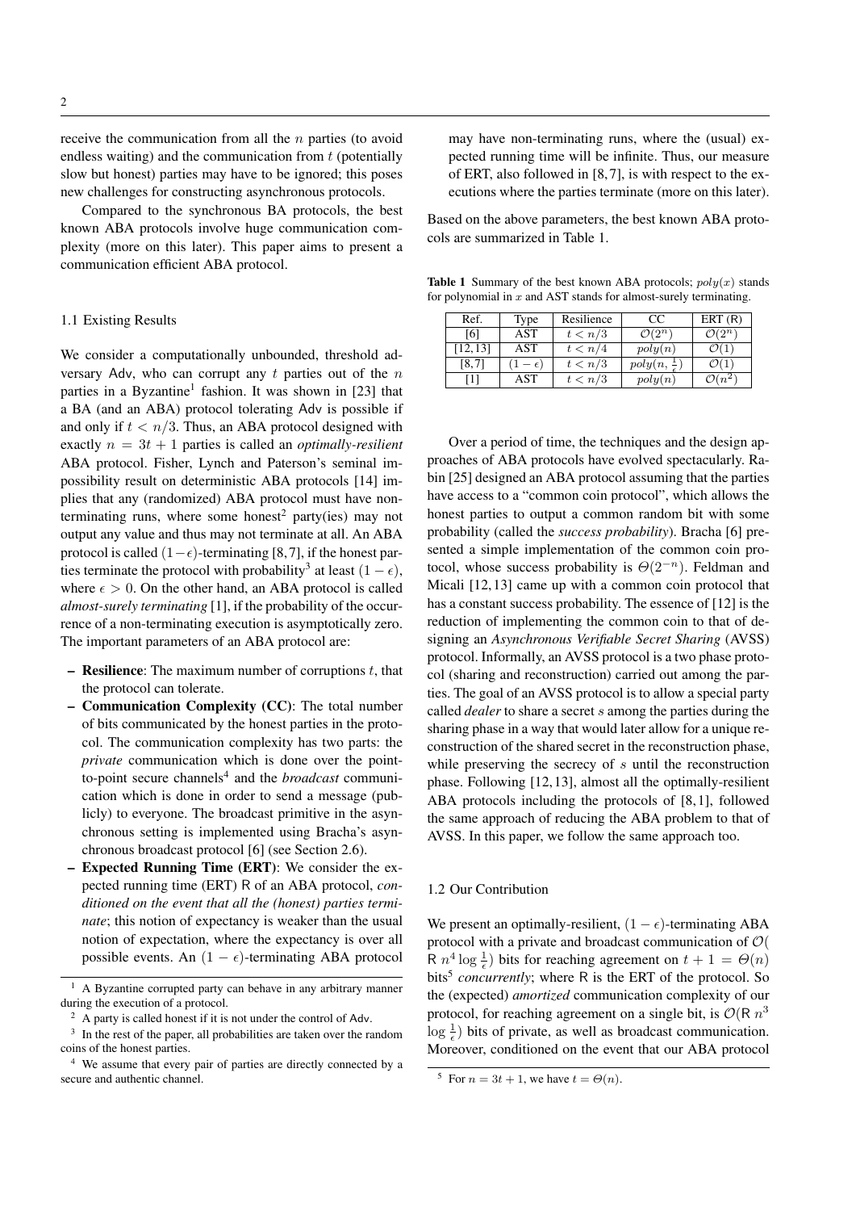receive the communication from all the $n$ parties (to avoid endless waiting) and the communication from $t$ (potentially slow but honest) parties may have to be ignored; this poses new challenges for constructing asynchronous protocols.

Compared to the synchronous BA protocols, the best known ABA protocols involve huge communication complexity (more on this later). This paper aims to present a communication efficient ABA protocol.

### 1.1 Existing Results

We consider a computationally unbounded, threshold adversary Adv, who can corrupt any $t$ parties out of the $n$ parties in a Byzantine[1] fashion. It was shown in [23] that a BA (and an ABA) protocol tolerating Adv is possible if and only if $t < n/3$. Thus, an ABA protocol designed with exactly $n = 3t + 1$ parties is called an *optimally-resilient* ABA protocol. Fisher, Lynch and Paterson's seminal impossibility result on deterministic ABA protocols [14] implies that any (randomized) ABA protocol must have non-terminating runs, where some honest[2] party(ies) may not output any value and thus may not terminate at all. An ABA protocol is called $(1-\epsilon)$-terminating [8, 7], if the honest parties terminate the protocol with probability[3] at least $(1 - \epsilon)$, where $\epsilon > 0$. On the other hand, an ABA protocol is called *almost-surely terminating* [1], if the probability of the occurrence of a non-terminating execution is asymptotically zero. The important parameters of an ABA protocol are:

- **Resilience**: The maximum number of corruptions $t$, that the protocol can tolerate.
- **Communication Complexity (CC)**: The total number of bits communicated by the honest parties in the protocol. The communication complexity has two parts: the *private* communication which is done over the point-to-point secure channels[4] and the *broadcast* communication which is done in order to send a message (publicly) to everyone. The broadcast primitive in the asynchronous setting is implemented using Bracha's asynchronous broadcast protocol [6] (see Section 2.6).
- **Expected Running Time (ERT)**: We consider the expected running time (ERT) R of an ABA protocol, *conditioned on the event that all the (honest) parties terminate*; this notion of expectancy is weaker than the usual notion of expectation, where the expectancy is over all possible events. An $(1 - \epsilon)$-terminating ABA protocol may have non-terminating runs, where the (usual) expected running time will be infinite. Thus, our measure of ERT, also followed in [8, 7], is with respect to the executions where the parties terminate (more on this later).

Based on the above parameters, the best known ABA protocols are summarized in Table 1.

**Table 1** Summary of the best known ABA protocols; $poly(x)$ stands for polynomial in $x$ and AST stands for almost-surely terminating.

| Ref. | Type | Resilience | CC | ERT (R) |
|---|---|---|---|---|
| [6] | AST | $t < n/3$ | $\mathcal{O}(2^n)$ | $\mathcal{O}(2^n)$ |
| [12, 13] | AST | $t < n/4$ | $poly(n)$ | $\mathcal{O}(1)$ |
| [8, 7] | $(1-\epsilon)$ | $t < n/3$ | $poly(n, \frac{1}{\epsilon})$ | $\mathcal{O}(1)$ |
| [1] | AST | $t < n/3$ | $poly(n)$ | $\mathcal{O}(n^2)$ |

Over a period of time, the techniques and the design approaches of ABA protocols have evolved spectacularly. Rabin [25] designed an ABA protocol assuming that the parties have access to a "common coin protocol", which allows the honest parties to output a common random bit with some probability (called the *success probability*). Bracha [6] presented a simple implementation of the common coin protocol, whose success probability is $\Theta(2^{-n})$. Feldman and Micali [12, 13] came up with a common coin protocol that has a constant success probability. The essence of [12] is the reduction of implementing the common coin to that of designing an *Asynchronous Verifiable Secret Sharing* (AVSS) protocol. Informally, an AVSS protocol is a two phase protocol (sharing and reconstruction) carried out among the parties. The goal of an AVSS protocol is to allow a special party called *dealer* to share a secret $s$ among the parties during the sharing phase in a way that would later allow for a unique reconstruction of the shared secret in the reconstruction phase, while preserving the secrecy of $s$ until the reconstruction phase. Following [12, 13], almost all the optimally-resilient ABA protocols including the protocols of [8, 1], followed the same approach of reducing the ABA problem to that of AVSS. In this paper, we follow the same approach too.

### 1.2 Our Contribution

We present an optimally-resilient, $(1 - \epsilon)$-terminating ABA protocol with a private and broadcast communication of $\mathcal{O}(\mathsf{R}\ n^4 \log \frac{1}{\epsilon})$ bits for reaching agreement on $t + 1 = \Theta(n)$ bits[5] *concurrently*; where R is the ERT of the protocol. So the (expected) *amortized* communication complexity of our protocol, for reaching agreement on a single bit, is $\mathcal{O}(\mathsf{R}\ n^3 \log \frac{1}{\epsilon})$ bits of private, as well as broadcast communication. Moreover, conditioned on the event that our ABA protocol

---

[1] A Byzantine corrupted party can behave in any arbitrary manner during the execution of a protocol.

[2] A party is called honest if it is not under the control of Adv.

[3] In the rest of the paper, all probabilities are taken over the random coins of the honest parties.

[4] We assume that every pair of parties are directly connected by a secure and authentic channel.

[5] For $n = 3t + 1$, we have $t = \Theta(n)$.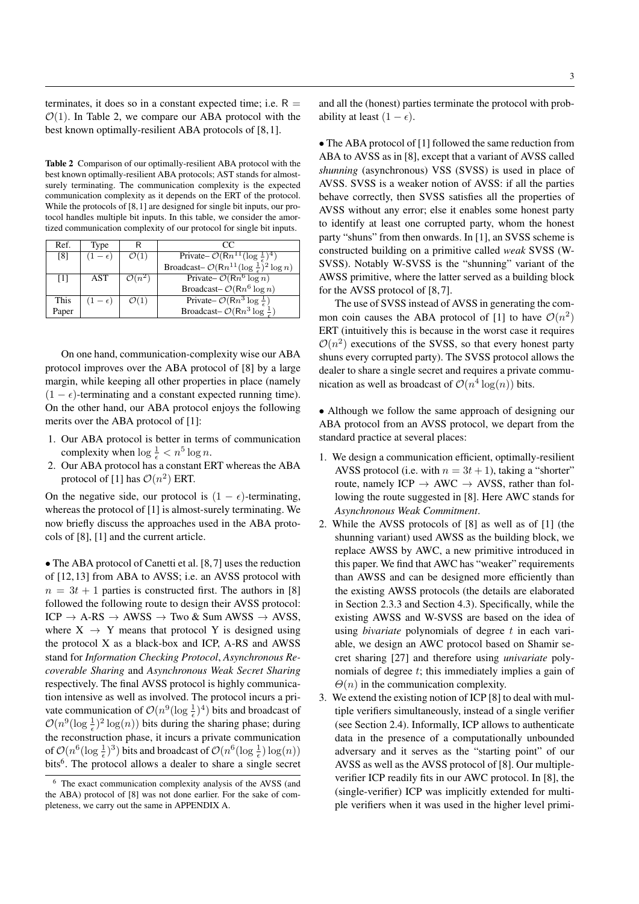terminates, it does so in a constant expected time; i.e. $\mathsf{R} = \mathcal{O}(1)$. In Table 2, we compare our ABA protocol with the best known optimally-resilient ABA protocols of [8,1].

**Table 2** Comparison of our optimally-resilient ABA protocol with the best known optimally-resilient ABA protocols; AST stands for almost-surely terminating. The communication complexity is the expected communication complexity as it depends on the ERT of the protocol. While the protocols of [8,1] are designed for single bit inputs, our protocol handles multiple bit inputs. In this table, we consider the amortized communication complexity of our protocol for single bit inputs.

| Ref. | Type | R | CC |
|---|---|---|---|
| [8] | $(1-\epsilon)$ | $\mathcal{O}(1)$ | Private– $\mathcal{O}(\mathsf{R}n^{11}(\log\frac{1}{\epsilon})^4)$ |
| | | | Broadcast– $\mathcal{O}(\mathsf{R}n^{11}(\log\frac{1}{\epsilon})^2\log n)$ |
| [1] | AST | $\mathcal{O}(n^2)$ | Private– $\mathcal{O}(\mathsf{R}n^6\log n)$ |
| | | | Broadcast– $\mathcal{O}(\mathsf{R}n^6\log n)$ |
| This Paper | $(1-\epsilon)$ | $\mathcal{O}(1)$ | Private– $\mathcal{O}(\mathsf{R}n^3\log\frac{1}{\epsilon})$ |
| | | | Broadcast– $\mathcal{O}(\mathsf{R}n^3\log\frac{1}{\epsilon})$ |

On one hand, communication-complexity wise our ABA protocol improves over the ABA protocol of [8] by a large margin, while keeping all other properties in place (namely $(1-\epsilon)$-terminating and a constant expected running time). On the other hand, our ABA protocol enjoys the following merits over the ABA protocol of [1]:

1. Our ABA protocol is better in terms of communication complexity when $\log\frac{1}{\epsilon} < n^5\log n$.
2. Our ABA protocol has a constant ERT whereas the ABA protocol of [1] has $\mathcal{O}(n^2)$ ERT.

On the negative side, our protocol is $(1-\epsilon)$-terminating, whereas the protocol of [1] is almost-surely terminating. We now briefly discuss the approaches used in the ABA protocols of [8], [1] and the current article.

• The ABA protocol of Canetti et al. [8,7] uses the reduction of [12,13] from ABA to AVSS; i.e. an AVSS protocol with $n = 3t+1$ parties is constructed first. The authors in [8] followed the following route to design their AVSS protocol: ICP $\rightarrow$ A-RS $\rightarrow$ AWSS $\rightarrow$ Two & Sum AWSS $\rightarrow$ AVSS, where X $\rightarrow$ Y means that protocol Y is designed using the protocol X as a black-box and ICP, A-RS and AWSS stand for *Information Checking Protocol*, *Asynchronous Recoverable Sharing* and *Asynchronous Weak Secret Sharing* respectively. The final AVSS protocol is highly communication intensive as well as involved. The protocol incurs a private communication of $\mathcal{O}(n^9(\log\frac{1}{\epsilon})^4)$ bits and broadcast of $\mathcal{O}(n^9(\log\frac{1}{\epsilon})^2\log(n))$ bits during the sharing phase; during the reconstruction phase, it incurs a private communication of $\mathcal{O}(n^6(\log\frac{1}{\epsilon})^3)$ bits and broadcast of $\mathcal{O}(n^6(\log\frac{1}{\epsilon})\log(n))$ bits[6]. The protocol allows a dealer to share a single secret and all the (honest) parties terminate the protocol with probability at least $(1-\epsilon)$.

• The ABA protocol of [1] followed the same reduction from ABA to AVSS as in [8], except that a variant of AVSS called *shunning* (asynchronous) VSS (SVSS) is used in place of AVSS. SVSS is a weaker notion of AVSS: if all the parties behave correctly, then SVSS satisfies all the properties of AVSS without any error; else it enables some honest party to identify at least one corrupted party, whom the honest party "shuns" from then onwards. In [1], an SVSS scheme is constructed building on a primitive called *weak* SVSS (W-SVSS). Notably W-SVSS is the "shunning" variant of the AWSS primitive, where the latter served as a building block for the AVSS protocol of [8,7].

The use of SVSS instead of AVSS in generating the common coin causes the ABA protocol of [1] to have $\mathcal{O}(n^2)$ ERT (intuitively this is because in the worst case it requires $\mathcal{O}(n^2)$ executions of the SVSS, so that every honest party shuns every corrupted party). The SVSS protocol allows the dealer to share a single secret and requires a private communication as well as broadcast of $\mathcal{O}(n^4\log(n))$ bits.

• Although we follow the same approach of designing our ABA protocol from an AVSS protocol, we depart from the standard practice at several places:

1. We design a communication efficient, optimally-resilient AVSS protocol (i.e. with $n = 3t+1$), taking a "shorter" route, namely ICP $\rightarrow$ AWC $\rightarrow$ AVSS, rather than following the route suggested in [8]. Here AWC stands for *Asynchronous Weak Commitment*.
2. While the AVSS protocols of [8] as well as of [1] (the shunning variant) used AWSS as the building block, we replace AWSS by AWC, a new primitive introduced in this paper. We find that AWC has "weaker" requirements than AWSS and can be designed more efficiently than the existing AWSS protocols (the details are elaborated in Section 2.3.3 and Section 4.3). Specifically, while the existing AWSS and W-SVSS are based on the idea of using *bivariate* polynomials of degree $t$ in each variable, we design an AWC protocol based on Shamir secret sharing [27] and therefore using *univariate* polynomials of degree $t$; this immediately implies a gain of $\Theta(n)$ in the communication complexity.
3. We extend the existing notion of ICP [8] to deal with multiple verifiers simultaneously, instead of a single verifier (see Section 2.4). Informally, ICP allows to authenticate data in the presence of a computationally unbounded adversary and it serves as the "starting point" of our AVSS as well as the AVSS protocol of [8]. Our multiple-verifier ICP readily fits in our AWC protocol. In [8], the (single-verifier) ICP was implicitly extended for multiple verifiers when it was used in the higher level primi-

[6] The exact communication complexity analysis of the AVSS (and the ABA) protocol of [8] was not done earlier. For the sake of completeness, we carry out the same in APPENDIX A.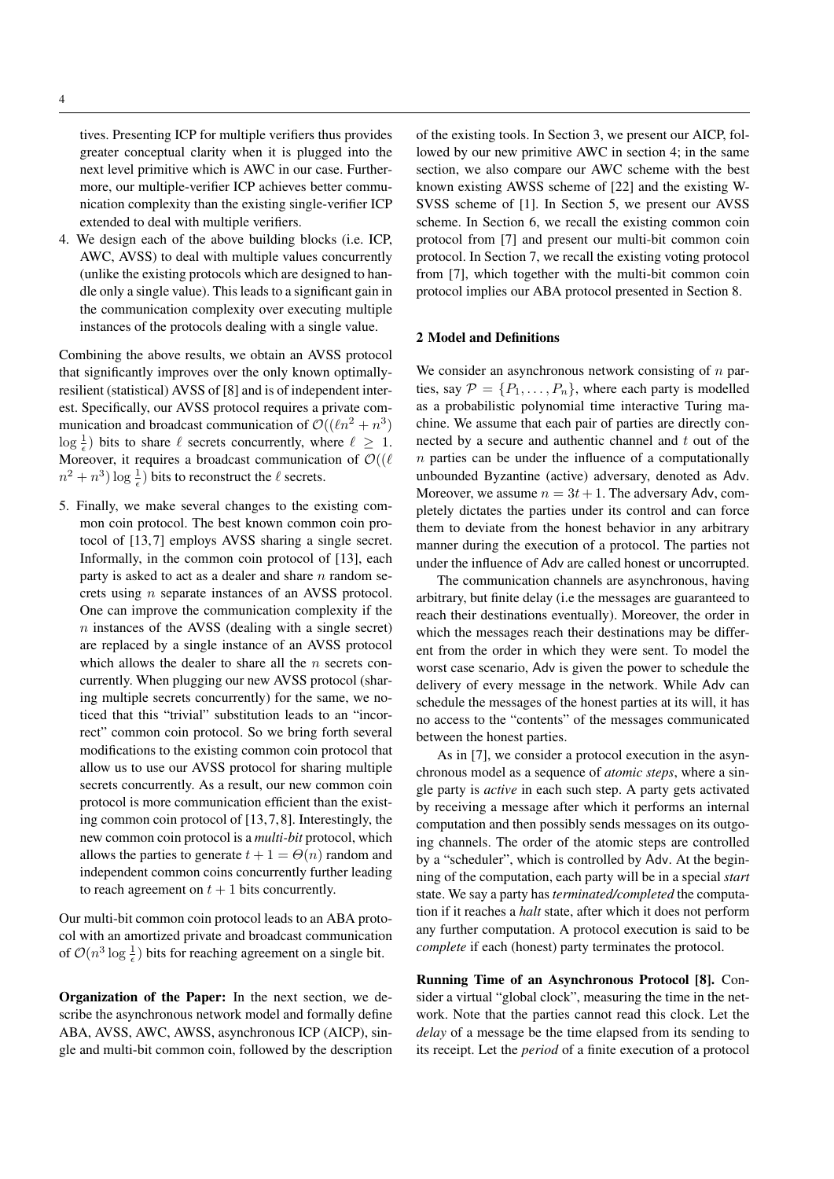tives. Presenting ICP for multiple verifiers thus provides greater conceptual clarity when it is plugged into the next level primitive which is AWC in our case. Furthermore, our multiple-verifier ICP achieves better communication complexity than the existing single-verifier ICP extended to deal with multiple verifiers.

4. We design each of the above building blocks (i.e. ICP, AWC, AVSS) to deal with multiple values concurrently (unlike the existing protocols which are designed to handle only a single value). This leads to a significant gain in the communication complexity over executing multiple instances of the protocols dealing with a single value.

Combining the above results, we obtain an AVSS protocol that significantly improves over the only known optimally-resilient (statistical) AVSS of [8] and is of independent interest. Specifically, our AVSS protocol requires a private communication and broadcast communication of $\mathcal{O}((\ell n^2 + n^3) \log \frac{1}{\epsilon})$ bits to share $\ell$ secrets concurrently, where $\ell \geq 1$. Moreover, it requires a broadcast communication of $\mathcal{O}((\ell n^2 + n^3) \log \frac{1}{\epsilon})$ bits to reconstruct the $\ell$ secrets.

5. Finally, we make several changes to the existing common coin protocol. The best known common coin protocol of [13,7] employs AVSS sharing a single secret. Informally, in the common coin protocol of [13], each party is asked to act as a dealer and share $n$ random secrets using $n$ separate instances of an AVSS protocol. One can improve the communication complexity if the $n$ instances of the AVSS (dealing with a single secret) are replaced by a single instance of an AVSS protocol which allows the dealer to share all the $n$ secrets concurrently. When plugging our new AVSS protocol (sharing multiple secrets concurrently) for the same, we noticed that this "trivial" substitution leads to an "incorrect" common coin protocol. So we bring forth several modifications to the existing common coin protocol that allow us to use our AVSS protocol for sharing multiple secrets concurrently. As a result, our new common coin protocol is more communication efficient than the existing common coin protocol of [13,7,8]. Interestingly, the new common coin protocol is a *multi-bit* protocol, which allows the parties to generate $t + 1 = \Theta(n)$ random and independent common coins concurrently further leading to reach agreement on $t + 1$ bits concurrently.

Our multi-bit common coin protocol leads to an ABA protocol with an amortized private and broadcast communication of $\mathcal{O}(n^3 \log \frac{1}{\epsilon})$ bits for reaching agreement on a single bit.

**Organization of the Paper:** In the next section, we describe the asynchronous network model and formally define ABA, AVSS, AWC, AWSS, asynchronous ICP (AICP), single and multi-bit common coin, followed by the description of the existing tools. In Section 3, we present our AICP, followed by our new primitive AWC in section 4; in the same section, we also compare our AWC scheme with the best known existing AWSS scheme of [22] and the existing W-SVSS scheme of [1]. In Section 5, we present our AVSS scheme. In Section 6, we recall the existing common coin protocol from [7] and present our multi-bit common coin protocol. In Section 7, we recall the existing voting protocol from [7], which together with the multi-bit common coin protocol implies our ABA protocol presented in Section 8.

## 2 Model and Definitions

We consider an asynchronous network consisting of $n$ parties, say $\mathcal{P} = \{P_1, \ldots, P_n\}$, where each party is modelled as a probabilistic polynomial time interactive Turing machine. We assume that each pair of parties are directly connected by a secure and authentic channel and $t$ out of the $n$ parties can be under the influence of a computationally unbounded Byzantine (active) adversary, denoted as $\mathsf{Adv}$. Moreover, we assume $n = 3t + 1$. The adversary $\mathsf{Adv}$, completely dictates the parties under its control and can force them to deviate from the honest behavior in any arbitrary manner during the execution of a protocol. The parties not under the influence of $\mathsf{Adv}$ are called honest or uncorrupted.

The communication channels are asynchronous, having arbitrary, but finite delay (i.e the messages are guaranteed to reach their destinations eventually). Moreover, the order in which the messages reach their destinations may be different from the order in which they were sent. To model the worst case scenario, $\mathsf{Adv}$ is given the power to schedule the delivery of every message in the network. While $\mathsf{Adv}$ can schedule the messages of the honest parties at its will, it has no access to the "contents" of the messages communicated between the honest parties.

As in [7], we consider a protocol execution in the asynchronous model as a sequence of *atomic steps*, where a single party is *active* in each such step. A party gets activated by receiving a message after which it performs an internal computation and then possibly sends messages on its outgoing channels. The order of the atomic steps are controlled by a "scheduler", which is controlled by $\mathsf{Adv}$. At the beginning of the computation, each party will be in a special *start* state. We say a party has *terminated/completed* the computation if it reaches a *halt* state, after which it does not perform any further computation. A protocol execution is said to be *complete* if each (honest) party terminates the protocol.

**Running Time of an Asynchronous Protocol [8].** Consider a virtual "global clock", measuring the time in the network. Note that the parties cannot read this clock. Let the *delay* of a message be the time elapsed from its sending to its receipt. Let the *period* of a finite execution of a protocol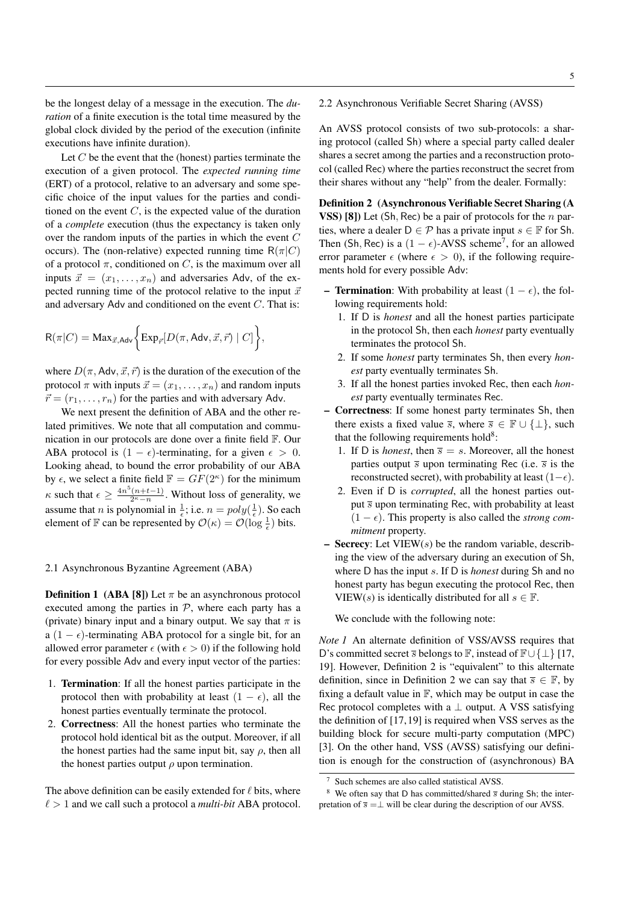be the longest delay of a message in the execution. The *duration* of a finite execution is the total time measured by the global clock divided by the period of the execution (infinite executions have infinite duration).

Let $C$ be the event that the (honest) parties terminate the execution of a given protocol. The *expected running time* (ERT) of a protocol, relative to an adversary and some specific choice of the input values for the parties and conditioned on the event $C$, is the expected value of the duration of a *complete* execution (thus the expectancy is taken only over the random inputs of the parties in which the event $C$ occurs). The (non-relative) expected running time $\mathsf{R}(\pi|C)$ of a protocol $\pi$, conditioned on $C$, is the maximum over all inputs $\vec{x} = (x_1, \ldots, x_n)$ and adversaries $\mathsf{Adv}$, of the expected running time of the protocol relative to the input $\vec{x}$ and adversary $\mathsf{Adv}$ and conditioned on the event $C$. That is:

$$\mathsf{R}(\pi|C) = \mathsf{Max}_{\vec{x},\mathsf{Adv}}\bigg\{\mathsf{Exp}_{\vec{r}}[D(\pi, \mathsf{Adv}, \vec{x}, \vec{r}) \mid C]\bigg\},$$

where $D(\pi, \mathsf{Adv}, \vec{x}, \vec{r})$ is the duration of the execution of the protocol $\pi$ with inputs $\vec{x} = (x_1, \ldots, x_n)$ and random inputs $\vec{r} = (r_1, \ldots, r_n)$ for the parties and with adversary $\mathsf{Adv}$.

We next present the definition of ABA and the other related primitives. We note that all computation and communication in our protocols are done over a finite field $\mathbb{F}$. Our ABA protocol is $(1 - \epsilon)$-terminating, for a given $\epsilon > 0$. Looking ahead, to bound the error probability of our ABA by $\epsilon$, we select a finite field $\mathbb{F} = GF(2^\kappa)$ for the minimum $\kappa$ such that $\epsilon \geq \frac{4n^5(n+t-1)}{2^\kappa - n}$. Without loss of generality, we assume that $n$ is polynomial in $\frac{1}{\epsilon}$; i.e. $n = poly(\frac{1}{\epsilon})$. So each element of $\mathbb{F}$ can be represented by $\mathcal{O}(\kappa) = \mathcal{O}(\log \frac{1}{\epsilon})$ bits.

## 2.1 Asynchronous Byzantine Agreement (ABA)

**Definition 1 (ABA [8])** Let $\pi$ be an asynchronous protocol executed among the parties in $\mathcal{P}$, where each party has a (private) binary input and a binary output. We say that $\pi$ is a $(1 - \epsilon)$-terminating ABA protocol for a single bit, for an allowed error parameter $\epsilon$ (with $\epsilon > 0$) if the following hold for every possible $\mathsf{Adv}$ and every input vector of the parties:

1. **Termination**: If all the honest parties participate in the protocol then with probability at least $(1 - \epsilon)$, all the honest parties eventually terminate the protocol.
2. **Correctness**: All the honest parties who terminate the protocol hold identical bit as the output. Moreover, if all the honest parties had the same input bit, say $\rho$, then all the honest parties output $\rho$ upon termination.

The above definition can be easily extended for $\ell$ bits, where $\ell > 1$ and we call such a protocol a *multi-bit* ABA protocol.

## 2.2 Asynchronous Verifiable Secret Sharing (AVSS)

An AVSS protocol consists of two sub-protocols: a sharing protocol (called $\mathsf{Sh}$) where a special party called dealer shares a secret among the parties and a reconstruction protocol (called $\mathsf{Rec}$) where the parties reconstruct the secret from their shares without any "help" from the dealer. Formally:

**Definition 2 (Asynchronous Verifiable Secret Sharing (AVSS) [8])** Let $(\mathsf{Sh}, \mathsf{Rec})$ be a pair of protocols for the $n$ parties, where a dealer $\mathsf{D} \in \mathcal{P}$ has a private input $s \in \mathbb{F}$ for $\mathsf{Sh}$. Then $(\mathsf{Sh}, \mathsf{Rec})$ is a $(1 - \epsilon)$-AVSS scheme[7], for an allowed error parameter $\epsilon$ (where $\epsilon > 0$), if the following requirements hold for every possible $\mathsf{Adv}$:

- **Termination**: With probability at least $(1 - \epsilon)$, the following requirements hold:
  1. If $\mathsf{D}$ is *honest* and all the honest parties participate in the protocol $\mathsf{Sh}$, then each *honest* party eventually terminates the protocol $\mathsf{Sh}$.
  2. If some *honest* party terminates $\mathsf{Sh}$, then every *honest* party eventually terminates $\mathsf{Sh}$.
  3. If all the honest parties invoked $\mathsf{Rec}$, then each *honest* party eventually terminates $\mathsf{Rec}$.
- **Correctness**: If some honest party terminates $\mathsf{Sh}$, then there exists a fixed value $\overline{s}$, where $\overline{s} \in \mathbb{F} \cup \{\bot\}$, such that the following requirements hold[8]:
  1. If $\mathsf{D}$ is *honest*, then $\overline{s} = s$. Moreover, all the honest parties output $\overline{s}$ upon terminating $\mathsf{Rec}$ (i.e. $\overline{s}$ is the reconstructed secret), with probability at least $(1-\epsilon)$.
  2. Even if $\mathsf{D}$ is *corrupted*, all the honest parties output $\overline{s}$ upon terminating $\mathsf{Rec}$, with probability at least $(1 - \epsilon)$. This property is also called the *strong commitment* property.
- **Secrecy**: Let $\mathrm{VIEW}(s)$ be the random variable, describing the view of the adversary during an execution of $\mathsf{Sh}$, where $\mathsf{D}$ has the input $s$. If $\mathsf{D}$ is *honest* during $\mathsf{Sh}$ and no honest party has begun executing the protocol $\mathsf{Rec}$, then $\mathrm{VIEW}(s)$ is identically distributed for all $s \in \mathbb{F}$.

We conclude with the following note:

*Note 1* An alternate definition of VSS/AVSS requires that $\mathsf{D}$'s committed secret $\overline{s}$ belongs to $\mathbb{F}$, instead of $\mathbb{F} \cup \{\bot\}$ [17, 19]. However, Definition 2 is "equivalent" to this alternate definition, since in Definition 2 we can say that $\overline{s} \in \mathbb{F}$, by fixing a default value in $\mathbb{F}$, which may be output in case the $\mathsf{Rec}$ protocol completes with a $\bot$ output. A VSS satisfying the definition of [17,19] is required when VSS serves as the building block for secure multi-party computation (MPC) [3]. On the other hand, VSS (AVSS) satisfying our definition is enough for the construction of (asynchronous) BA

[7] Such schemes are also called statistical AVSS.

[8] We often say that $\mathsf{D}$ has committed/shared $\overline{s}$ during $\mathsf{Sh}$; the interpretation of $\overline{s} = \bot$ will be clear during the description of our AVSS.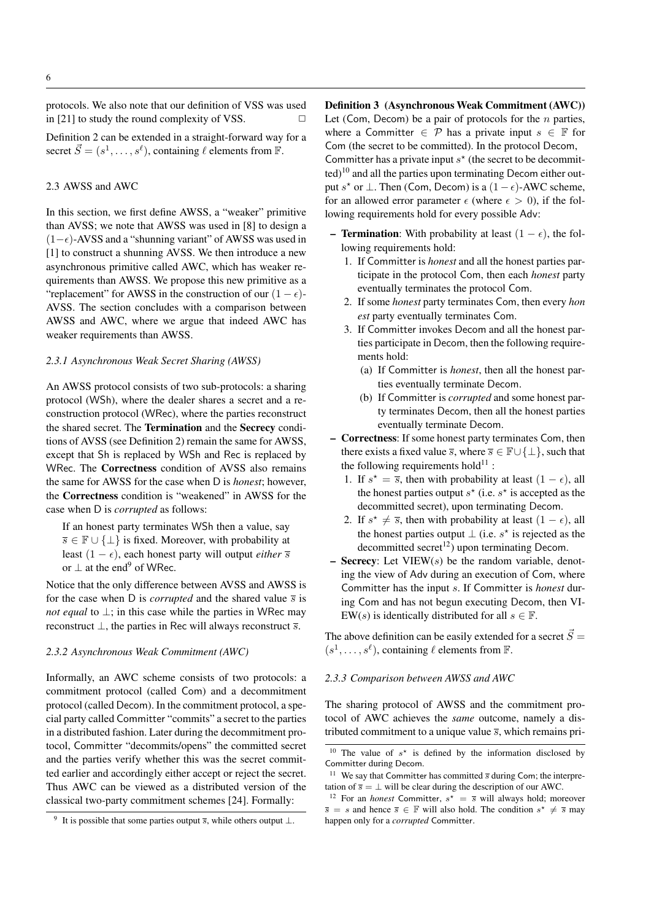protocols. We also note that our definition of VSS was used in [21] to study the round complexity of VSS. □

Definition 2 can be extended in a straight-forward way for a secret $\vec{S} = (s^1, \ldots, s^\ell)$, containing $\ell$ elements from $\mathbb{F}$.

### 2.3 AWSS and AWC

In this section, we first define AWSS, a "weaker" primitive than AVSS; we note that AWSS was used in [8] to design a $(1-\epsilon)$-AVSS and a "shunning variant" of AWSS was used in [1] to construct a shunning AVSS. We then introduce a new asynchronous primitive called AWC, which has weaker requirements than AWSS. We propose this new primitive as a "replacement" for AWSS in the construction of our $(1-\epsilon)$-AVSS. The section concludes with a comparison between AWSS and AWC, where we argue that indeed AWC has weaker requirements than AWSS.

#### *2.3.1 Asynchronous Weak Secret Sharing (AWSS)*

An AWSS protocol consists of two sub-protocols: a sharing protocol (WSh), where the dealer shares a secret and a reconstruction protocol (WRec), where the parties reconstruct the shared secret. The **Termination** and the **Secrecy** conditions of AVSS (see Definition 2) remain the same for AWSS, except that Sh is replaced by WSh and Rec is replaced by WRec. The **Correctness** condition of AVSS also remains the same for AWSS for the case when D is *honest*; however, the **Correctness** condition is "weakened" in AWSS for the case when D is *corrupted* as follows:

> If an honest party terminates WSh then a value, say $\overline{s} \in \mathbb{F} \cup \{\bot\}$ is fixed. Moreover, with probability at least $(1-\epsilon)$, each honest party will output *either* $\overline{s}$ or $\bot$ at the end[9] of WRec.

Notice that the only difference between AVSS and AWSS is for the case when D is *corrupted* and the shared value $\overline{s}$ is *not equal* to $\bot$; in this case while the parties in WRec may reconstruct $\bot$, the parties in Rec will always reconstruct $\overline{s}$.

#### *2.3.2 Asynchronous Weak Commitment (AWC)*

Informally, an AWC scheme consists of two protocols: a commitment protocol (called Com) and a decommitment protocol (called Decom). In the commitment protocol, a special party called Committer "commits" a secret to the parties in a distributed fashion. Later during the decommitment protocol, Committer "decommits/opens" the committed secret and the parties verify whether this was the secret committed earlier and accordingly either accept or reject the secret. Thus AWC can be viewed as a distributed version of the classical two-party commitment schemes [24]. Formally:

[9] It is possible that some parties output $\overline{s}$, while others output $\bot$.

**Definition 3 (Asynchronous Weak Commitment (AWC))** Let (Com, Decom) be a pair of protocols for the $n$ parties, where a Committer $\in \mathcal{P}$ has a private input $s \in \mathbb{F}$ for Com (the secret to be committed). In the protocol Decom, Committer has a private input $s^\star$ (the secret to be decommitted)[10] and all the parties upon terminating Decom either output $s^\star$ or $\bot$. Then (Com, Decom) is a $(1-\epsilon)$-AWC scheme, for an allowed error parameter $\epsilon$ (where $\epsilon > 0$), if the following requirements hold for every possible Adv:

- **Termination**: With probability at least $(1-\epsilon)$, the following requirements hold:
  1. If Committer is *honest* and all the honest parties participate in the protocol Com, then each *honest* party eventually terminates the protocol Com.
  2. If some *honest* party terminates Com, then every *honest* party eventually terminates Com.
  3. If Committer invokes Decom and all the honest parties participate in Decom, then the following requirements hold:
     (a) If Committer is *honest*, then all the honest parties eventually terminate Decom.
     (b) If Committer is *corrupted* and some honest party terminates Decom, then all the honest parties eventually terminate Decom.
- **Correctness**: If some honest party terminates Com, then there exists a fixed value $\overline{s}$, where $\overline{s} \in \mathbb{F} \cup \{\bot\}$, such that the following requirements hold[11] :
  1. If $s^\star = \overline{s}$, then with probability at least $(1-\epsilon)$, all the honest parties output $s^\star$ (i.e. $s^\star$ is accepted as the decommitted secret), upon terminating Decom.
  2. If $s^\star \neq \overline{s}$, then with probability at least $(1-\epsilon)$, all the honest parties output $\bot$ (i.e. $s^\star$ is rejected as the decommitted secret[12]) upon terminating Decom.
- **Secrecy**: Let VIEW$(s)$ be the random variable, denoting the view of Adv during an execution of Com, where Committer has the input $s$. If Committer is *honest* during Com and has not begun executing Decom, then VIEW$(s)$ is identically distributed for all $s \in \mathbb{F}$.

The above definition can be easily extended for a secret $\vec{S} = (s^1, \ldots, s^\ell)$, containing $\ell$ elements from $\mathbb{F}$.

#### *2.3.3 Comparison between AWSS and AWC*

The sharing protocol of AWSS and the commitment protocol of AWC achieves the *same* outcome, namely a distributed commitment to a unique value $\overline{s}$, which remains pri-

[10] The value of $s^\star$ is defined by the information disclosed by Committer during Decom.

[11] We say that Committer has committed $\overline{s}$ during Com; the interpretation of $\overline{s} = \bot$ will be clear during the description of our AWC.

[12] For an *honest* Committer, $s^\star = \overline{s}$ will always hold; moreover $\overline{s} = s$ and hence $\overline{s} \in \mathbb{F}$ will also hold. The condition $s^\star \neq \overline{s}$ may happen only for a *corrupted* Committer.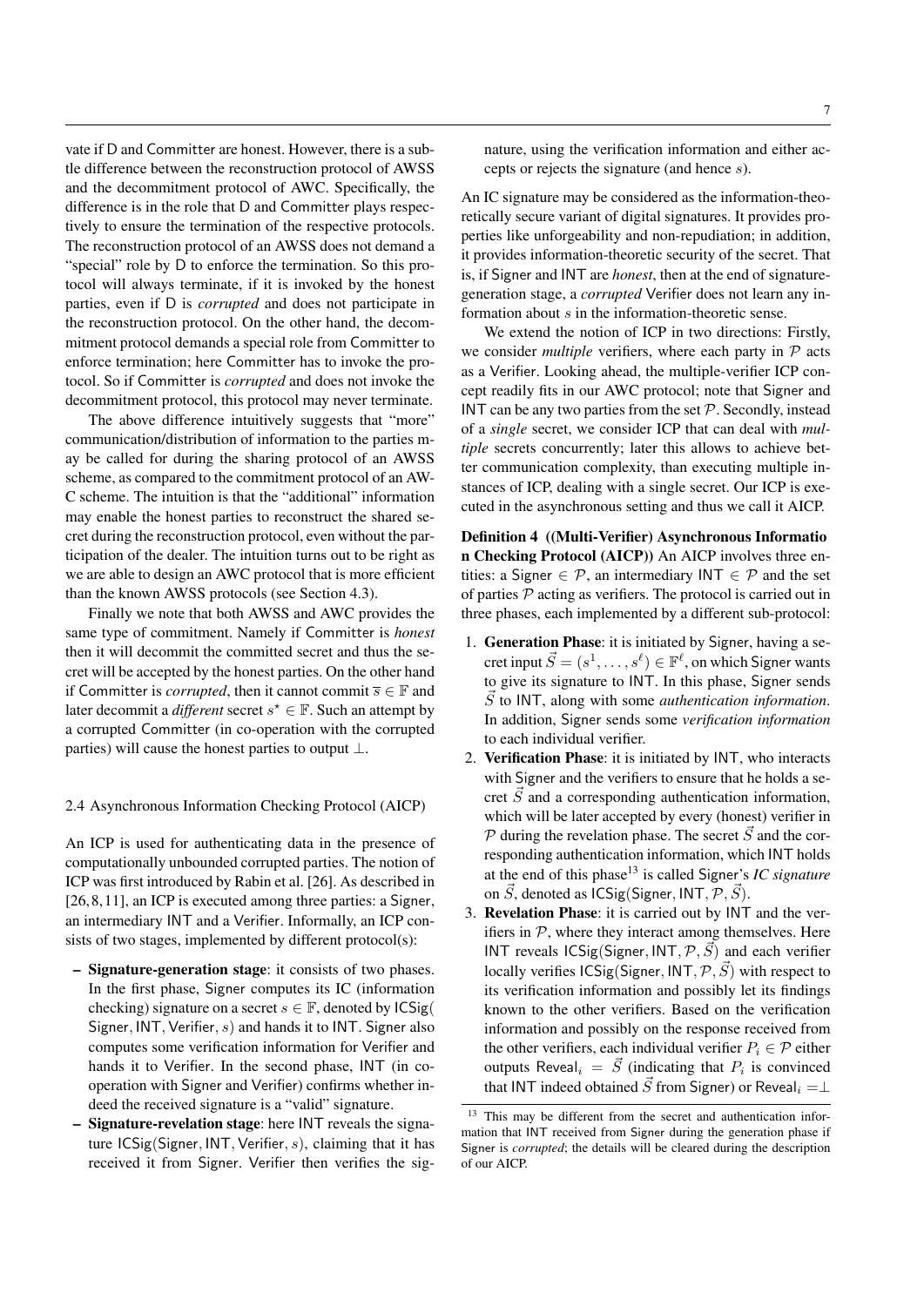vate if D and Committer are honest. However, there is a subtle difference between the reconstruction protocol of AWSS and the decommitment protocol of AWC. Specifically, the difference is in the role that D and Committer plays respectively to ensure the termination of the respective protocols. The reconstruction protocol of an AWSS does not demand a "special" role by D to enforce the termination. So this protocol will always terminate, if it is invoked by the honest parties, even if D is *corrupted* and does not participate in the reconstruction protocol. On the other hand, the decommitment protocol demands a special role from Committer to enforce termination; here Committer has to invoke the protocol. So if Committer is *corrupted* and does not invoke the decommitment protocol, this protocol may never terminate.

The above difference intuitively suggests that "more" communication/distribution of information to the parties may be called for during the sharing protocol of an AWSS scheme, as compared to the commitment protocol of an AWC scheme. The intuition is that the "additional" information may enable the honest parties to reconstruct the shared secret during the reconstruction protocol, even without the participation of the dealer. The intuition turns out to be right as we are able to design an AWC protocol that is more efficient than the known AWSS protocols (see Section 4.3).

Finally we note that both AWSS and AWC provides the same type of commitment. Namely if Committer is *honest* then it will decommit the committed secret and thus the secret will be accepted by the honest parties. On the other hand if Committer is *corrupted*, then it cannot commit $\overline{s} \in \mathbb{F}$ and later decommit a *different* secret $s^{\star} \in \mathbb{F}$. Such an attempt by a corrupted Committer (in co-operation with the corrupted parties) will cause the honest parties to output $\perp$.

## 2.4 Asynchronous Information Checking Protocol (AICP)

An ICP is used for authenticating data in the presence of computationally unbounded corrupted parties. The notion of ICP was first introduced by Rabin et al. [26]. As described in [26, 8, 11], an ICP is executed among three parties: a Signer, an intermediary INT and a Verifier. Informally, an ICP consists of two stages, implemented by different protocol(s):

- **Signature-generation stage**: it consists of two phases. In the first phase, Signer computes its IC (information checking) signature on a secret $s \in \mathbb{F}$, denoted by $\mathsf{ICSig}(\mathsf{Signer}, \mathsf{INT}, \mathsf{Verifier}, s)$ and hands it to INT. Signer also computes some verification information for Verifier and hands it to Verifier. In the second phase, INT (in cooperation with Signer and Verifier) confirms whether indeed the received signature is a "valid" signature.
- **Signature-revelation stage**: here INT reveals the signature $\mathsf{ICSig}(\mathsf{Signer}, \mathsf{INT}, \mathsf{Verifier}, s)$, claiming that it has received it from Signer. Verifier then verifies the signature, using the verification information and either accepts or rejects the signature (and hence $s$).

An IC signature may be considered as the information-theoretically secure variant of digital signatures. It provides properties like unforgeability and non-repudiation; in addition, it provides information-theoretic security of the secret. That is, if Signer and INT are *honest*, then at the end of signature-generation stage, a *corrupted* Verifier does not learn any information about $s$ in the information-theoretic sense.

We extend the notion of ICP in two directions: Firstly, we consider *multiple* verifiers, where each party in $\mathcal{P}$ acts as a Verifier. Looking ahead, the multiple-verifier ICP concept readily fits in our AWC protocol; note that Signer and INT can be any two parties from the set $\mathcal{P}$. Secondly, instead of a *single* secret, we consider ICP that can deal with *multiple* secrets concurrently; later this allows to achieve better communication complexity, than executing multiple instances of ICP, dealing with a single secret. Our ICP is executed in the asynchronous setting and thus we call it AICP.

**Definition 4 ((Multi-Verifier) Asynchronous Information Checking Protocol (AICP))** An AICP involves three entities: a Signer $\in \mathcal{P}$, an intermediary INT $\in \mathcal{P}$ and the set of parties $\mathcal{P}$ acting as verifiers. The protocol is carried out in three phases, each implemented by a different sub-protocol:

1. **Generation Phase**: it is initiated by Signer, having a secret input $\vec{S} = (s^1, \ldots, s^\ell) \in \mathbb{F}^\ell$, on which Signer wants to give its signature to INT. In this phase, Signer sends $\vec{S}$ to INT, along with some *authentication information*. In addition, Signer sends some *verification information* to each individual verifier.
2. **Verification Phase**: it is initiated by INT, who interacts with Signer and the verifiers to ensure that he holds a secret $\vec{S}$ and a corresponding authentication information, which will be later accepted by every (honest) verifier in $\mathcal{P}$ during the revelation phase. The secret $\vec{S}$ and the corresponding authentication information, which INT holds at the end of this phase[13] is called Signer's *IC signature* on $\vec{S}$, denoted as $\mathsf{ICSig}(\mathsf{Signer}, \mathsf{INT}, \mathcal{P}, \vec{S})$.
3. **Revelation Phase**: it is carried out by INT and the verifiers in $\mathcal{P}$, where they interact among themselves. Here INT reveals $\mathsf{ICSig}(\mathsf{Signer}, \mathsf{INT}, \mathcal{P}, \vec{S})$ and each verifier locally verifies $\mathsf{ICSig}(\mathsf{Signer}, \mathsf{INT}, \mathcal{P}, \vec{S})$ with respect to its verification information and possibly let its findings known to the other verifiers. Based on the verification information and possibly on the response received from the other verifiers, each individual verifier $P_i \in \mathcal{P}$ either outputs $\mathsf{Reveal}_i = \vec{S}$ (indicating that $P_i$ is convinced that INT indeed obtained $\vec{S}$ from Signer) or $\mathsf{Reveal}_i = \perp$

[13] This may be different from the secret and authentication information that INT received from Signer during the generation phase if Signer is *corrupted*; the details will be cleared during the description of our AICP.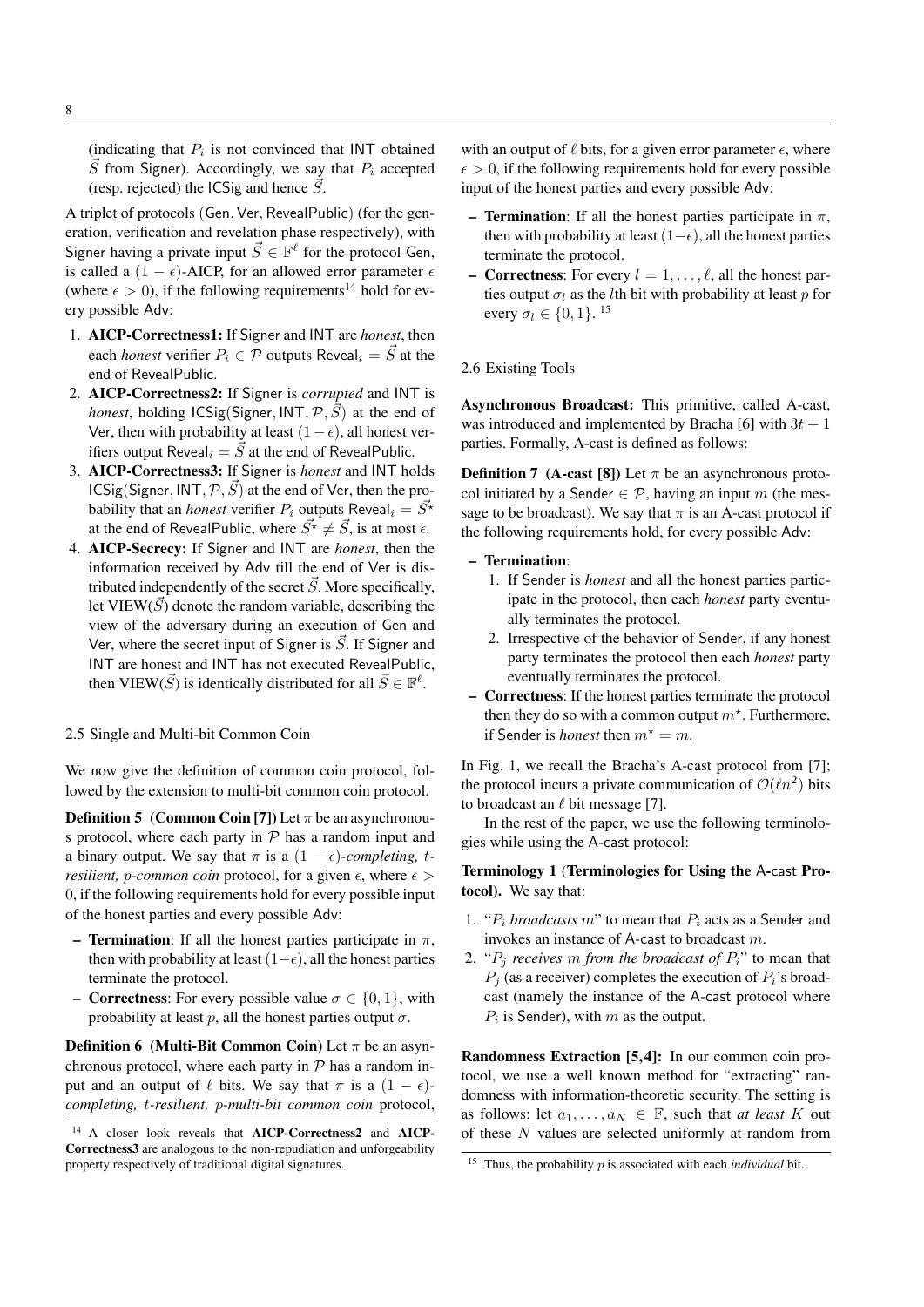(indicating that $P_i$ is not convinced that INT obtained $\vec{S}$ from Signer). Accordingly, we say that $P_i$ accepted (resp. rejected) the ICSig and hence $\vec{S}$.

A triplet of protocols (Gen, Ver, RevealPublic) (for the generation, verification and revelation phase respectively), with Signer having a private input $\vec{S} \in \mathbb{F}^\ell$ for the protocol Gen, is called a $(1-\epsilon)$-AICP, for an allowed error parameter $\epsilon$ (where $\epsilon > 0$), if the following requirements[14] hold for every possible Adv:

1. **AICP-Correctness1:** If Signer and INT are *honest*, then each *honest* verifier $P_i \in \mathcal{P}$ outputs $\mathsf{Reveal}_i = \vec{S}$ at the end of RevealPublic.
2. **AICP-Correctness2:** If Signer is *corrupted* and INT is *honest*, holding ICSig(Signer, INT, $\mathcal{P}$, $\vec{S}$) at the end of Ver, then with probability at least $(1-\epsilon)$, all honest verifiers output $\mathsf{Reveal}_i = \vec{S}$ at the end of RevealPublic.
3. **AICP-Correctness3:** If Signer is *honest* and INT holds ICSig(Signer, INT, $\mathcal{P}$, $\vec{S}$) at the end of Ver, then the probability that an *honest* verifier $P_i$ outputs $\mathsf{Reveal}_i = \vec{S^\star}$ at the end of RevealPublic, where $\vec{S^\star} \neq \vec{S}$, is at most $\epsilon$.
4. **AICP-Secrecy:** If Signer and INT are *honest*, then the information received by Adv till the end of Ver is distributed independently of the secret $\vec{S}$. More specifically, let VIEW($\vec{S}$) denote the random variable, describing the view of the adversary during an execution of Gen and Ver, where the secret input of Signer is $\vec{S}$. If Signer and INT are honest and INT has not executed RevealPublic, then VIEW($\vec{S}$) is identically distributed for all $\vec{S} \in \mathbb{F}^\ell$.

### 2.5 Single and Multi-bit Common Coin

We now give the definition of common coin protocol, followed by the extension to multi-bit common coin protocol.

**Definition 5 (Common Coin [7])** Let $\pi$ be an asynchronous protocol, where each party in $\mathcal{P}$ has a random input and a binary output. We say that $\pi$ is a $(1-\epsilon)$-*completing, $t$-resilient, $p$-common coin* protocol, for a given $\epsilon$, where $\epsilon > 0$, if the following requirements hold for every possible input of the honest parties and every possible Adv:

- **Termination**: If all the honest parties participate in $\pi$, then with probability at least $(1-\epsilon)$, all the honest parties terminate the protocol.
- **Correctness**: For every possible value $\sigma \in \{0, 1\}$, with probability at least $p$, all the honest parties output $\sigma$.

**Definition 6 (Multi-Bit Common Coin)** Let $\pi$ be an asynchronous protocol, where each party in $\mathcal{P}$ has a random input and an output of $\ell$ bits. We say that $\pi$ is a $(1-\epsilon)$-*completing, $t$-resilient, $p$-multi-bit common coin* protocol, with an output of $\ell$ bits, for a given error parameter $\epsilon$, where $\epsilon > 0$, if the following requirements hold for every possible input of the honest parties and every possible Adv:

- **Termination**: If all the honest parties participate in $\pi$, then with probability at least $(1-\epsilon)$, all the honest parties terminate the protocol.
- **Correctness**: For every $l = 1, \ldots, \ell$, all the honest parties output $\sigma_l$ as the $l$th bit with probability at least $p$ for every $\sigma_l \in \{0, 1\}$. [15]

### 2.6 Existing Tools

**Asynchronous Broadcast:** This primitive, called A-cast, was introduced and implemented by Bracha [6] with $3t+1$ parties. Formally, A-cast is defined as follows:

**Definition 7 (A-cast [8])** Let $\pi$ be an asynchronous protocol initiated by a Sender $\in \mathcal{P}$, having an input $m$ (the message to be broadcast). We say that $\pi$ is an A-cast protocol if the following requirements hold, for every possible Adv:

- **Termination**:
  1. If Sender is *honest* and all the honest parties participate in the protocol, then each *honest* party eventually terminates the protocol.
  2. Irrespective of the behavior of Sender, if any honest party terminates the protocol then each *honest* party eventually terminates the protocol.
- **Correctness**: If the honest parties terminate the protocol then they do so with a common output $m^\star$. Furthermore, if Sender is *honest* then $m^\star = m$.

In Fig. 1, we recall the Bracha's A-cast protocol from [7]; the protocol incurs a private communication of $\mathcal{O}(\ell n^2)$ bits to broadcast an $\ell$ bit message [7].

In the rest of the paper, we use the following terminologies while using the A-cast protocol:

**Terminology 1 (Terminologies for Using the A-cast Protocol).** We say that:

1. "*$P_i$ broadcasts $m$*" to mean that $P_i$ acts as a Sender and invokes an instance of A-cast to broadcast $m$.
2. "*$P_j$ receives $m$ from the broadcast of $P_i$*" to mean that $P_j$ (as a receiver) completes the execution of $P_i$'s broadcast (namely the instance of the A-cast protocol where $P_i$ is Sender), with $m$ as the output.

**Randomness Extraction [5,4]:** In our common coin protocol, we use a well known method for "extracting" randomness with information-theoretic security. The setting is as follows: let $a_1, \ldots, a_N \in \mathbb{F}$, such that *at least* $K$ out of these $N$ values are selected uniformly at random from

[14] A closer look reveals that **AICP-Correctness2** and **AICP-Correctness3** are analogous to the non-repudiation and unforgeability property respectively of traditional digital signatures.

[15] Thus, the probability $p$ is associated with each *individual* bit.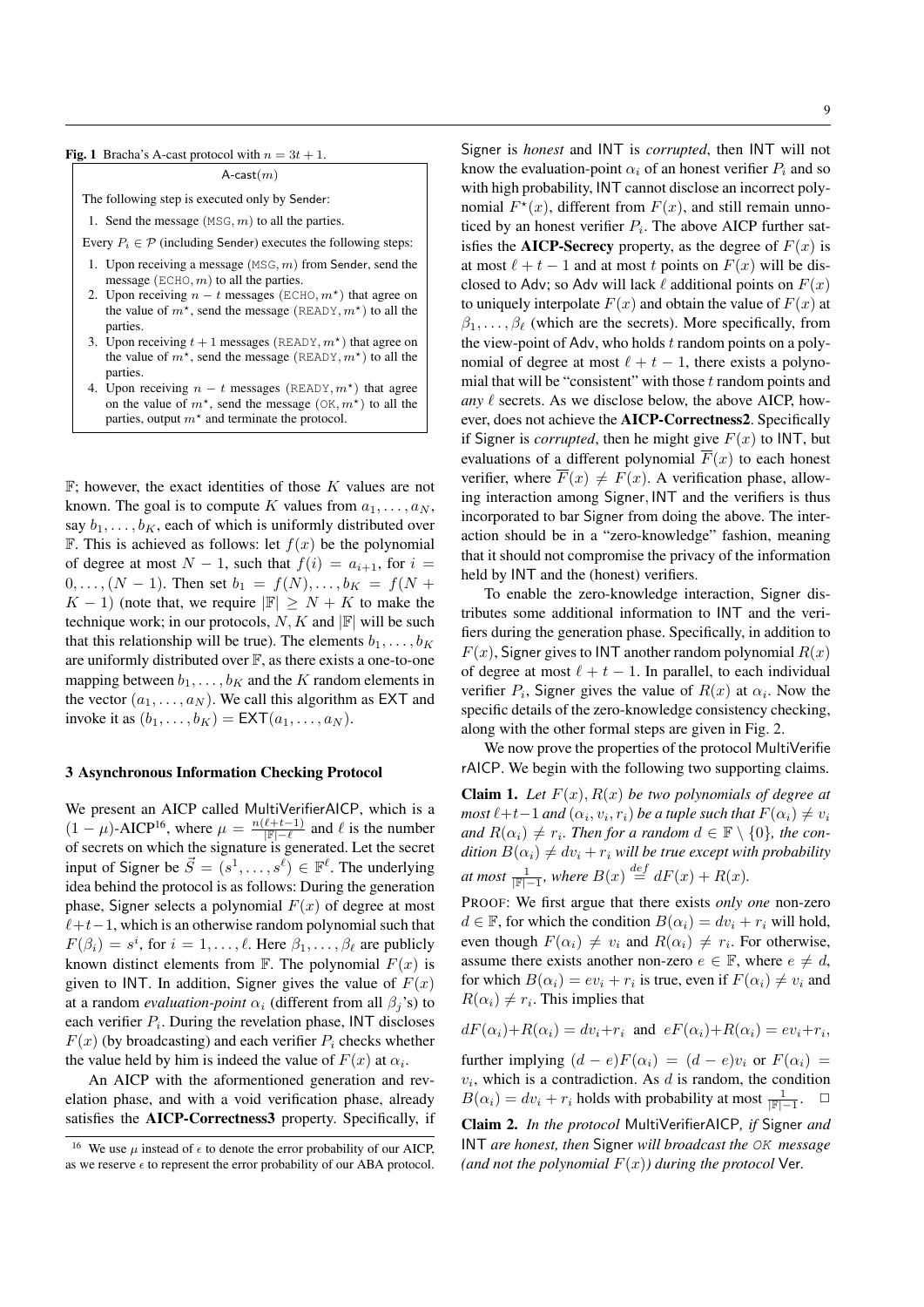**Fig. 1** Bracha's A-cast protocol with $n = 3t + 1$.

A-cast($m$)

The following step is executed only by Sender:

1. Send the message (MSG, $m$) to all the parties.

Every $P_i \in \mathcal{P}$ (including Sender) executes the following steps:

1. Upon receiving a message (MSG, $m$) from Sender, send the message (ECHO, $m$) to all the parties.
2. Upon receiving $n - t$ messages (ECHO, $m^\star$) that agree on the value of $m^\star$, send the message (READY, $m^\star$) to all the parties.
3. Upon receiving $t + 1$ messages (READY, $m^\star$) that agree on the value of $m^\star$, send the message (READY, $m^\star$) to all the parties.
4. Upon receiving $n - t$ messages (READY, $m^\star$) that agree on the value of $m^\star$, send the message (OK, $m^\star$) to all the parties, output $m^\star$ and terminate the protocol.

$\mathbb{F}$; however, the exact identities of those $K$ values are not known. The goal is to compute $K$ values from $a_1, \ldots, a_N$, say $b_1, \ldots, b_K$, each of which is uniformly distributed over $\mathbb{F}$. This is achieved as follows: let $f(x)$ be the polynomial of degree at most $N - 1$, such that $f(i) = a_{i+1}$, for $i = 0, \ldots, (N - 1)$. Then set $b_1 = f(N), \ldots, b_K = f(N + K - 1)$ (note that, we require $|\mathbb{F}| \geq N + K$ to make the technique work; in our protocols, $N, K$ and $|\mathbb{F}|$ will be such that this relationship will be true). The elements $b_1, \ldots, b_K$ are uniformly distributed over $\mathbb{F}$, as there exists a one-to-one mapping between $b_1, \ldots, b_K$ and the $K$ random elements in the vector $(a_1, \ldots, a_N)$. We call this algorithm as EXT and invoke it as $(b_1, \ldots, b_K) = \mathsf{EXT}(a_1, \ldots, a_N)$.

## 3 Asynchronous Information Checking Protocol

We present an AICP called MultiVerifierAICP, which is a $(1 - \mu)$-AICP[16], where $\mu = \frac{n(\ell+t-1)}{|\mathbb{F}|-\ell}$ and $\ell$ is the number of secrets on which the signature is generated. Let the secret input of Signer be $\vec{S} = (s^1, \ldots, s^\ell) \in \mathbb{F}^\ell$. The underlying idea behind the protocol is as follows: During the generation phase, Signer selects a polynomial $F(x)$ of degree at most $\ell + t - 1$, which is an otherwise random polynomial such that $F(\beta_i) = s^i$, for $i = 1, \ldots, \ell$. Here $\beta_1, \ldots, \beta_\ell$ are publicly known distinct elements from $\mathbb{F}$. The polynomial $F(x)$ is given to INT. In addition, Signer gives the value of $F(x)$ at a random *evaluation-point* $\alpha_i$ (different from all $\beta_j$'s) to each verifier $P_i$. During the revelation phase, INT discloses $F(x)$ (by broadcasting) and each verifier $P_i$ checks whether the value held by him is indeed the value of $F(x)$ at $\alpha_i$.

An AICP with the aforementioned generation and revelation phase, and with a void verification phase, already satisfies the **AICP-Correctness3** property. Specifically, if Signer is *honest* and INT is *corrupted*, then INT will not know the evaluation-point $\alpha_i$ of an honest verifier $P_i$ and so with high probability, INT cannot disclose an incorrect polynomial $F^\star(x)$, different from $F(x)$, and still remain unnoticed by an honest verifier $P_i$. The above AICP further satisfies the **AICP-Secrecy** property, as the degree of $F(x)$ is at most $\ell + t - 1$ and at most $t$ points on $F(x)$ will be disclosed to Adv; so Adv will lack $\ell$ additional points on $F(x)$ to uniquely interpolate $F(x)$ and obtain the value of $F(x)$ at $\beta_1, \ldots, \beta_\ell$ (which are the secrets). More specifically, from the view-point of Adv, who holds $t$ random points on a polynomial of degree at most $\ell + t - 1$, there exists a polynomial that will be "consistent" with those $t$ random points and *any* $\ell$ secrets. As we disclose below, the above AICP, however, does not achieve the **AICP-Correctness2**. Specifically if Signer is *corrupted*, then he might give $F(x)$ to INT, but evaluations of a different polynomial $\overline{F}(x)$ to each honest verifier, where $\overline{F}(x) \neq F(x)$. A verification phase, allowing interaction among Signer, INT and the verifiers is thus incorporated to bar Signer from doing the above. The interaction should be in a "zero-knowledge" fashion, meaning that it should not compromise the privacy of the information held by INT and the (honest) verifiers.

To enable the zero-knowledge interaction, Signer distributes some additional information to INT and the verifiers during the generation phase. Specifically, in addition to $F(x)$, Signer gives to INT another random polynomial $R(x)$ of degree at most $\ell + t - 1$. In parallel, to each individual verifier $P_i$, Signer gives the value of $R(x)$ at $\alpha_i$. Now the specific details of the zero-knowledge consistency checking, along with the other formal steps are given in Fig. 2.

We now prove the properties of the protocol MultiVerifierAICP. We begin with the following two supporting claims.

**Claim 1.** *Let $F(x), R(x)$ be two polynomials of degree at most $\ell + t - 1$ and $(\alpha_i, v_i, r_i)$ be a tuple such that $F(\alpha_i) \neq v_i$ and $R(\alpha_i) \neq r_i$. Then for a random $d \in \mathbb{F} \setminus \{0\}$, the condition $B(\alpha_i) \neq dv_i + r_i$ will be true except with probability at most $\frac{1}{|\mathbb{F}|-1}$, where $B(x) \stackrel{def}{=} dF(x) + R(x)$.*

PROOF: We first argue that there exists *only one* non-zero $d \in \mathbb{F}$, for which the condition $B(\alpha_i) = dv_i + r_i$ will hold, even though $F(\alpha_i) \neq v_i$ and $R(\alpha_i) \neq r_i$. For otherwise, assume there exists another non-zero $e \in \mathbb{F}$, where $e \neq d$, for which $B(\alpha_i) = ev_i + r_i$ is true, even if $F(\alpha_i) \neq v_i$ and $R(\alpha_i) \neq r_i$. This implies that

$$dF(\alpha_i) + R(\alpha_i) = dv_i + r_i \text{ and } eF(\alpha_i) + R(\alpha_i) = ev_i + r_i,$$

further implying $(d - e)F(\alpha_i) = (d - e)v_i$ or $F(\alpha_i) = v_i$, which is a contradiction. As $d$ is random, the condition $B(\alpha_i) = dv_i + r_i$ holds with probability at most $\frac{1}{|\mathbb{F}|-1}$. $\square$

**Claim 2.** *In the protocol* MultiVerifierAICP*, if* Signer *and* INT *are honest, then* Signer *will broadcast the* OK *message (and not the polynomial $F(x)$) during the protocol* Ver*.*

[16] We use $\mu$ instead of $\epsilon$ to denote the error probability of our AICP, as we reserve $\epsilon$ to represent the error probability of our ABA protocol.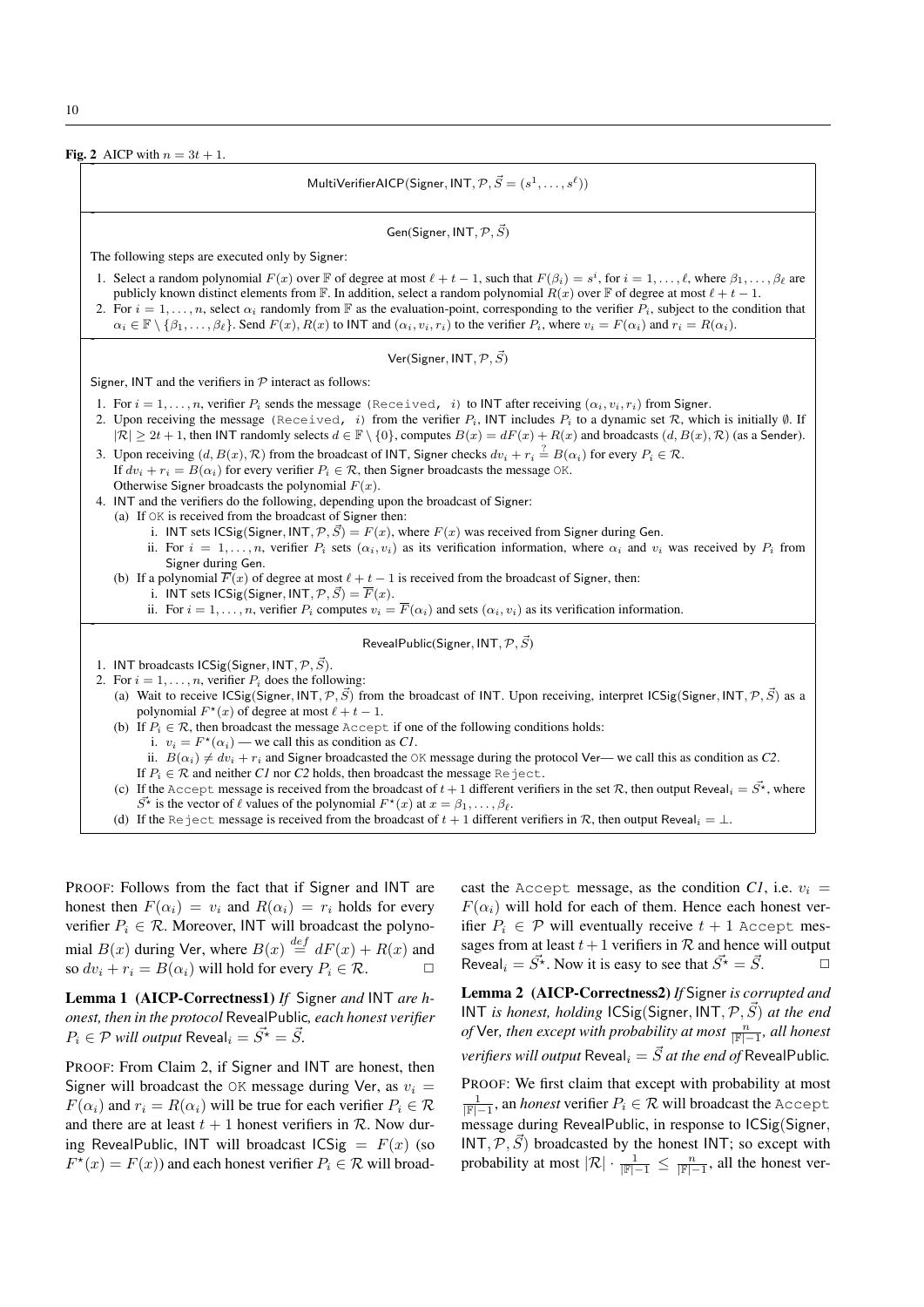**Fig. 2** AICP with $n = 3t + 1$.

$\mathsf{MultiVerifierAICP}(\mathsf{Signer}, \mathsf{INT}, \mathcal{P}, \vec{S} = (s^1, \ldots, s^\ell))$

$\mathsf{Gen}(\mathsf{Signer}, \mathsf{INT}, \mathcal{P}, \vec{S})$

The following steps are executed only by Signer:

1. Select a random polynomial $F(x)$ over $\mathbb{F}$ of degree at most $\ell + t - 1$, such that $F(\beta_i) = s^i$, for $i = 1, \ldots, \ell$, where $\beta_1, \ldots, \beta_\ell$ are publicly known distinct elements from $\mathbb{F}$. In addition, select a random polynomial $R(x)$ over $\mathbb{F}$ of degree at most $\ell + t - 1$.
2. For $i = 1, \ldots, n$, select $\alpha_i$ randomly from $\mathbb{F}$ as the evaluation-point, corresponding to the verifier $P_i$, subject to the condition that $\alpha_i \in \mathbb{F} \setminus \{\beta_1, \ldots, \beta_\ell\}$. Send $F(x), R(x)$ to INT and $(\alpha_i, v_i, r_i)$ to the verifier $P_i$, where $v_i = F(\alpha_i)$ and $r_i = R(\alpha_i)$.

$\mathsf{Ver}(\mathsf{Signer}, \mathsf{INT}, \mathcal{P}, \vec{S})$

Signer, INT and the verifiers in $\mathcal{P}$ interact as follows:

1. For $i = 1, \ldots, n$, verifier $P_i$ sends the message `(Received, i)` to INT after receiving $(\alpha_i, v_i, r_i)$ from Signer.
2. Upon receiving the message `(Received, i)` from the verifier $P_i$, INT includes $P_i$ to a dynamic set $\mathcal{R}$, which is initially $\emptyset$. If $|\mathcal{R}| \geq 2t + 1$, then INT randomly selects $d \in \mathbb{F} \setminus \{0\}$, computes $B(x) = dF(x) + R(x)$ and broadcasts $(d, B(x), \mathcal{R})$ (as a Sender).
3. Upon receiving $(d, B(x), \mathcal{R})$ from the broadcast of INT, Signer checks $dv_i + r_i \stackrel{?}{=} B(\alpha_i)$ for every $P_i \in \mathcal{R}$.
   If $dv_i + r_i = B(\alpha_i)$ for every verifier $P_i \in \mathcal{R}$, then Signer broadcasts the message `OK`.
   Otherwise Signer broadcasts the polynomial $F(x)$.
4. INT and the verifiers do the following, depending upon the broadcast of Signer:
   (a) If `OK` is received from the broadcast of Signer then:
      i. INT sets $\mathsf{ICSig}(\mathsf{Signer}, \mathsf{INT}, \mathcal{P}, \vec{S}) = F(x)$, where $F(x)$ was received from Signer during Gen.
      ii. For $i = 1, \ldots, n$, verifier $P_i$ sets $(\alpha_i, v_i)$ as its verification information, where $\alpha_i$ and $v_i$ was received by $P_i$ from Signer during Gen.
   (b) If a polynomial $\overline{F}(x)$ of degree at most $\ell + t - 1$ is received from the broadcast of Signer, then:
      i. INT sets $\mathsf{ICSig}(\mathsf{Signer}, \mathsf{INT}, \mathcal{P}, \vec{S}) = \overline{F}(x)$.
      ii. For $i = 1, \ldots, n$, verifier $P_i$ computes $v_i = \overline{F}(\alpha_i)$ and sets $(\alpha_i, v_i)$ as its verification information.

$\mathsf{RevealPublic}(\mathsf{Signer}, \mathsf{INT}, \mathcal{P}, \vec{S})$

1. INT broadcasts $\mathsf{ICSig}(\mathsf{Signer}, \mathsf{INT}, \mathcal{P}, \vec{S})$.
2. For $i = 1, \ldots, n$, verifier $P_i$ does the following:
   (a) Wait to receive $\mathsf{ICSig}(\mathsf{Signer}, \mathsf{INT}, \mathcal{P}, \vec{S})$ from the broadcast of INT. Upon receiving, interpret $\mathsf{ICSig}(\mathsf{Signer}, \mathsf{INT}, \mathcal{P}, \vec{S})$ as a polynomial $F^\star(x)$ of degree at most $\ell + t - 1$.
   (b) If $P_i \in \mathcal{R}$, then broadcast the message `Accept` if one of the following conditions holds:
      i. $v_i = F^\star(\alpha_i)$ — we call this as condition *C1*.
      ii. $B(\alpha_i) \neq dv_i + r_i$ and Signer broadcasted the `OK` message during the protocol Ver— we call this as condition as *C2*.
   If $P_i \in \mathcal{R}$ and neither *C1* nor *C2* holds, then broadcast the message `Reject`.
   (c) If the `Accept` message is received from the broadcast of $t+1$ different verifiers in the set $\mathcal{R}$, then output $\mathsf{Reveal}_i = \vec{S^\star}$, where $\vec{S^\star}$ is the vector of $\ell$ values of the polynomial $F^\star(x)$ at $x = \beta_1, \ldots, \beta_\ell$.
   (d) If the `Reject` message is received from the broadcast of $t+1$ different verifiers in $\mathcal{R}$, then output $\mathsf{Reveal}_i = \perp$.

PROOF: Follows from the fact that if Signer and INT are honest then $F(\alpha_i) = v_i$ and $R(\alpha_i) = r_i$ holds for every verifier $P_i \in \mathcal{R}$. Moreover, INT will broadcast the polynomial $B(x)$ during Ver, where $B(x) \stackrel{def}{=} dF(x) + R(x)$ and so $dv_i + r_i = B(\alpha_i)$ will hold for every $P_i \in \mathcal{R}$. □

**Lemma 1 (AICP-Correctness1)** *If* Signer *and* INT *are honest, then in the protocol* RevealPublic*, each honest verifier* $P_i \in \mathcal{P}$ *will output* $\mathsf{Reveal}_i = \vec{S^\star} = \vec{S}$.

PROOF: From Claim 2, if Signer and INT are honest, then Signer will broadcast the `OK` message during Ver, as $v_i = F(\alpha_i)$ and $r_i = R(\alpha_i)$ will be true for each verifier $P_i \in \mathcal{R}$ and there are at least $t+1$ honest verifiers in $\mathcal{R}$. Now during RevealPublic, INT will broadcast $\mathsf{ICSig} = F(x)$ (so $F^\star(x) = F(x)$) and each honest verifier $P_i \in \mathcal{R}$ will broadcast the `Accept` message, as the condition *C1*, i.e. $v_i = F(\alpha_i)$ will hold for each of them. Hence each honest verifier $P_i \in \mathcal{P}$ will eventually receive $t+1$ `Accept` messages from at least $t+1$ verifiers in $\mathcal{R}$ and hence will output $\mathsf{Reveal}_i = \vec{S^\star}$. Now it is easy to see that $\vec{S^\star} = \vec{S}$. □

**Lemma 2 (AICP-Correctness2)** *If* Signer *is corrupted and* INT *is honest, holding* $\mathsf{ICSig}(\mathsf{Signer}, \mathsf{INT}, \mathcal{P}, \vec{S})$ *at the end of* Ver*, then except with probability at most* $\frac{n}{|\mathbb{F}|-1}$*, all honest verifiers will output* $\mathsf{Reveal}_i = \vec{S}$ *at the end of* RevealPublic.

PROOF: We first claim that except with probability at most $\frac{1}{|\mathbb{F}|-1}$, an *honest* verifier $P_i \in \mathcal{R}$ will broadcast the `Accept` message during RevealPublic, in response to $\mathsf{ICSig}(\mathsf{Signer}, \mathsf{INT}, \mathcal{P}, \vec{S})$ broadcasted by the honest INT; so except with probability at most $|\mathcal{R}| \cdot \frac{1}{|\mathbb{F}|-1} \leq \frac{n}{|\mathbb{F}|-1}$, all the honest ver-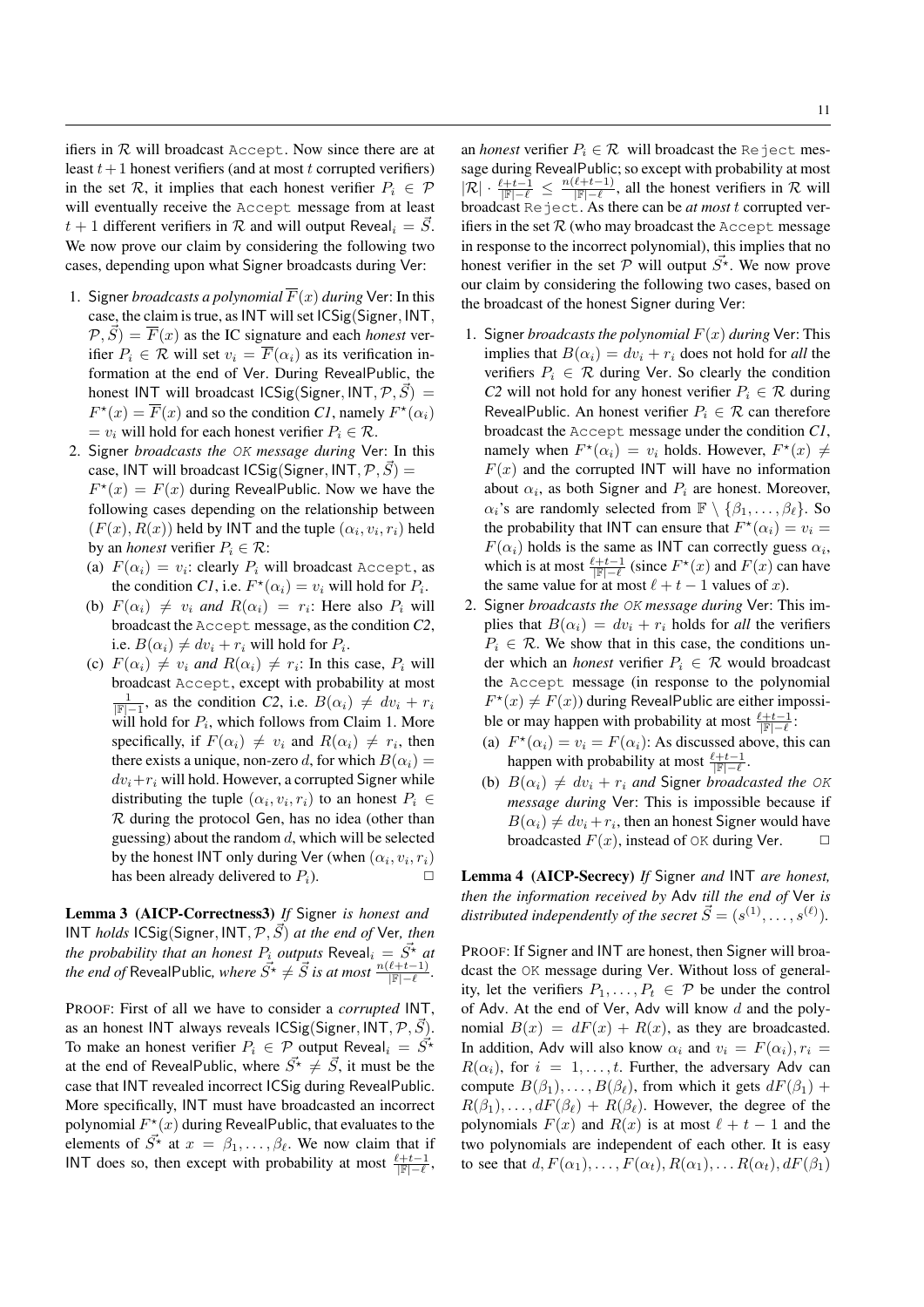ifiers in $\mathcal{R}$ will broadcast Accept. Now since there are at least $t+1$ honest verifiers (and at most $t$ corrupted verifiers) in the set $\mathcal{R}$, it implies that each honest verifier $P_i \in \mathcal{P}$ will eventually receive the Accept message from at least $t+1$ different verifiers in $\mathcal{R}$ and will output $\mathsf{Reveal}_i = \vec{S}$. We now prove our claim by considering the following two cases, depending upon what Signer broadcasts during Ver:

1. Signer *broadcasts a polynomial $\overline{F}(x)$ during* Ver: In this case, the claim is true, as INT will set $\mathsf{ICSig}(\mathsf{Signer}, \mathsf{INT}, \mathcal{P}, \vec{S}) = \overline{F}(x)$ as the IC signature and each *honest* verifier $P_i \in \mathcal{R}$ will set $v_i = \overline{F}(\alpha_i)$ as its verification information at the end of Ver. During RevealPublic, the honest INT will broadcast $\mathsf{ICSig}(\mathsf{Signer}, \mathsf{INT}, \mathcal{P}, \vec{S}) = F^\star(x) = \overline{F}(x)$ and so the condition *C1*, namely $F^\star(\alpha_i) = v_i$ will hold for each honest verifier $P_i \in \mathcal{R}$.
2. Signer *broadcasts the* OK *message during* Ver: In this case, INT will broadcast $\mathsf{ICSig}(\mathsf{Signer}, \mathsf{INT}, \mathcal{P}, \vec{S}) = F^\star(x) = F(x)$ during RevealPublic. Now we have the following cases depending on the relationship between $(F(x), R(x))$ held by INT and the tuple $(\alpha_i, v_i, r_i)$ held by an *honest* verifier $P_i \in \mathcal{R}$:
   (a) $F(\alpha_i) = v_i$: clearly $P_i$ will broadcast Accept, as the condition *C1*, i.e. $F^\star(\alpha_i) = v_i$ will hold for $P_i$.
   (b) $F(\alpha_i) \neq v_i$ *and* $R(\alpha_i) = r_i$: Here also $P_i$ will broadcast the Accept message, as the condition *C2*, i.e. $B(\alpha_i) \neq dv_i + r_i$ will hold for $P_i$.
   (c) $F(\alpha_i) \neq v_i$ *and* $R(\alpha_i) \neq r_i$: In this case, $P_i$ will broadcast Accept, except with probability at most $\frac{1}{|\mathbb{F}|-1}$, as the condition *C2*, i.e. $B(\alpha_i) \neq dv_i + r_i$ will hold for $P_i$, which follows from Claim 1. More specifically, if $F(\alpha_i) \neq v_i$ and $R(\alpha_i) \neq r_i$, then there exists a unique, non-zero $d$, for which $B(\alpha_i) = dv_i + r_i$ will hold. However, a corrupted Signer while distributing the tuple $(\alpha_i, v_i, r_i)$ to an honest $P_i \in \mathcal{R}$ during the protocol Gen, has no idea (other than guessing) about the random $d$, which will be selected by the honest INT only during Ver (when $(\alpha_i, v_i, r_i)$ has been already delivered to $P_i$). $\square$

**Lemma 3 (AICP-Correctness3)** *If* Signer *is honest and* INT *holds* $\mathsf{ICSig}(\mathsf{Signer}, \mathsf{INT}, \mathcal{P}, \vec{S})$ *at the end of* Ver, *then the probability that an honest $P_i$ outputs $\mathsf{Reveal}_i = \vec{S^\star}$ at the end of* RevealPublic, *where $\vec{S^\star} \neq \vec{S}$ is at most $\frac{n(\ell+t-1)}{|\mathbb{F}|-\ell}$.*

PROOF: First of all we have to consider a *corrupted* INT, as an honest INT always reveals $\mathsf{ICSig}(\mathsf{Signer}, \mathsf{INT}, \mathcal{P}, \vec{S})$. To make an honest verifier $P_i \in \mathcal{P}$ output $\mathsf{Reveal}_i = \vec{S^\star}$ at the end of RevealPublic, where $\vec{S^\star} \neq \vec{S}$, it must be the case that INT revealed incorrect ICSig during RevealPublic. More specifically, INT must have broadcasted an incorrect polynomial $F^\star(x)$ during RevealPublic, that evaluates to the elements of $\vec{S^\star}$ at $x = \beta_1, \ldots, \beta_\ell$. We now claim that if INT does so, then except with probability at most $\frac{\ell+t-1}{|\mathbb{F}|-\ell}$, an *honest* verifier $P_i \in \mathcal{R}$ will broadcast the Reject message during RevealPublic; so except with probability at most $|\mathcal{R}| \cdot \frac{\ell+t-1}{|\mathbb{F}|-\ell} \leq \frac{n(\ell+t-1)}{|\mathbb{F}|-\ell}$, all the honest verifiers in $\mathcal{R}$ will broadcast Reject. As there can be *at most* $t$ corrupted verifiers in the set $\mathcal{R}$ (who may broadcast the Accept message in response to the incorrect polynomial), this implies that no honest verifier in the set $\mathcal{P}$ will output $\vec{S^\star}$. We now prove our claim by considering the following two cases, based on the broadcast of the honest Signer during Ver:

1. Signer *broadcasts the polynomial $F(x)$ during* Ver: This implies that $B(\alpha_i) = dv_i + r_i$ does not hold for *all* the verifiers $P_i \in \mathcal{R}$ during Ver. So clearly the condition *C2* will not hold for any honest verifier $P_i \in \mathcal{R}$ during RevealPublic. An honest verifier $P_i \in \mathcal{R}$ can therefore broadcast the Accept message under the condition *C1*, namely when $F^\star(\alpha_i) = v_i$ holds. However, $F^\star(x) \neq F(x)$ and the corrupted INT will have no information about $\alpha_i$, as both Signer and $P_i$ are honest. Moreover, $\alpha_i$'s are randomly selected from $\mathbb{F} \setminus \{\beta_1, \ldots, \beta_\ell\}$. So the probability that INT can ensure that $F^\star(\alpha_i) = v_i = F(\alpha_i)$ holds is the same as INT can correctly guess $\alpha_i$, which is at most $\frac{\ell+t-1}{|\mathbb{F}|-\ell}$ (since $F^\star(x)$ and $F(x)$ can have the same value for at most $\ell+t-1$ values of $x$).
2. Signer *broadcasts the* OK *message during* Ver: This implies that $B(\alpha_i) = dv_i + r_i$ holds for *all* the verifiers $P_i \in \mathcal{R}$. We show that in this case, the conditions under which an *honest* verifier $P_i \in \mathcal{R}$ would broadcast the Accept message (in response to the polynomial $F^\star(x) \neq F(x)$) during RevealPublic are either impossible or may happen with probability at most $\frac{\ell+t-1}{|\mathbb{F}|-\ell}$:
   (a) $F^\star(\alpha_i) = v_i = F(\alpha_i)$: As discussed above, this can happen with probability at most $\frac{\ell+t-1}{|\mathbb{F}|-\ell}$.
   (b) $B(\alpha_i) \neq dv_i + r_i$ *and* Signer *broadcasted the* OK *message during* Ver: This is impossible because if $B(\alpha_i) \neq dv_i + r_i$, then an honest Signer would have broadcasted $F(x)$, instead of OK during Ver. $\square$

**Lemma 4 (AICP-Secrecy)** *If* Signer *and* INT *are honest, then the information received by* Adv *till the end of* Ver *is distributed independently of the secret $\vec{S} = (s^{(1)}, \ldots, s^{(\ell)})$.*

PROOF: If Signer and INT are honest, then Signer will broadcast the OK message during Ver. Without loss of generality, let the verifiers $P_1, \ldots, P_t \in \mathcal{P}$ be under the control of Adv. At the end of Ver, Adv will know $d$ and the polynomial $B(x) = dF(x) + R(x)$, as they are broadcasted. In addition, Adv will also know $\alpha_i$ and $v_i = F(\alpha_i), r_i = R(\alpha_i)$, for $i = 1, \ldots, t$. Further, the adversary Adv can compute $B(\beta_1), \ldots, B(\beta_\ell)$, from which it gets $dF(\beta_1) + R(\beta_1), \ldots, dF(\beta_\ell) + R(\beta_\ell)$. However, the degree of the polynomials $F(x)$ and $R(x)$ is at most $\ell+t-1$ and the two polynomials are independent of each other. It is easy to see that $d, F(\alpha_1), \ldots, F(\alpha_t), R(\alpha_1), \ldots R(\alpha_t), dF(\beta_1)$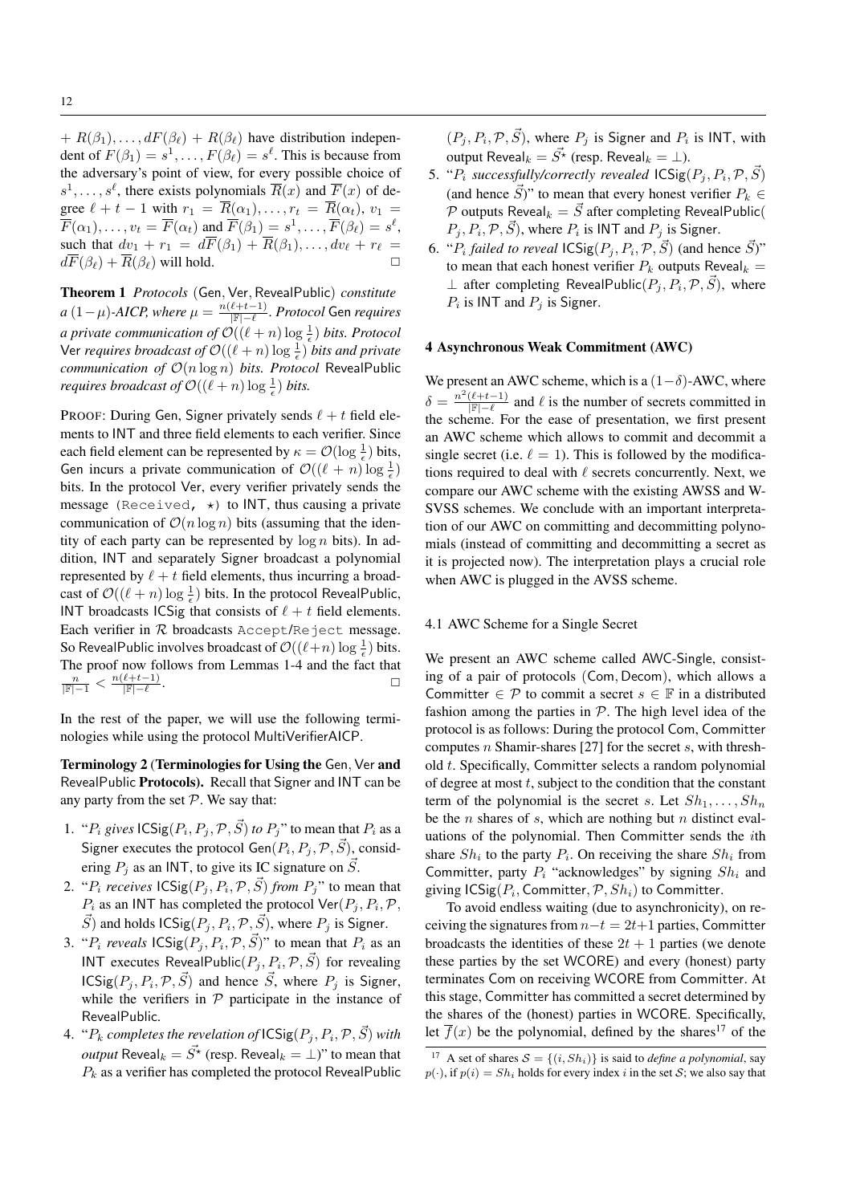$+ R(\beta_1), \ldots, dF(\beta_\ell) + R(\beta_\ell)$ have distribution independent of $F(\beta_1) = s^1, \ldots, F(\beta_\ell) = s^\ell$. This is because from the adversary's point of view, for every possible choice of $s^1, \ldots, s^\ell$, there exists polynomials $\overline{R}(x)$ and $\overline{F}(x)$ of degree $\ell + t - 1$ with $r_1 = \overline{R}(\alpha_1), \ldots, r_t = \overline{R}(\alpha_t)$, $v_1 = \overline{F}(\alpha_1), \ldots, v_t = \overline{F}(\alpha_t)$ and $\overline{F}(\beta_1) = s^1, \ldots, \overline{F}(\beta_\ell) = s^\ell$, such that $dv_1 + r_1 = d\overline{F}(\beta_1) + \overline{R}(\beta_1), \ldots, dv_\ell + r_\ell = d\overline{F}(\beta_\ell) + \overline{R}(\beta_\ell)$ will hold. □

**Theorem 1** *Protocols* (Gen, Ver, RevealPublic) *constitute a* $(1-\mu)$*-AICP, where* $\mu = \frac{n(\ell+t-1)}{|\mathbb{F}|-\ell}$*. Protocol* Gen *requires a private communication of* $\mathcal{O}((\ell + n)\log\frac{1}{\epsilon})$ *bits. Protocol* Ver *requires broadcast of* $\mathcal{O}((\ell + n)\log\frac{1}{\epsilon})$ *bits and private communication of* $\mathcal{O}(n \log n)$ *bits. Protocol* RevealPublic *requires broadcast of* $\mathcal{O}((\ell + n)\log\frac{1}{\epsilon})$ *bits.*

PROOF: During Gen, Signer privately sends $\ell + t$ field elements to INT and three field elements to each verifier. Since each field element can be represented by $\kappa = \mathcal{O}(\log\frac{1}{\epsilon})$ bits, Gen incurs a private communication of $\mathcal{O}((\ell + n)\log\frac{1}{\epsilon})$ bits. In the protocol Ver, every verifier privately sends the message (Received, $\star$) to INT, thus causing a private communication of $\mathcal{O}(n \log n)$ bits (assuming that the identity of each party can be represented by $\log n$ bits). In addition, INT and separately Signer broadcast a polynomial represented by $\ell + t$ field elements, thus incurring a broadcast of $\mathcal{O}((\ell + n)\log\frac{1}{\epsilon})$ bits. In the protocol RevealPublic, INT broadcasts ICSig that consists of $\ell + t$ field elements. Each verifier in $\mathcal{R}$ broadcasts Accept/Reject message. So RevealPublic involves broadcast of $\mathcal{O}((\ell+n)\log\frac{1}{\epsilon})$ bits. The proof now follows from Lemmas 1-4 and the fact that $\frac{n}{|\mathbb{F}|-1} < \frac{n(\ell+t-1)}{|\mathbb{F}|-\ell}$. □

In the rest of the paper, we will use the following terminologies while using the protocol MultiVerifierAICP.

**Terminology 2 (Terminologies for Using the Gen, Ver and RevealPublic Protocols).** Recall that Signer and INT can be any party from the set $\mathcal{P}$. We say that:

1. "$P_i$ *gives* $\mathsf{ICSig}(P_i, P_j, \mathcal{P}, \vec{S})$ *to* $P_j$" to mean that $P_i$ as a Signer executes the protocol $\mathsf{Gen}(P_i, P_j, \mathcal{P}, \vec{S})$, considering $P_j$ as an INT, to give its IC signature on $\vec{S}$.
2. "$P_i$ *receives* $\mathsf{ICSig}(P_j, P_i, \mathcal{P}, \vec{S})$ *from* $P_j$" to mean that $P_i$ as an INT has completed the protocol $\mathsf{Ver}(P_j, P_i, \mathcal{P}, \vec{S})$ and holds $\mathsf{ICSig}(P_j, P_i, \mathcal{P}, \vec{S})$, where $P_j$ is Signer.
3. "$P_i$ *reveals* $\mathsf{ICSig}(P_j, P_i, \mathcal{P}, \vec{S})$" to mean that $P_i$ as an INT executes $\mathsf{RevealPublic}(P_j, P_i, \mathcal{P}, \vec{S})$ for revealing $\mathsf{ICSig}(P_j, P_i, \mathcal{P}, \vec{S})$ and hence $\vec{S}$, where $P_j$ is Signer, while the verifiers in $\mathcal{P}$ participate in the instance of RevealPublic.
4. "$P_k$ *completes the revelation of* $\mathsf{ICSig}(P_j, P_i, \mathcal{P}, \vec{S})$ *with output* $\mathsf{Reveal}_k = \vec{S^\star}$ (resp. $\mathsf{Reveal}_k = \perp$)" to mean that $P_k$ as a verifier has completed the protocol RevealPublic $(P_j, P_i, \mathcal{P}, \vec{S})$, where $P_j$ is Signer and $P_i$ is INT, with output $\mathsf{Reveal}_k = \vec{S^\star}$ (resp. $\mathsf{Reveal}_k = \perp$).
5. "$P_i$ *successfully/correctly revealed* $\mathsf{ICSig}(P_j, P_i, \mathcal{P}, \vec{S})$ (and hence $\vec{S}$)" to mean that every honest verifier $P_k \in \mathcal{P}$ outputs $\mathsf{Reveal}_k = \vec{S}$ after completing $\mathsf{RevealPublic}(P_j, P_i, \mathcal{P}, \vec{S})$, where $P_i$ is INT and $P_j$ is Signer.
6. "$P_i$ *failed to reveal* $\mathsf{ICSig}(P_j, P_i, \mathcal{P}, \vec{S})$ (and hence $\vec{S}$)" to mean that each honest verifier $P_k$ outputs $\mathsf{Reveal}_k = \perp$ after completing $\mathsf{RevealPublic}(P_j, P_i, \mathcal{P}, \vec{S})$, where $P_i$ is INT and $P_j$ is Signer.

## 4 Asynchronous Weak Commitment (AWC)

We present an AWC scheme, which is a $(1-\delta)$-AWC, where $\delta = \frac{n^2(\ell+t-1)}{|\mathbb{F}|-\ell}$ and $\ell$ is the number of secrets committed in the scheme. For the ease of presentation, we first present an AWC scheme which allows to commit and decommit a single secret (i.e. $\ell = 1$). This is followed by the modifications required to deal with $\ell$ secrets concurrently. Next, we compare our AWC scheme with the existing AWSS and W-SVSS schemes. We conclude with an important interpretation of our AWC on committing and decommitting polynomials (instead of committing and decommitting a secret as it is projected now). The interpretation plays a crucial role when AWC is plugged in the AVSS scheme.

### 4.1 AWC Scheme for a Single Secret

We present an AWC scheme called AWC-Single, consisting of a pair of protocols (Com, Decom), which allows a Committer $\in \mathcal{P}$ to commit a secret $s \in \mathbb{F}$ in a distributed fashion among the parties in $\mathcal{P}$. The high level idea of the protocol is as follows: During the protocol Com, Committer computes $n$ Shamir-shares [27] for the secret $s$, with threshold $t$. Specifically, Committer selects a random polynomial of degree at most $t$, subject to the condition that the constant term of the polynomial is the secret $s$. Let $Sh_1, \ldots, Sh_n$ be the $n$ shares of $s$, which are nothing but $n$ distinct evaluations of the polynomial. Then Committer sends the $i$th share $Sh_i$ to the party $P_i$. On receiving the share $Sh_i$ from Committer, party $P_i$ "acknowledges" by signing $Sh_i$ and giving $\mathsf{ICSig}(P_i, \mathsf{Committer}, \mathcal{P}, Sh_i)$ to Committer.

To avoid endless waiting (due to asynchronicity), on receiving the signatures from $n-t = 2t+1$ parties, Committer broadcasts the identities of these $2t + 1$ parties (we denote these parties by the set WCORE) and every (honest) party terminates Com on receiving WCORE from Committer. At this stage, Committer has committed a secret determined by the shares of the (honest) parties in WCORE. Specifically, let $\overline{f}(x)$ be the polynomial, defined by the shares[17] of the

[17] A set of shares $\mathcal{S} = \{(i, Sh_i)\}$ is said to *define a polynomial*, say $p(\cdot)$, if $p(i) = Sh_i$ holds for every index $i$ in the set $\mathcal{S}$; we also say that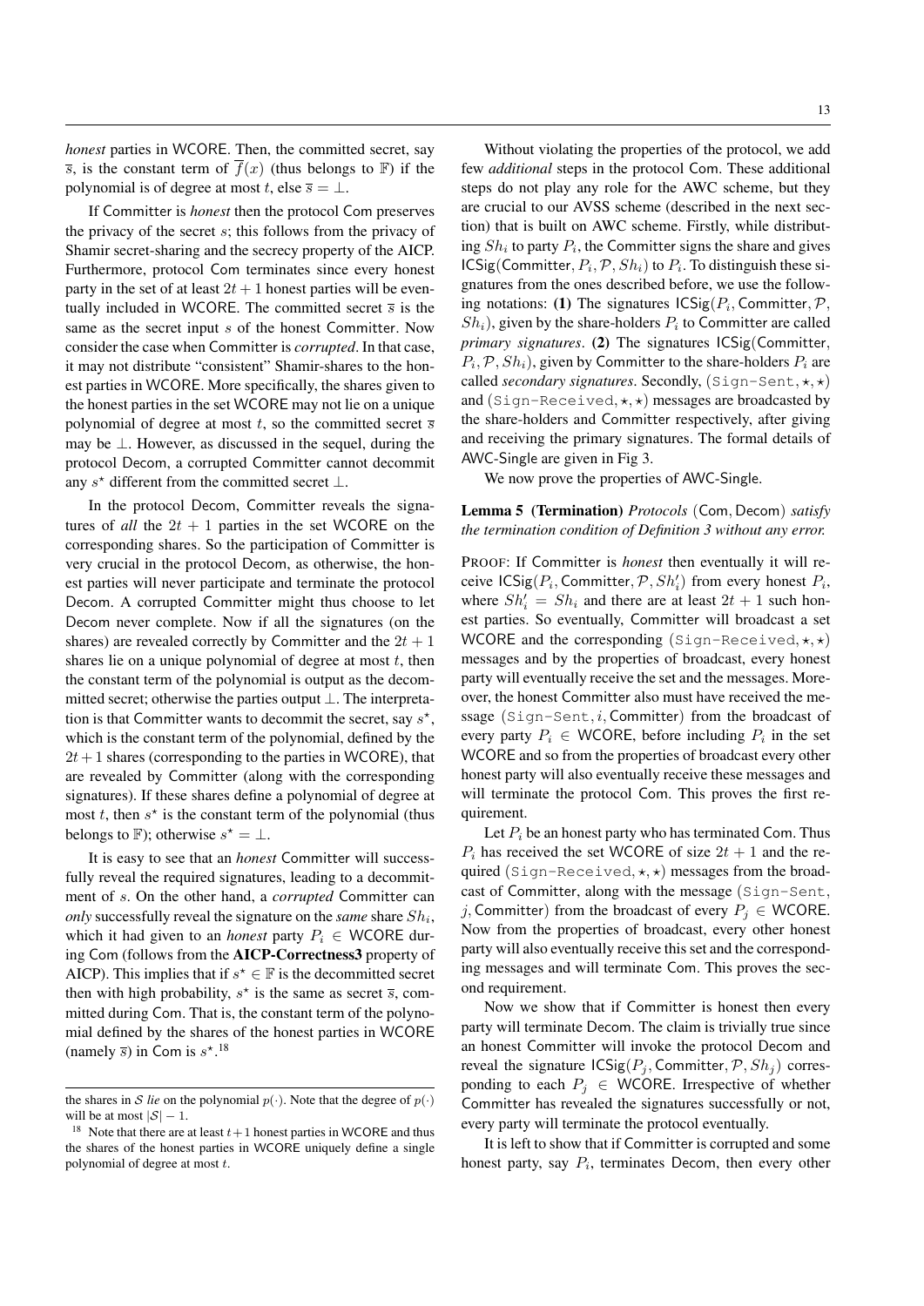*honest* parties in WCORE. Then, the committed secret, say $\overline{s}$, is the constant term of $\overline{f}(x)$ (thus belongs to $\mathbb{F}$) if the polynomial is of degree at most $t$, else $\overline{s} = \bot$.

If Committer is *honest* then the protocol Com preserves the privacy of the secret $s$; this follows from the privacy of Shamir secret-sharing and the secrecy property of the AICP. Furthermore, protocol Com terminates since every honest party in the set of at least $2t+1$ honest parties will be eventually included in WCORE. The committed secret $\overline{s}$ is the same as the secret input $s$ of the honest Committer. Now consider the case when Committer is *corrupted*. In that case, it may not distribute "consistent" Shamir-shares to the honest parties in WCORE. More specifically, the shares given to the honest parties in the set WCORE may not lie on a unique polynomial of degree at most $t$, so the committed secret $\overline{s}$ may be $\bot$. However, as discussed in the sequel, during the protocol Decom, a corrupted Committer cannot decommit any $s^\star$ different from the committed secret $\bot$.

In the protocol Decom, Committer reveals the signatures of *all* the $2t+1$ parties in the set WCORE on the corresponding shares. So the participation of Committer is very crucial in the protocol Decom, as otherwise, the honest parties will never participate and terminate the protocol Decom. A corrupted Committer might thus choose to let Decom never complete. Now if all the signatures (on the shares) are revealed correctly by Committer and the $2t+1$ shares lie on a unique polynomial of degree at most $t$, then the constant term of the polynomial is output as the decommitted secret; otherwise the parties output $\bot$. The interpretation is that Committer wants to decommit the secret, say $s^\star$, which is the constant term of the polynomial, defined by the $2t+1$ shares (corresponding to the parties in WCORE), that are revealed by Committer (along with the corresponding signatures). If these shares define a polynomial of degree at most $t$, then $s^\star$ is the constant term of the polynomial (thus belongs to $\mathbb{F}$); otherwise $s^\star = \bot$.

It is easy to see that an *honest* Committer will successfully reveal the required signatures, leading to a decommitment of $s$. On the other hand, a *corrupted* Committer can *only* successfully reveal the signature on the *same* share $Sh_i$, which it had given to an *honest* party $P_i \in$ WCORE during Com (follows from the **AICP-Correctness3** property of AICP). This implies that if $s^\star \in \mathbb{F}$ is the decommitted secret then with high probability, $s^\star$ is the same as secret $\overline{s}$, committed during Com. That is, the constant term of the polynomial defined by the shares of the honest parties in WCORE (namely $\overline{s}$) in Com is $s^\star$.[18]

the shares in $\mathcal{S}$ *lie* on the polynomial $p(\cdot)$. Note that the degree of $p(\cdot)$ will be at most $|\mathcal{S}| - 1$.

[18] Note that there are at least $t+1$ honest parties in WCORE and thus the shares of the honest parties in WCORE uniquely define a single polynomial of degree at most $t$.

Without violating the properties of the protocol, we add few *additional* steps in the protocol Com. These additional steps do not play any role for the AWC scheme, but they are crucial to our AVSS scheme (described in the next section) that is built on AWC scheme. Firstly, while distributing $Sh_i$ to party $P_i$, the Committer signs the share and gives $\mathsf{ICSig}(\mathsf{Committer}, P_i, \mathcal{P}, Sh_i)$ to $P_i$. To distinguish these signatures from the ones described before, we use the following notations: **(1)** The signatures $\mathsf{ICSig}(P_i, \mathsf{Committer}, \mathcal{P}, Sh_i)$, given by the share-holders $P_i$ to Committer are called *primary signatures*. **(2)** The signatures $\mathsf{ICSig}(\mathsf{Committer}, P_i, \mathcal{P}, Sh_i)$, given by Committer to the share-holders $P_i$ are called *secondary signatures*. Secondly, (Sign-Sent, $\star, \star$) and (Sign-Received, $\star, \star$) messages are broadcasted by the share-holders and Committer respectively, after giving and receiving the primary signatures. The formal details of AWC-Single are given in Fig 3.

We now prove the properties of AWC-Single.

**Lemma 5 (Termination)** *Protocols* (Com, Decom) *satisfy the termination condition of Definition 3 without any error.*

PROOF: If Committer is *honest* then eventually it will receive $\mathsf{ICSig}(P_i, \mathsf{Committer}, \mathcal{P}, Sh'_i)$ from every honest $P_i$, where $Sh'_i = Sh_i$ and there are at least $2t+1$ such honest parties. So eventually, Committer will broadcast a set WCORE and the corresponding (Sign-Received, $\star, \star$) messages and by the properties of broadcast, every honest party will eventually receive the set and the messages. Moreover, the honest Committer also must have received the message (Sign-Sent, $i$, Committer) from the broadcast of every party $P_i \in$ WCORE, before including $P_i$ in the set WCORE and so from the properties of broadcast every other honest party will also eventually receive these messages and will terminate the protocol Com. This proves the first requirement.

Let $P_i$ be an honest party who has terminated Com. Thus $P_i$ has received the set WCORE of size $2t+1$ and the required (Sign-Received, $\star, \star$) messages from the broadcast of Committer, along with the message (Sign-Sent, $j$, Committer) from the broadcast of every $P_j \in$ WCORE. Now from the properties of broadcast, every other honest party will also eventually receive this set and the corresponding messages and will terminate Com. This proves the second requirement.

Now we show that if Committer is honest then every party will terminate Decom. The claim is trivially true since an honest Committer will invoke the protocol Decom and reveal the signature $\mathsf{ICSig}(P_j, \mathsf{Committer}, \mathcal{P}, Sh_j)$ corresponding to each $P_j \in$ WCORE. Irrespective of whether Committer has revealed the signatures successfully or not, every party will terminate the protocol eventually.

It is left to show that if Committer is corrupted and some honest party, say $P_i$, terminates Decom, then every other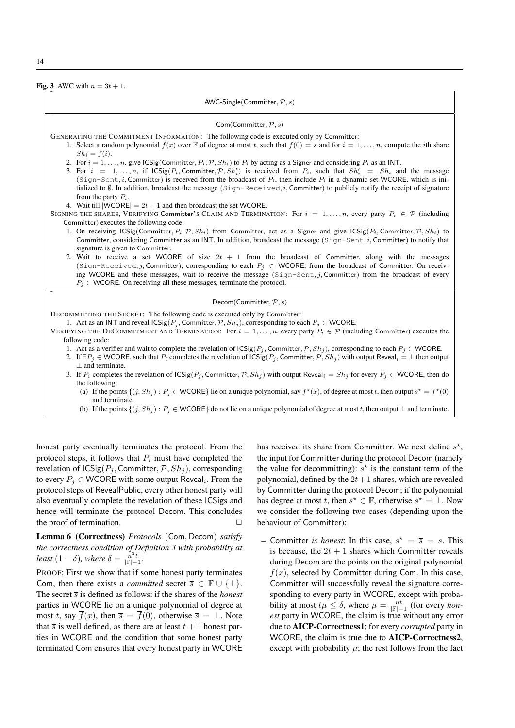**Fig. 3** AWC with $n = 3t + 1$.

**AWC-Single(Committer, $\mathcal{P}$, $s$)**

**Com(Committer, $\mathcal{P}$, $s$)**

GENERATING THE COMMITMENT INFORMATION: The following code is executed only by Committer:

1. Select a random polynomial $f(x)$ over $\mathbb{F}$ of degree at most $t$, such that $f(0) = s$ and for $i = 1, \ldots, n$, compute the $i$th share $Sh_i = f(i)$.
2. For $i = 1, \ldots, n$, give ICSig(Committer, $P_i$, $\mathcal{P}$, $Sh_i$) to $P_i$ by acting as a Signer and considering $P_i$ as an INT.
3. For $i = 1, \ldots, n$, if ICSig($P_i$, Committer, $\mathcal{P}$, $Sh'_i$) is received from $P_i$, such that $Sh'_i = Sh_i$ and the message (Sign-Sent, $i$, Committer) is received from the broadcast of $P_i$, then include $P_i$ in a dynamic set WCORE, which is initialized to $\emptyset$. In addition, broadcast the message (Sign-Received, $i$, Committer) to publicly notify the receipt of signature from the party $P_i$.
4. Wait till $|\text{WCORE}| = 2t + 1$ and then broadcast the set WCORE.

SIGNING THE SHARES, VERIFYING COMMITTER'S CLAIM AND TERMINATION: For $i = 1, \ldots, n$, every party $P_i \in \mathcal{P}$ (including Committer) executes the following code:

1. On receiving ICSig(Committer, $P_i$, $\mathcal{P}$, $Sh_i$) from Committer, act as a Signer and give ICSig($P_i$, Committer, $\mathcal{P}$, $Sh_i$) to Committer, considering Committer as an INT. In addition, broadcast the message (Sign-Sent, $i$, Committer) to notify that signature is given to Committer.
2. Wait to receive a set WCORE of size $2t + 1$ from the broadcast of Committer, along with the messages (Sign-Received, $j$, Committer), corresponding to each $P_j \in$ WCORE, from the broadcast of Committer. On receiving WCORE and these messages, wait to receive the message (Sign-Sent, $j$, Committer) from the broadcast of every $P_j \in$ WCORE. On receiving all these messages, terminate the protocol.

**Decom(Committer, $\mathcal{P}$, $s$)**

DECOMMITTING THE SECRET: The following code is executed only by Committer:

1. Act as an INT and reveal ICSig($P_j$, Committer, $\mathcal{P}$, $Sh_j$), corresponding to each $P_j \in$ WCORE.

VERIFYING THE DECOMMITMENT AND TERMINATION: For $i = 1, \ldots, n$, every party $P_i \in \mathcal{P}$ (including Committer) executes the following code:

1. Act as a verifier and wait to complete the revelation of ICSig($P_j$, Committer, $\mathcal{P}$, $Sh_j$), corresponding to each $P_j \in$ WCORE.
2. If $\exists P_j \in$ WCORE, such that $P_i$ completes the revelation of ICSig($P_j$, Committer, $\mathcal{P}$, $Sh_j$) with output $\text{Reveal}_i = \perp$ then output $\perp$ and terminate.
3. If $P_i$ completes the revelation of ICSig($P_j$, Committer, $\mathcal{P}$, $Sh_j$) with output $\text{Reveal}_i = Sh_j$ for every $P_j \in$ WCORE, then do the following:
   (a) If the points $\{(j, Sh_j) : P_j \in \text{WCORE}\}$ lie on a unique polynomial, say $f^\star(x)$, of degree at most $t$, then output $s^\star = f^\star(0)$ and terminate.
   (b) If the points $\{(j, Sh_j) : P_j \in \text{WCORE}\}$ do not lie on a unique polynomial of degree at most $t$, then output $\perp$ and terminate.

honest party eventually terminates the protocol. From the protocol steps, it follows that $P_i$ must have completed the revelation of ICSig($P_j$, Committer, $\mathcal{P}$, $Sh_j$), corresponding to every $P_j \in$ WCORE with some output $\text{Reveal}_i$. From the protocol steps of RevealPublic, every other honest party will also eventually complete the revelation of these ICSigs and hence will terminate the protocol Decom. This concludes the proof of termination. □

**Lemma 6 (Correctness)** *Protocols* (Com, Decom) *satisfy the correctness condition of Definition 3 with probability at least* $(1 - \delta)$*, where* $\delta = \frac{n^2 t}{|\mathbb{F}|-1}$.

PROOF: First we show that if some honest party terminates Com, then there exists a *committed* secret $\overline{s} \in \mathbb{F} \cup \{\perp\}$. The secret $\overline{s}$ is defined as follows: if the shares of the *honest* parties in WCORE lie on a unique polynomial of degree at most $t$, say $\overline{f}(x)$, then $\overline{s} = \overline{f}(0)$, otherwise $\overline{s} = \perp$. Note that $\overline{s}$ is well defined, as there are at least $t + 1$ honest parties in WCORE and the condition that some honest party terminated Com ensures that every honest party in WCORE has received its share from Committer. We next define $s^\star$, the input for Committer during the protocol Decom (namely the value for decommitting): $s^\star$ is the constant term of the polynomial, defined by the $2t+1$ shares, which are revealed by Committer during the protocol Decom; if the polynomial has degree at most $t$, then $s^\star \in \mathbb{F}$, otherwise $s^\star = \perp$. Now we consider the following two cases (depending upon the behaviour of Committer):

– Committer *is honest*: In this case, $s^\star = \overline{s} = s$. This is because, the $2t + 1$ shares which Committer reveals during Decom are the points on the original polynomial $f(x)$, selected by Committer during Com. In this case, Committer will successfully reveal the signature corresponding to every party in WCORE, except with probability at most $t\mu \leq \delta$, where $\mu = \frac{nt}{|\mathbb{F}|-1}$ (for every *honest* party in WCORE, the claim is true without any error due to **AICP-Correctness1**; for every *corrupted* party in WCORE, the claim is true due to **AICP-Correctness2**, except with probability $\mu$; the rest follows from the fact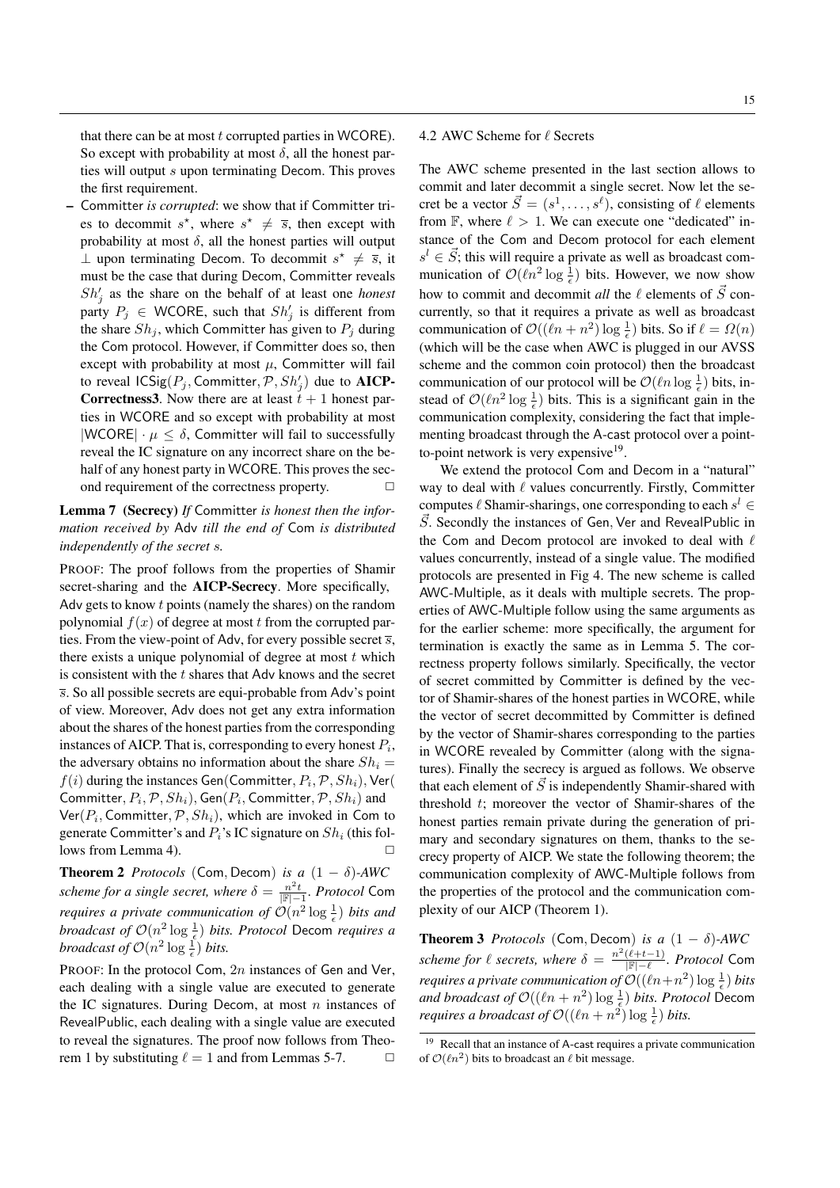that there can be at most $t$ corrupted parties in WCORE). So except with probability at most $\delta$, all the honest parties will output $s$ upon terminating Decom. This proves the first requirement.

– Committer *is corrupted*: we show that if Committer tries to decommit $s^\star$, where $s^\star \neq \overline{s}$, then except with probability at most $\delta$, all the honest parties will output $\perp$ upon terminating Decom. To decommit $s^\star \neq \overline{s}$, it must be the case that during Decom, Committer reveals $Sh'_j$ as the share on the behalf of at least one *honest* party $P_j \in$ WCORE, such that $Sh'_j$ is different from the share $Sh_j$, which Committer has given to $P_j$ during the Com protocol. However, if Committer does so, then except with probability at most $\mu$, Committer will fail to reveal $\mathsf{ICSig}(P_j, \mathsf{Committer}, \mathcal{P}, Sh'_j)$ due to **AICP-Correctness3**. Now there are at least $t+1$ honest parties in WCORE and so except with probability at most $|\mathsf{WCORE}| \cdot \mu \leq \delta$, Committer will fail to successfully reveal the IC signature on any incorrect share on the behalf of any honest party in WCORE. This proves the second requirement of the correctness property. □

**Lemma 7 (Secrecy)** *If* Committer *is honest then the information received by* Adv *till the end of* Com *is distributed independently of the secret* $s$.

PROOF: The proof follows from the properties of Shamir secret-sharing and the **AICP-Secrecy**. More specifically, Adv gets to know $t$ points (namely the shares) on the random polynomial $f(x)$ of degree at most $t$ from the corrupted parties. From the view-point of Adv, for every possible secret $\overline{s}$, there exists a unique polynomial of degree at most $t$ which is consistent with the $t$ shares that Adv knows and the secret $\overline{s}$. So all possible secrets are equi-probable from Adv's point of view. Moreover, Adv does not get any extra information about the shares of the honest parties from the corresponding instances of AICP. That is, corresponding to every honest $P_i$, the adversary obtains no information about the share $Sh_i = f(i)$ during the instances $\mathsf{Gen}(\mathsf{Committer}, P_i, \mathcal{P}, Sh_i)$, $\mathsf{Ver}(\mathsf{Committer}, P_i, \mathcal{P}, Sh_i)$, $\mathsf{Gen}(P_i, \mathsf{Committer}, \mathcal{P}, Sh_i)$ and $\mathsf{Ver}(P_i, \mathsf{Committer}, \mathcal{P}, Sh_i)$, which are invoked in Com to generate Committer's and $P_i$'s IC signature on $Sh_i$ (this follows from Lemma 4). □

**Theorem 2** *Protocols* (Com, Decom) *is a* $(1-\delta)$*-AWC scheme for a single secret, where* $\delta = \frac{n^2 t}{|\mathbb{F}|-1}$. *Protocol* Com *requires a private communication of* $\mathcal{O}(n^2 \log \frac{1}{\epsilon})$ *bits and broadcast of* $\mathcal{O}(n^2 \log \frac{1}{\epsilon})$ *bits. Protocol* Decom *requires a broadcast of* $\mathcal{O}(n^2 \log \frac{1}{\epsilon})$ *bits.*

PROOF: In the protocol Com, $2n$ instances of Gen and Ver, each dealing with a single value are executed to generate the IC signatures. During Decom, at most $n$ instances of RevealPublic, each dealing with a single value are executed to reveal the signatures. The proof now follows from Theorem 1 by substituting $\ell = 1$ and from Lemmas 5-7. □

### 4.2 AWC Scheme for $\ell$ Secrets

The AWC scheme presented in the last section allows to commit and later decommit a single secret. Now let the secret be a vector $\vec{S} = (s^1, \ldots, s^\ell)$, consisting of $\ell$ elements from $\mathbb{F}$, where $\ell > 1$. We can execute one "dedicated" instance of the Com and Decom protocol for each element $s^l \in \vec{S}$; this will require a private as well as broadcast communication of $\mathcal{O}(\ell n^2 \log \frac{1}{\epsilon})$ bits. However, we now show how to commit and decommit *all* the $\ell$ elements of $\vec{S}$ concurrently, so that it requires a private as well as broadcast communication of $\mathcal{O}((\ell n + n^2) \log \frac{1}{\epsilon})$ bits. So if $\ell = \Omega(n)$ (which will be the case when AWC is plugged in our AVSS scheme and the common coin protocol) then the broadcast communication of our protocol will be $\mathcal{O}(\ell n \log \frac{1}{\epsilon})$ bits, instead of $\mathcal{O}(\ell n^2 \log \frac{1}{\epsilon})$ bits. This is a significant gain in the communication complexity, considering the fact that implementing broadcast through the A-cast protocol over a point-to-point network is very expensive[19].

We extend the protocol Com and Decom in a "natural" way to deal with $\ell$ values concurrently. Firstly, Committer computes $\ell$ Shamir-sharings, one corresponding to each $s^l \in \vec{S}$. Secondly the instances of Gen, Ver and RevealPublic in the Com and Decom protocol are invoked to deal with $\ell$ values concurrently, instead of a single value. The modified protocols are presented in Fig 4. The new scheme is called AWC-Multiple, as it deals with multiple secrets. The properties of AWC-Multiple follow using the same arguments as for the earlier scheme: more specifically, the argument for termination is exactly the same as in Lemma 5. The correctness property follows similarly. Specifically, the vector of secret committed by Committer is defined by the vector of Shamir-shares of the honest parties in WCORE, while the vector of secret decommitted by Committer is defined by the vector of Shamir-shares corresponding to the parties in WCORE revealed by Committer (along with the signatures). Finally the secrecy is argued as follows. We observe that each element of $\vec{S}$ is independently Shamir-shared with threshold $t$; moreover the vector of Shamir-shares of the honest parties remain private during the generation of primary and secondary signatures on them, thanks to the secrecy property of AICP. We state the following theorem; the communication complexity of AWC-Multiple follows from the properties of the protocol and the communication complexity of our AICP (Theorem 1).

**Theorem 3** *Protocols* (Com, Decom) *is a* $(1-\delta)$*-AWC scheme for* $\ell$ *secrets, where* $\delta = \frac{n^2(\ell+t-1)}{|\mathbb{F}|-\ell}$. *Protocol* Com *requires a private communication of* $\mathcal{O}((\ell n + n^2) \log \frac{1}{\epsilon})$ *bits and broadcast of* $\mathcal{O}((\ell n + n^2) \log \frac{1}{\epsilon})$ *bits. Protocol* Decom *requires a broadcast of* $\mathcal{O}((\ell n + n^2) \log \frac{1}{\epsilon})$ *bits.*

[19] Recall that an instance of A-cast requires a private communication of $\mathcal{O}(\ell n^2)$ bits to broadcast an $\ell$ bit message.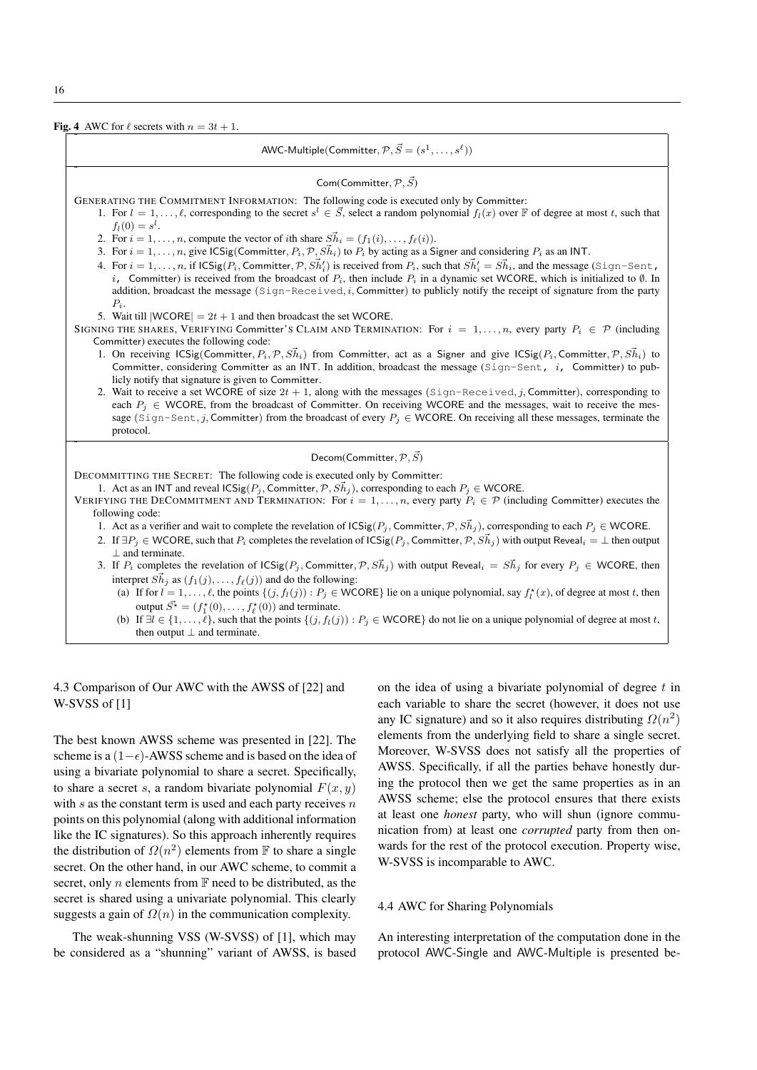**Fig. 4** AWC for $\ell$ secrets with $n = 3t + 1$.

**AWC-Multiple(Committer, $\mathcal{P}$, $\vec{S} = (s^1, \ldots, s^\ell)$)**

**Com(Committer, $\mathcal{P}$, $\vec{S}$)**

GENERATING THE COMMITMENT INFORMATION: The following code is executed only by Committer:

1. For $l = 1, \ldots, \ell$, corresponding to the secret $s^l \in \vec{S}$, select a random polynomial $f_l(x)$ over $\mathbb{F}$ of degree at most $t$, such that $f_l(0) = s^l$.
2. For $i = 1, \ldots, n$, compute the vector of $i$th share $\vec{Sh}_i = (f_1(i), \ldots, f_\ell(i))$.
3. For $i = 1, \ldots, n$, give ICSig(Committer, $P_i$, $\mathcal{P}$, $\vec{Sh}_i$) to $P_i$ by acting as a Signer and considering $P_i$ as an INT.
4. For $i = 1, \ldots, n$, if ICSig($P_i$, Committer, $\mathcal{P}$, $\vec{Sh}'_i$) is received from $P_i$, such that $\vec{Sh}'_i = \vec{Sh}_i$, and the message (Sign-Sent, $i$, Committer) is received from the broadcast of $P_i$, then include $P_i$ in a dynamic set WCORE, which is initialized to $\emptyset$. In addition, broadcast the message (Sign-Received, $i$, Committer) to publicly notify the receipt of signature from the party $P_i$.
5. Wait till $|\text{WCORE}| = 2t + 1$ and then broadcast the set WCORE.

SIGNING THE SHARES, VERIFYING COMMITTER'S CLAIM AND TERMINATION: For $i = 1, \ldots, n$, every party $P_i \in \mathcal{P}$ (including Committer) executes the following code:

1. On receiving ICSig(Committer, $P_i$, $\mathcal{P}$, $\vec{Sh}_i$) from Committer, act as a Signer and give ICSig($P_i$, Committer, $\mathcal{P}$, $\vec{Sh}_i$) to Committer, considering Committer as an INT. In addition, broadcast the message (Sign-Sent, $i$, Committer) to publicly notify that signature is given to Committer.
2. Wait to receive a set WCORE of size $2t + 1$, along with the messages (Sign-Received, $j$, Committer), corresponding to each $P_j \in$ WCORE, from the broadcast of Committer. On receiving WCORE and the messages, wait to receive the message (Sign-Sent, $j$, Committer) from the broadcast of every $P_j \in$ WCORE. On receiving all these messages, terminate the protocol.

**Decom(Committer, $\mathcal{P}$, $\vec{S}$)**

DECOMMITTING THE SECRET: The following code is executed only by Committer:

1. Act as an INT and reveal ICSig($P_j$, Committer, $\mathcal{P}$, $\vec{Sh}_j$), corresponding to each $P_j \in$ WCORE.

VERIFYING THE DECOMMITMENT AND TERMINATION: For $i = 1, \ldots, n$, every party $P_i \in \mathcal{P}$ (including Committer) executes the following code:

1. Act as a verifier and wait to complete the revelation of ICSig($P_j$, Committer, $\mathcal{P}$, $\vec{Sh}_j$), corresponding to each $P_j \in$ WCORE.
2. If $\exists P_j \in$ WCORE, such that $P_i$ completes the revelation of ICSig($P_j$, Committer, $\mathcal{P}$, $\vec{Sh}_j$) with output $\text{Reveal}_i = \perp$ then output $\perp$ and terminate.
3. If $P_i$ completes the revelation of ICSig($P_j$, Committer, $\mathcal{P}$, $\vec{Sh}_j$) with output $\text{Reveal}_i = \vec{Sh}_j$ for every $P_j \in$ WCORE, then interpret $\vec{Sh}_j$ as $(f_1(j), \ldots, f_\ell(j))$ and do the following:
   (a) If for $l = 1, \ldots, \ell$, the points $\{(j, f_l(j)) : P_j \in \text{WCORE}\}$ lie on a unique polynomial, say $f^\star_l(x)$, of degree at most $t$, then output $\vec{S^\star} = (f^\star_1(0), \ldots, f^\star_\ell(0))$ and terminate.
   (b) If $\exists l \in \{1, \ldots, \ell\}$, such that the points $\{(j, f_l(j)) : P_j \in \text{WCORE}\}$ do not lie on a unique polynomial of degree at most $t$, then output $\perp$ and terminate.

### 4.3 Comparison of Our AWC with the AWSS of [22] and W-SVSS of [1]

The best known AWSS scheme was presented in [22]. The scheme is a $(1-\epsilon)$-AWSS scheme and is based on the idea of using a bivariate polynomial to share a secret. Specifically, to share a secret $s$, a random bivariate polynomial $F(x, y)$ with $s$ as the constant term is used and each party receives $n$ points on this polynomial (along with additional information like the IC signatures). So this approach inherently requires the distribution of $\Omega(n^2)$ elements from $\mathbb{F}$ to share a single secret. On the other hand, in our AWC scheme, to commit a secret, only $n$ elements from $\mathbb{F}$ need to be distributed, as the secret is shared using a univariate polynomial. This clearly suggests a gain of $\Omega(n)$ in the communication complexity.

The weak-shunning VSS (W-SVSS) of [1], which may be considered as a "shunning" variant of AWSS, is based on the idea of using a bivariate polynomial of degree $t$ in each variable to share the secret (however, it does not use any IC signature) and so it also requires distributing $\Omega(n^2)$ elements from the underlying field to share a single secret. Moreover, W-SVSS does not satisfy all the properties of AWSS. Specifically, if all the parties behave honestly during the protocol then we get the same properties as in an AWSS scheme; else the protocol ensures that there exists at least one *honest* party, who will shun (ignore communication from) at least one *corrupted* party from then onwards for the rest of the protocol execution. Property wise, W-SVSS is incomparable to AWC.

### 4.4 AWC for Sharing Polynomials

An interesting interpretation of the computation done in the protocol AWC-Single and AWC-Multiple is presented be-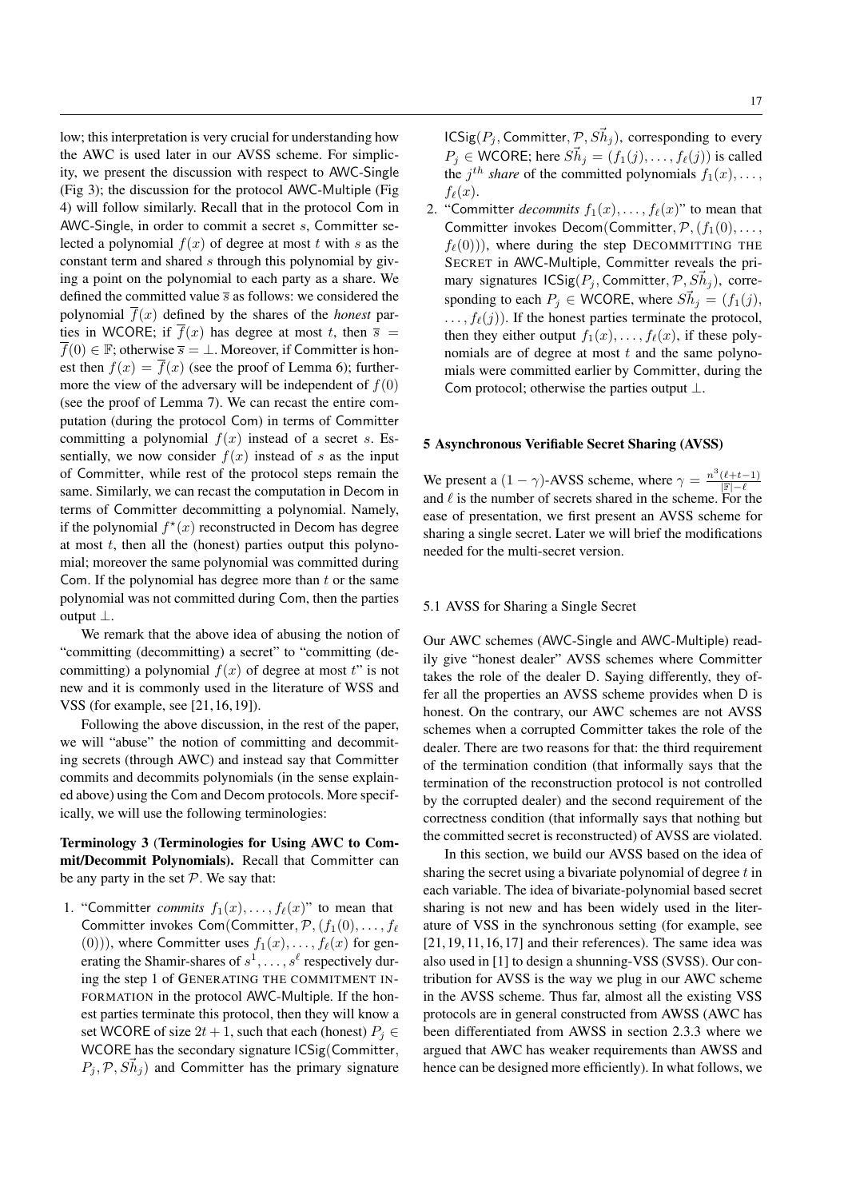low; this interpretation is very crucial for understanding how the AWC is used later in our AVSS scheme. For simplicity, we present the discussion with respect to AWC-Single (Fig 3); the discussion for the protocol AWC-Multiple (Fig 4) will follow similarly. Recall that in the protocol Com in AWC-Single, in order to commit a secret $s$, Committer selected a polynomial $f(x)$ of degree at most $t$ with $s$ as the constant term and shared $s$ through this polynomial by giving a point on the polynomial to each party as a share. We defined the committed value $\overline{s}$ as follows: we considered the polynomial $\overline{f}(x)$ defined by the shares of the *honest* parties in WCORE; if $\overline{f}(x)$ has degree at most $t$, then $\overline{s} = \overline{f}(0) \in \mathbb{F}$; otherwise $\overline{s} = \perp$. Moreover, if Committer is honest then $f(x) = \overline{f}(x)$ (see the proof of Lemma 6); furthermore the view of the adversary will be independent of $f(0)$ (see the proof of Lemma 7). We can recast the entire computation (during the protocol Com) in terms of Committer committing a polynomial $f(x)$ instead of a secret $s$. Essentially, we now consider $f(x)$ instead of $s$ as the input of Committer, while rest of the protocol steps remain the same. Similarly, we can recast the computation in Decom in terms of Committer decommitting a polynomial. Namely, if the polynomial $f^{\star}(x)$ reconstructed in Decom has degree at most $t$, then all the (honest) parties output this polynomial; moreover the same polynomial was committed during Com. If the polynomial has degree more than $t$ or the same polynomial was not committed during Com, then the parties output $\perp$.

We remark that the above idea of abusing the notion of "committing (decommitting) a secret" to "committing (decommitting) a polynomial $f(x)$ of degree at most $t$" is not new and it is commonly used in the literature of WSS and VSS (for example, see [21,16,19]).

Following the above discussion, in the rest of the paper, we will "abuse" the notion of committing and decommitting secrets (through AWC) and instead say that Committer commits and decommits polynomials (in the sense explained above) using the Com and Decom protocols. More specifically, we will use the following terminologies:

**Terminology 3 (Terminologies for Using AWC to Commit/Decommit Polynomials).** Recall that Committer can be any party in the set $\mathcal{P}$. We say that:

1. "Committer *commits* $f_1(x), \ldots, f_\ell(x)$" to mean that Committer invokes Com(Committer, $\mathcal{P}, (f_1(0), \ldots, f_\ell(0))$), where Committer uses $f_1(x), \ldots, f_\ell(x)$ for generating the Shamir-shares of $s^1, \ldots, s^\ell$ respectively during the step 1 of GENERATING THE COMMITMENT INFORMATION in the protocol AWC-Multiple. If the honest parties terminate this protocol, then they will know a set WCORE of size $2t+1$, such that each (honest) $P_j \in$ WCORE has the secondary signature ICSig(Committer, $P_j, \mathcal{P}, \vec{Sh_j}$) and Committer has the primary signature ICSig($P_j$, Committer, $\mathcal{P}, \vec{Sh_j}$), corresponding to every $P_j \in$ WCORE; here $\vec{Sh_j} = (f_1(j), \ldots, f_\ell(j))$ is called the $j^{th}$ *share* of the committed polynomials $f_1(x), \ldots, f_\ell(x)$.
2. "Committer *decommits* $f_1(x), \ldots, f_\ell(x)$" to mean that Committer invokes Decom(Committer, $\mathcal{P}, (f_1(0), \ldots, f_\ell(0))$), where during the step DECOMMITTING THE SECRET in AWC-Multiple, Committer reveals the primary signatures ICSig($P_j$, Committer, $\mathcal{P}, \vec{Sh_j}$), corresponding to each $P_j \in$ WCORE, where $\vec{Sh_j} = (f_1(j), \ldots, f_\ell(j))$. If the honest parties terminate the protocol, then they either output $f_1(x), \ldots, f_\ell(x)$, if these polynomials are of degree at most $t$ and the same polynomials were committed earlier by Committer, during the Com protocol; otherwise the parties output $\perp$.

## 5 Asynchronous Verifiable Secret Sharing (AVSS)

We present a $(1-\gamma)$-AVSS scheme, where $\gamma = \frac{n^3(\ell+t-1)}{|\mathbb{F}|-\ell}$ and $\ell$ is the number of secrets shared in the scheme. For the ease of presentation, we first present an AVSS scheme for sharing a single secret. Later we will brief the modifications needed for the multi-secret version.

### 5.1 AVSS for Sharing a Single Secret

Our AWC schemes (AWC-Single and AWC-Multiple) readily give "honest dealer" AVSS schemes where Committer takes the role of the dealer D. Saying differently, they offer all the properties an AVSS scheme provides when D is honest. On the contrary, our AWC schemes are not AVSS schemes when a corrupted Committer takes the role of the dealer. There are two reasons for that: the third requirement of the termination condition (that informally says that the termination of the reconstruction protocol is not controlled by the corrupted dealer) and the second requirement of the correctness condition (that informally says that nothing but the committed secret is reconstructed) of AVSS are violated.

In this section, we build our AVSS based on the idea of sharing the secret using a bivariate polynomial of degree $t$ in each variable. The idea of bivariate-polynomial based secret sharing is not new and has been widely used in the literature of VSS in the synchronous setting (for example, see [21,19,11,16,17] and their references). The same idea was also used in [1] to design a shunning-VSS (SVSS). Our contribution for AVSS is the way we plug in our AWC scheme in the AVSS scheme. Thus far, almost all the existing VSS protocols are in general constructed from AWSS (AWC has been differentiated from AWSS in section 2.3.3 where we argued that AWC has weaker requirements than AWSS and hence can be designed more efficiently). In what follows, we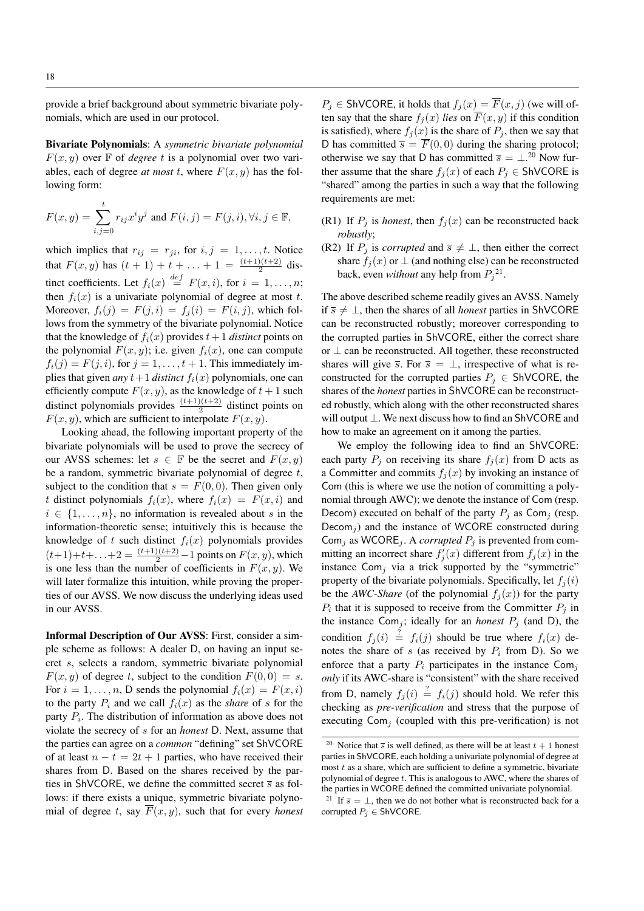provide a brief background about symmetric bivariate polynomials, which are used in our protocol.

**Bivariate Polynomials**: A *symmetric bivariate polynomial* $F(x, y)$ over $\mathbb{F}$ of *degree* $t$ is a polynomial over two variables, each of degree *at most* $t$, where $F(x, y)$ has the following form:

$$F(x, y) = \sum_{i,j=0}^{t} r_{ij} x^i y^j \text{ and } F(i, j) = F(j, i), \forall i, j \in \mathbb{F},$$

which implies that $r_{ij} = r_{ji}$, for $i, j = 1, \ldots, t$. Notice that $F(x, y)$ has $(t + 1) + t + \ldots + 1 = \frac{(t+1)(t+2)}{2}$ distinct coefficients. Let $f_i(x) \overset{def}{=} F(x, i)$, for $i = 1, \ldots, n$; then $f_i(x)$ is a univariate polynomial of degree at most $t$. Moreover, $f_i(j) = F(j, i) = f_j(i) = F(i, j)$, which follows from the symmetry of the bivariate polynomial. Notice that the knowledge of $f_i(x)$ provides $t+1$ *distinct* points on the polynomial $F(x, y)$; i.e. given $f_i(x)$, one can compute $f_i(j) = F(j, i)$, for $j = 1, \ldots, t + 1$. This immediately implies that given *any* $t+1$ *distinct* $f_i(x)$ polynomials, one can efficiently compute $F(x, y)$, as the knowledge of $t + 1$ such distinct polynomials provides $\frac{(t+1)(t+2)}{2}$ distinct points on $F(x, y)$, which are sufficient to interpolate $F(x, y)$.

Looking ahead, the following important property of the bivariate polynomials will be used to prove the secrecy of our AVSS schemes: let $s \in \mathbb{F}$ be the secret and $F(x, y)$ be a random, symmetric bivariate polynomial of degree $t$, subject to the condition that $s = F(0, 0)$. Then given only $t$ distinct polynomials $f_i(x)$, where $f_i(x) = F(x, i)$ and $i \in \{1, \ldots, n\}$, no information is revealed about $s$ in the information-theoretic sense; intuitively this is because the knowledge of $t$ such distinct $f_i(x)$ polynomials provides $(t+1)+t+\ldots+2 = \frac{(t+1)(t+2)}{2} - 1$ points on $F(x, y)$, which is one less than the number of coefficients in $F(x, y)$. We will later formalize this intuition, while proving the properties of our AVSS. We now discuss the underlying ideas used in our AVSS.

**Informal Description of Our AVSS**: First, consider a simple scheme as follows: A dealer D, on having an input secret $s$, selects a random, symmetric bivariate polynomial $F(x, y)$ of degree $t$, subject to the condition $F(0, 0) = s$. For $i = 1, \ldots, n$, D sends the polynomial $f_i(x) = F(x, i)$ to the party $P_i$ and we call $f_i(x)$ as the *share* of $s$ for the party $P_i$. The distribution of information as above does not violate the secrecy of $s$ for an *honest* D. Next, assume that the parties can agree on a *common* "defining" set ShVCORE of at least $n - t = 2t + 1$ parties, who have received their shares from D. Based on the shares received by the parties in ShVCORE, we define the committed secret $\overline{s}$ as follows: if there exists a unique, symmetric bivariate polynomial of degree $t$, say $\overline{F}(x, y)$, such that for every *honest* $P_j \in$ ShVCORE, it holds that $f_j(x) = \overline{F}(x, j)$ (we will often say that the share $f_j(x)$ *lies* on $\overline{F}(x, y)$ if this condition is satisfied), where $f_j(x)$ is the share of $P_j$, then we say that D has committed $\overline{s} = \overline{F}(0, 0)$ during the sharing protocol; otherwise we say that D has committed $\overline{s} = \perp$.[20] Now further assume that the share $f_j(x)$ of each $P_j \in$ ShVCORE is "shared" among the parties in such a way that the following requirements are met:

- (R1) If $P_j$ is *honest*, then $f_j(x)$ can be reconstructed back *robustly*;
- (R2) If $P_j$ is *corrupted* and $\overline{s} \neq \perp$, then either the correct share $f_j(x)$ or $\perp$ (and nothing else) can be reconstructed back, even *without* any help from $P_j$[21].

The above described scheme readily gives an AVSS. Namely if $\overline{s} \neq \perp$, then the shares of all *honest* parties in ShVCORE can be reconstructed robustly; moreover corresponding to the corrupted parties in ShVCORE, either the correct share or $\perp$ can be reconstructed. All together, these reconstructed shares will give $\overline{s}$. For $\overline{s} = \perp$, irrespective of what is reconstructed for the corrupted parties $P_j \in$ ShVCORE, the shares of the *honest* parties in ShVCORE can be reconstructed robustly, which along with the other reconstructed shares will output $\perp$. We next discuss how to find an ShVCORE and how to make an agreement on it among the parties.

We employ the following idea to find an ShVCORE: each party $P_j$ on receiving its share $f_j(x)$ from D acts as a Committer and commits $f_j(x)$ by invoking an instance of Com (this is where we use the notion of committing a polynomial through AWC); we denote the instance of Com (resp. Decom) executed on behalf of the party $P_j$ as $\text{Com}_j$ (resp. $\text{Decom}_j$) and the instance of WCORE constructed during $\text{Com}_j$ as $\text{WCORE}_j$. A *corrupted* $P_j$ is prevented from committing an incorrect share $f'_j(x)$ different from $f_j(x)$ in the instance $\text{Com}_j$ via a trick supported by the "symmetric" property of the bivariate polynomials. Specifically, let $f_j(i)$ be the *AWC-Share* (of the polynomial $f_j(x)$) for the party $P_i$ that it is supposed to receive from the Committer $P_j$ in the instance $\text{Com}_j$; ideally for an *honest* $P_j$ (and D), the condition $f_j(i) \overset{?}{=} f_i(j)$ should be true where $f_i(x)$ denotes the share of $s$ (as received by $P_i$ from D). So we enforce that a party $P_i$ participates in the instance $\text{Com}_j$ *only* if its AWC-share is "consistent" with the share received from D, namely $f_j(i) \overset{?}{=} f_i(j)$ should hold. We refer this checking as *pre-verification* and stress that the purpose of executing $\text{Com}_j$ (coupled with this pre-verification) is not

---

[20] Notice that $\overline{s}$ is well defined, as there will be at least $t + 1$ honest parties in ShVCORE, each holding a univariate polynomial of degree at most $t$ as a share, which are sufficient to define a symmetric, bivariate polynomial of degree $t$. This is analogous to AWC, where the shares of the parties in WCORE defined the committed univariate polynomial.

[21] If $\overline{s} = \perp$, then we do not bother what is reconstructed back for a corrupted $P_j \in$ ShVCORE.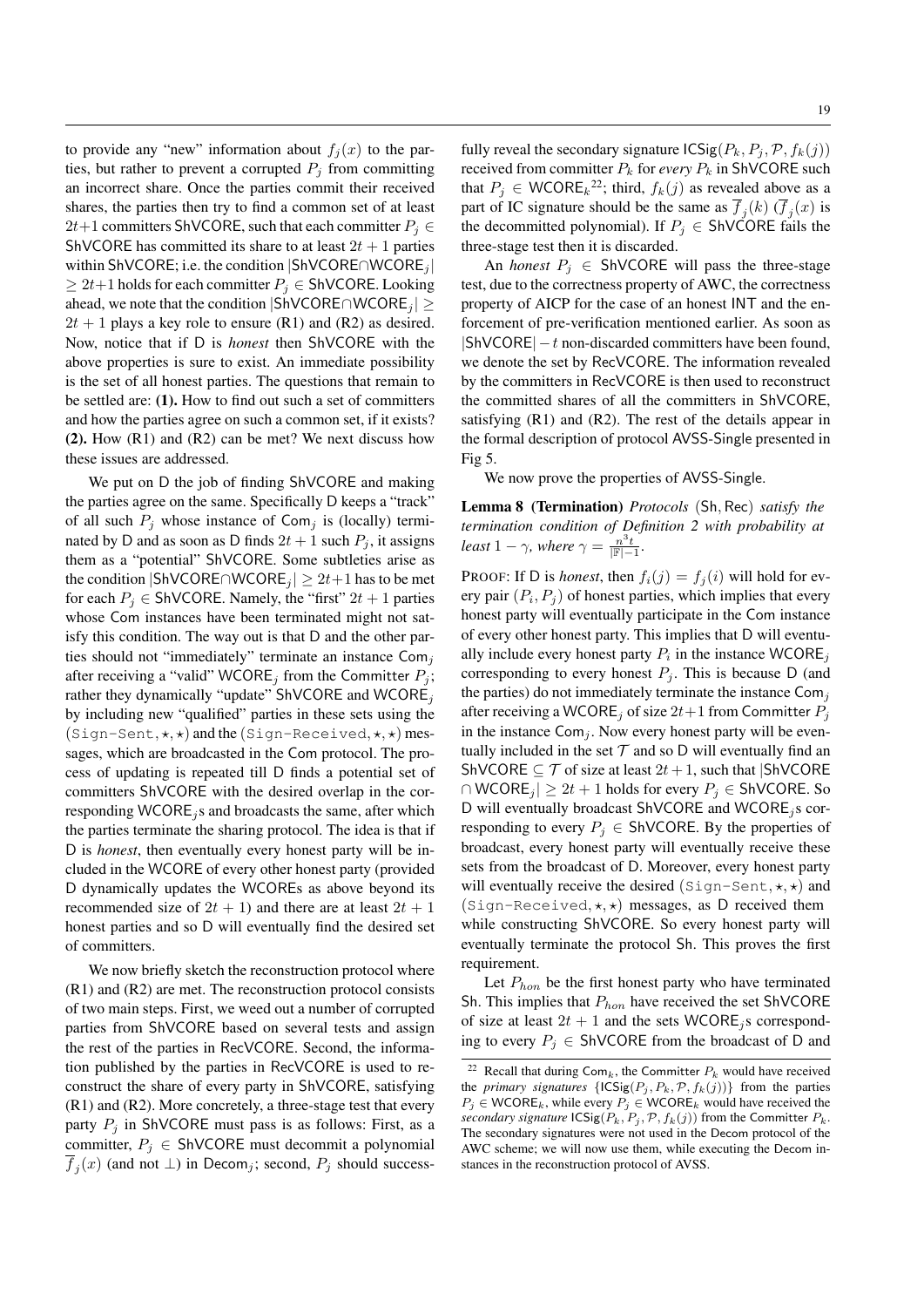to provide any "new" information about $f_j(x)$ to the parties, but rather to prevent a corrupted $P_j$ from committing an incorrect share. Once the parties commit their received shares, the parties then try to find a common set of at least $2t{+}1$ committers $\mathsf{ShVCORE}$, such that each committer $P_j \in \mathsf{ShVCORE}$ has committed its share to at least $2t+1$ parties within $\mathsf{ShVCORE}$; i.e. the condition $|\mathsf{ShVCORE} \cap \mathsf{WCORE}_j| \geq 2t{+}1$ holds for each committer $P_j \in \mathsf{ShVCORE}$. Looking ahead, we note that the condition $|\mathsf{ShVCORE} \cap \mathsf{WCORE}_j| \geq 2t+1$ plays a key role to ensure (R1) and (R2) as desired. Now, notice that if D is *honest* then $\mathsf{ShVCORE}$ with the above properties is sure to exist. An immediate possibility is the set of all honest parties. The questions that remain to be settled are: **(1).** How to find out such a set of committers and how the parties agree on such a common set, if it exists? **(2).** How (R1) and (R2) can be met? We next discuss how these issues are addressed.

We put on D the job of finding $\mathsf{ShVCORE}$ and making the parties agree on the same. Specifically D keeps a "track" of all such $P_j$ whose instance of $\mathsf{Com}_j$ is (locally) terminated by D and as soon as D finds $2t+1$ such $P_j$, it assigns them as a "potential" $\mathsf{ShVCORE}$. Some subtleties arise as the condition $|\mathsf{ShVCORE} \cap \mathsf{WCORE}_j| \geq 2t{+}1$ has to be met for each $P_j \in \mathsf{ShVCORE}$. Namely, the "first" $2t+1$ parties whose Com instances have been terminated might not satisfy this condition. The way out is that D and the other parties should not "immediately" terminate an instance $\mathsf{Com}_j$ after receiving a "valid" $\mathsf{WCORE}_j$ from the Committer $P_j$; rather they dynamically "update" $\mathsf{ShVCORE}$ and $\mathsf{WCORE}_j$ by including new "qualified" parties in these sets using the (Sign-Sent, $\star, \star$) and the (Sign-Received, $\star, \star$) messages, which are broadcasted in the Com protocol. The process of updating is repeated till D finds a potential set of committers $\mathsf{ShVCORE}$ with the desired overlap in the corresponding $\mathsf{WCORE}_j$s and broadcasts the same, after which the parties terminate the sharing protocol. The idea is that if D is *honest*, then eventually every honest party will be included in the WCORE of every other honest party (provided D dynamically updates the WCOREs as above beyond its recommended size of $2t+1$) and there are at least $2t+1$ honest parties and so D will eventually find the desired set of committers.

We now briefly sketch the reconstruction protocol where (R1) and (R2) are met. The reconstruction protocol consists of two main steps. First, we weed out a number of corrupted parties from $\mathsf{ShVCORE}$ based on several tests and assign the rest of the parties in $\mathsf{RecVCORE}$. Second, the information published by the parties in $\mathsf{RecVCORE}$ is used to reconstruct the share of every party in $\mathsf{ShVCORE}$, satisfying (R1) and (R2). More concretely, a three-stage test that every party $P_j$ in $\mathsf{ShVCORE}$ must pass is as follows: First, as a committer, $P_j \in \mathsf{ShVCORE}$ must decommit a polynomial $\overline{f}_j(x)$ (and not $\perp$) in $\mathsf{Decom}_j$; second, $P_j$ should successfully reveal the secondary signature $\mathsf{ICSig}(P_k, P_j, \mathcal{P}, f_k(j))$ received from committer $P_k$ for *every* $P_k$ in $\mathsf{ShVCORE}$ such that $P_j \in \mathsf{WCORE}_k$[22]; third, $f_k(j)$ as revealed above as a part of IC signature should be the same as $\overline{f}_j(k)$ ($\overline{f}_j(x)$ is the decommitted polynomial). If $P_j \in \mathsf{ShVCORE}$ fails the three-stage test then it is discarded.

An *honest* $P_j \in \mathsf{ShVCORE}$ will pass the three-stage test, due to the correctness property of AWC, the correctness property of AICP for the case of an honest INT and the enforcement of pre-verification mentioned earlier. As soon as $|\mathsf{ShVCORE}| - t$ non-discarded committers have been found, we denote the set by $\mathsf{RecVCORE}$. The information revealed by the committers in $\mathsf{RecVCORE}$ is then used to reconstruct the committed shares of all the committers in $\mathsf{ShVCORE}$, satisfying (R1) and (R2). The rest of the details appear in the formal description of protocol AVSS-Single presented in Fig 5.

We now prove the properties of AVSS-Single.

**Lemma 8 (Termination)** *Protocols* (Sh, Rec) *satisfy the termination condition of Definition 2 with probability at least* $1 - \gamma$*, where* $\gamma = \frac{n^3 t}{|\mathbb{F}|-1}$.

PROOF: If D is *honest*, then $f_i(j) = f_j(i)$ will hold for every pair $(P_i, P_j)$ of honest parties, which implies that every honest party will eventually participate in the Com instance of every other honest party. This implies that D will eventually include every honest party $P_i$ in the instance $\mathsf{WCORE}_j$ corresponding to every honest $P_j$. This is because D (and the parties) do not immediately terminate the instance $\mathsf{Com}_j$ after receiving a $\mathsf{WCORE}_j$ of size $2t{+}1$ from Committer $P_j$ in the instance $\mathsf{Com}_j$. Now every honest party will be eventually included in the set $\mathcal{T}$ and so D will eventually find an $\mathsf{ShVCORE} \subseteq \mathcal{T}$ of size at least $2t+1$, such that $|\mathsf{ShVCORE} \cap \mathsf{WCORE}_j| \geq 2t+1$ holds for every $P_j \in \mathsf{ShVCORE}$. So D will eventually broadcast $\mathsf{ShVCORE}$ and $\mathsf{WCORE}_j$s corresponding to every $P_j \in \mathsf{ShVCORE}$. By the properties of broadcast, every honest party will eventually receive these sets from the broadcast of D. Moreover, every honest party will eventually receive the desired (Sign-Sent, $\star, \star$) and (Sign-Received, $\star, \star$) messages, as D received them while constructing $\mathsf{ShVCORE}$. So every honest party will eventually terminate the protocol Sh. This proves the first requirement.

Let $P_{hon}$ be the first honest party who have terminated Sh. This implies that $P_{hon}$ have received the set $\mathsf{ShVCORE}$ of size at least $2t+1$ and the sets $\mathsf{WCORE}_j$s corresponding to every $P_j \in \mathsf{ShVCORE}$ from the broadcast of D and

[22] Recall that during $\mathsf{Com}_k$, the Committer $P_k$ would have received the *primary signatures* $\{\mathsf{ICSig}(P_j, P_k, \mathcal{P}, f_k(j))\}$ from the parties $P_j \in \mathsf{WCORE}_k$, while every $P_j \in \mathsf{WCORE}_k$ would have received the *secondary signature* $\mathsf{ICSig}(P_k, P_j, \mathcal{P}, f_k(j))$ from the Committer $P_k$. The secondary signatures were not used in the Decom protocol of the AWC scheme; we will now use them, while executing the Decom instances in the reconstruction protocol of AVSS.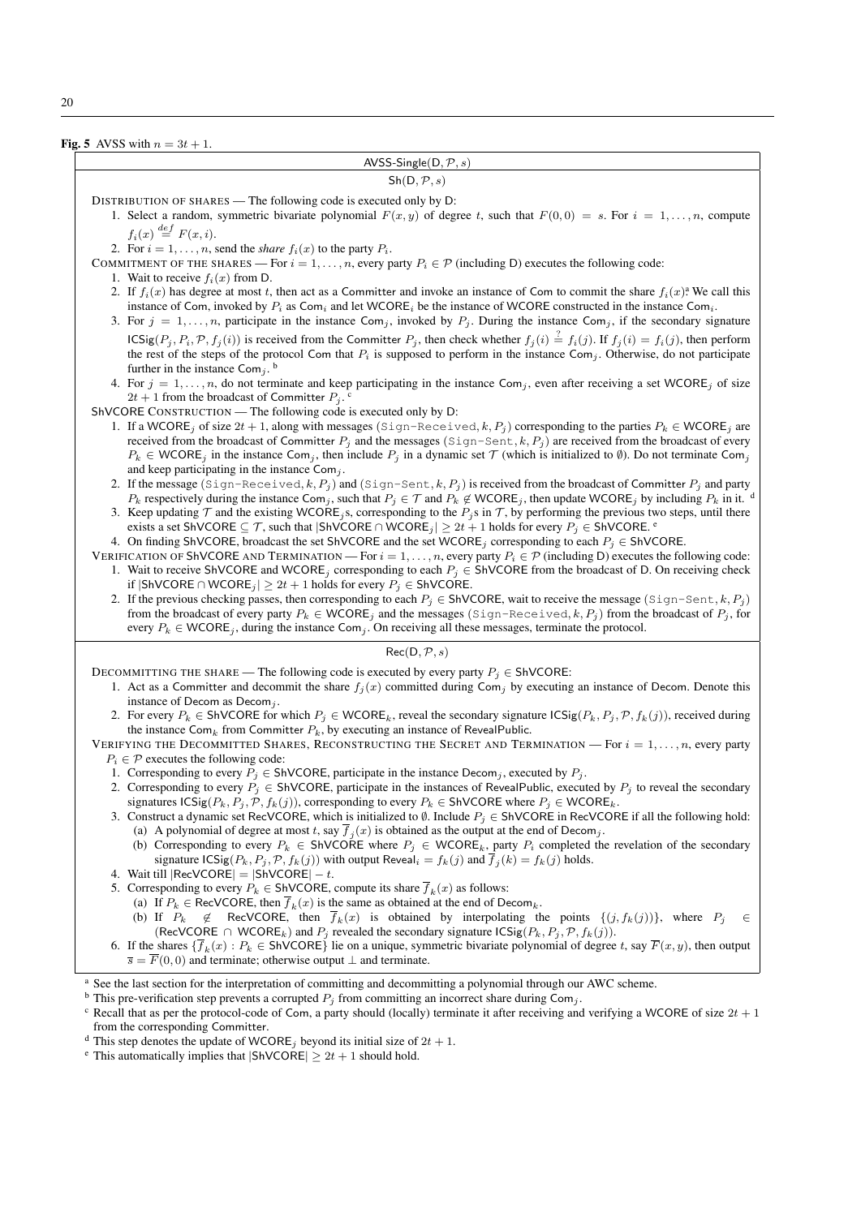**Fig. 5** AVSS with $n = 3t + 1$.

**AVSS-Single$(\mathsf{D}, \mathcal{P}, s)$**

**$\mathsf{Sh}(\mathsf{D}, \mathcal{P}, s)$**

DISTRIBUTION OF SHARES — The following code is executed only by D:

1. Select a random, symmetric bivariate polynomial $F(x, y)$ of degree $t$, such that $F(0, 0) = s$. For $i = 1, \ldots, n$, compute $f_i(x) \stackrel{def}{=} F(x, i)$.
2. For $i = 1, \ldots, n$, send the *share* $f_i(x)$ to the party $P_i$.

COMMITMENT OF THE SHARES — For $i = 1, \ldots, n$, every party $P_i \in \mathcal{P}$ (including D) executes the following code:

1. Wait to receive $f_i(x)$ from D.
2. If $f_i(x)$ has degree at most $t$, then act as a Committer and invoke an instance of Com to commit the share $f_i(x)$.[a] We call this instance of Com, invoked by $P_i$ as $\mathsf{Com}_i$ and let $\mathsf{WCORE}_i$ be the instance of WCORE constructed in the instance $\mathsf{Com}_i$.
3. For $j = 1, \ldots, n$, participate in the instance $\mathsf{Com}_j$, invoked by $P_j$. During the instance $\mathsf{Com}_j$, if the secondary signature $\mathsf{ICSig}(P_j, P_i, \mathcal{P}, f_j(i))$ is received from the Committer $P_j$, then check whether $f_j(i) \stackrel{?}{=} f_i(j)$. If $f_j(i) = f_i(j)$, then perform the rest of the steps of the protocol Com that $P_i$ is supposed to perform in the instance $\mathsf{Com}_j$. Otherwise, do not participate further in the instance $\mathsf{Com}_j$.[b]
4. For $j = 1, \ldots, n$, do not terminate and keep participating in the instance $\mathsf{Com}_j$, even after receiving a set $\mathsf{WCORE}_j$ of size $2t + 1$ from the broadcast of Committer $P_j$.[c]

ShVCORE CONSTRUCTION — The following code is executed only by D:

1. If a $\mathsf{WCORE}_j$ of size $2t + 1$, along with messages $(\texttt{Sign-Received}, k, P_j)$ corresponding to the parties $P_k \in \mathsf{WCORE}_j$ are received from the broadcast of Committer $P_j$ and the messages $(\texttt{Sign-Sent}, k, P_j)$ are received from the broadcast of every $P_k \in \mathsf{WCORE}_j$ in the instance $\mathsf{Com}_j$, then include $P_j$ in a dynamic set $\mathcal{T}$ (which is initialized to $\emptyset$). Do not terminate $\mathsf{Com}_j$ and keep participating in the instance $\mathsf{Com}_j$.
2. If the message $(\texttt{Sign-Received}, k, P_j)$ and $(\texttt{Sign-Sent}, k, P_j)$ is received from the broadcast of Committer $P_j$ and party $P_k$ respectively during the instance $\mathsf{Com}_j$, such that $P_j \in \mathcal{T}$ and $P_k \notin \mathsf{WCORE}_j$, then update $\mathsf{WCORE}_j$ by including $P_k$ in it.[d]
3. Keep updating $\mathcal{T}$ and the existing $\mathsf{WCORE}_j$s, corresponding to the $P_j$s in $\mathcal{T}$, by performing the previous two steps, until there exists a set $\mathsf{ShVCORE} \subseteq \mathcal{T}$, such that $|\mathsf{ShVCORE} \cap \mathsf{WCORE}_j| \geq 2t + 1$ holds for every $P_j \in \mathsf{ShVCORE}$.[e]
4. On finding ShVCORE, broadcast the set ShVCORE and the set $\mathsf{WCORE}_j$ corresponding to each $P_j \in \mathsf{ShVCORE}$.

VERIFICATION OF ShVCORE AND TERMINATION — For $i = 1, \ldots, n$, every party $P_i \in \mathcal{P}$ (including D) executes the following code:

1. Wait to receive ShVCORE and $\mathsf{WCORE}_j$ corresponding to each $P_j \in \mathsf{ShVCORE}$ from the broadcast of D. On receiving check if $|\mathsf{ShVCORE} \cap \mathsf{WCORE}_j| \geq 2t + 1$ holds for every $P_j \in \mathsf{ShVCORE}$.
2. If the previous checking passes, then corresponding to each $P_j \in \mathsf{ShVCORE}$, wait to receive the message $(\texttt{Sign-Sent}, k, P_j)$ from the broadcast of every party $P_k \in \mathsf{WCORE}_j$ and the messages $(\texttt{Sign-Received}, k, P_j)$ from the broadcast of $P_j$, for every $P_k \in \mathsf{WCORE}_j$, during the instance $\mathsf{Com}_j$. On receiving all these messages, terminate the protocol.

**$\mathsf{Rec}(\mathsf{D}, \mathcal{P}, s)$**

DECOMMITTING THE SHARE — The following code is executed by every party $P_j \in \mathsf{ShVCORE}$:

1. Act as a Committer and decommit the share $f_j(x)$ committed during $\mathsf{Com}_j$ by executing an instance of Decom. Denote this instance of Decom as $\mathsf{Decom}_j$.
2. For every $P_k \in \mathsf{ShVCORE}$ for which $P_j \in \mathsf{WCORE}_k$, reveal the secondary signature $\mathsf{ICSig}(P_k, P_j, \mathcal{P}, f_k(j))$, received during the instance $\mathsf{Com}_k$ from Committer $P_k$, by executing an instance of RevealPublic.

VERIFYING THE DECOMMITTED SHARES, RECONSTRUCTING THE SECRET AND TERMINATION — For $i = 1, \ldots, n$, every party $P_i \in \mathcal{P}$ executes the following code:

1. Corresponding to every $P_j \in \mathsf{ShVCORE}$, participate in the instance $\mathsf{Decom}_j$, executed by $P_j$.
2. Corresponding to every $P_j \in \mathsf{ShVCORE}$, participate in the instances of RevealPublic, executed by $P_j$ to reveal the secondary signatures $\mathsf{ICSig}(P_k, P_j, \mathcal{P}, f_k(j))$, corresponding to every $P_k \in \mathsf{ShVCORE}$ where $P_j \in \mathsf{WCORE}_k$.
3. Construct a dynamic set RecVCORE, which is initialized to $\emptyset$. Include $P_j \in \mathsf{ShVCORE}$ in RecVCORE if all the following hold:
   (a) A polynomial of degree at most $t$, say $\overline{f}_j(x)$ is obtained as the output at the end of $\mathsf{Decom}_j$.
   (b) Corresponding to every $P_k \in \mathsf{ShVCORE}$ where $P_j \in \mathsf{WCORE}_k$, party $P_i$ completed the revelation of the secondary signature $\mathsf{ICSig}(P_k, P_j, \mathcal{P}, f_k(j))$ with output $\mathsf{Reveal}_i = f_k(j)$ and $\overline{f}_j(k) = f_k(j)$ holds.
4. Wait till $|\mathsf{RecVCORE}| = |\mathsf{ShVCORE}| - t$.
5. Corresponding to every $P_k \in \mathsf{ShVCORE}$, compute its share $\overline{f}_k(x)$ as follows:
   (a) If $P_k \in \mathsf{RecVCORE}$, then $\overline{f}_k(x)$ is the same as obtained at the end of $\mathsf{Decom}_k$.
   (b) If $P_k \notin \mathsf{RecVCORE}$, then $\overline{f}_k(x)$ is obtained by interpolating the points $\{(j, f_k(j))\}$, where $P_j \in (\mathsf{RecVCORE} \cap \mathsf{WCORE}_k)$ and $P_j$ revealed the secondary signature $\mathsf{ICSig}(P_k, P_j, \mathcal{P}, f_k(j))$.
6. If the shares $\{\overline{f}_k(x) : P_k \in \mathsf{ShVCORE}\}$ lie on a unique, symmetric bivariate polynomial of degree $t$, say $\overline{F}(x, y)$, then output $\overline{s} = \overline{F}(0, 0)$ and terminate; otherwise output $\perp$ and terminate.

[a] See the last section for the interpretation of committing and decommitting a polynomial through our AWC scheme.
[b] This pre-verification step prevents a corrupted $P_j$ from committing an incorrect share during $\mathsf{Com}_j$.
[c] Recall that as per the protocol-code of Com, a party should (locally) terminate it after receiving and verifying a WCORE of size $2t + 1$ from the corresponding Committer.
[d] This step denotes the update of $\mathsf{WCORE}_j$ beyond its initial size of $2t + 1$.
[e] This automatically implies that $|\mathsf{ShVCORE}| \geq 2t + 1$ should hold.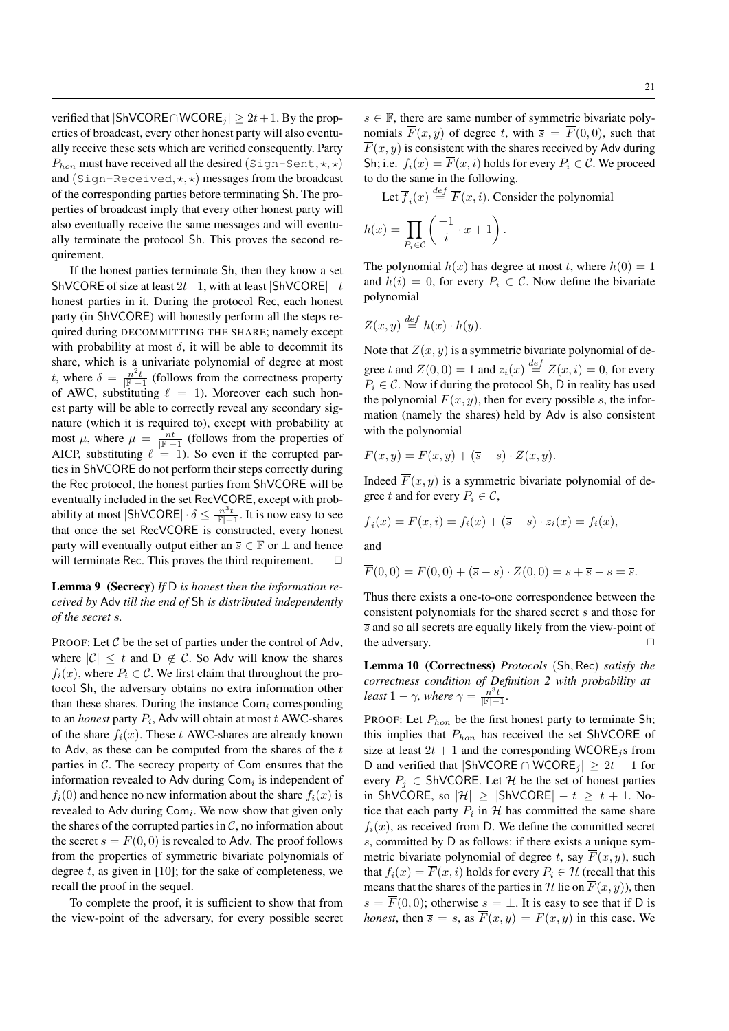verified that $|\mathsf{ShVCORE} \cap \mathsf{WCORE}_j| \geq 2t+1$. By the properties of broadcast, every other honest party will also eventually receive these sets which are verified consequently. Party $P_{hon}$ must have received all the desired (Sign-Sent, $\star, \star$) and (Sign-Received, $\star, \star$) messages from the broadcast of the corresponding parties before terminating Sh. The properties of broadcast imply that every other honest party will also eventually receive the same messages and will eventually terminate the protocol Sh. This proves the second requirement.

If the honest parties terminate Sh, then they know a set ShVCORE of size at least $2t+1$, with at least $|\mathsf{ShVCORE}|-t$ honest parties in it. During the protocol Rec, each honest party (in ShVCORE) will honestly perform all the steps required during DECOMMITTING THE SHARE; namely except with probability at most $\delta$, it will be able to decommit its share, which is a univariate polynomial of degree at most $t$, where $\delta = \frac{n^2 t}{|\mathbb{F}|-1}$ (follows from the correctness property of AWC, substituting $\ell = 1$). Moreover each such honest party will be able to correctly reveal any secondary signature (which it is required to), except with probability at most $\mu$, where $\mu = \frac{nt}{|\mathbb{F}|-1}$ (follows from the properties of AICP, substituting $\ell = 1$). So even if the corrupted parties in ShVCORE do not perform their steps correctly during the Rec protocol, the honest parties from ShVCORE will be eventually included in the set RecVCORE, except with probability at most $|\mathsf{ShVCORE}| \cdot \delta \leq \frac{n^3 t}{|\mathbb{F}|-1}$. It is now easy to see that once the set RecVCORE is constructed, every honest party will eventually output either an $\overline{s} \in \mathbb{F}$ or $\perp$ and hence will terminate Rec. This proves the third requirement. □

**Lemma 9 (Secrecy)** *If* D *is honest then the information received by* Adv *till the end of* Sh *is distributed independently of the secret* $s$.

PROOF: Let $\mathcal{C}$ be the set of parties under the control of Adv, where $|\mathcal{C}| \leq t$ and $\mathsf{D} \not\in \mathcal{C}$. So Adv will know the shares $f_i(x)$, where $P_i \in \mathcal{C}$. We first claim that throughout the protocol Sh, the adversary obtains no extra information other than these shares. During the instance $\mathsf{Com}_i$ corresponding to an *honest* party $P_i$, Adv will obtain at most $t$ AWC-shares of the share $f_i(x)$. These $t$ AWC-shares are already known to Adv, as these can be computed from the shares of the $t$ parties in $\mathcal{C}$. The secrecy property of Com ensures that the information revealed to Adv during $\mathsf{Com}_i$ is independent of $f_i(0)$ and hence no new information about the share $f_i(x)$ is revealed to Adv during $\mathsf{Com}_i$. We now show that given only the shares of the corrupted parties in $\mathcal{C}$, no information about the secret $s = F(0,0)$ is revealed to Adv. The proof follows from the properties of symmetric bivariate polynomials of degree $t$, as given in [10]; for the sake of completeness, we recall the proof in the sequel.

To complete the proof, it is sufficient to show that from the view-point of the adversary, for every possible secret $\overline{s} \in \mathbb{F}$, there are same number of symmetric bivariate polynomials $\overline{F}(x,y)$ of degree $t$, with $\overline{s} = \overline{F}(0,0)$, such that $\overline{F}(x,y)$ is consistent with the shares received by Adv during Sh; i.e. $f_i(x) = \overline{F}(x,i)$ holds for every $P_i \in \mathcal{C}$. We proceed to do the same in the following.

Let $\overline{f}_i(x) \stackrel{def}{=} \overline{F}(x,i)$. Consider the polynomial

$$h(x) = \prod_{P_i \in \mathcal{C}} \left( \frac{-1}{i} \cdot x + 1 \right).$$

The polynomial $h(x)$ has degree at most $t$, where $h(0) = 1$ and $h(i) = 0$, for every $P_i \in \mathcal{C}$. Now define the bivariate polynomial

$$Z(x,y) \stackrel{def}{=} h(x) \cdot h(y).$$

Note that $Z(x,y)$ is a symmetric bivariate polynomial of degree $t$ and $Z(0,0) = 1$ and $z_i(x) \stackrel{def}{=} Z(x,i) = 0$, for every $P_i \in \mathcal{C}$. Now if during the protocol Sh, D in reality has used the polynomial $F(x,y)$, then for every possible $\overline{s}$, the information (namely the shares) held by Adv is also consistent with the polynomial

$$\overline{F}(x,y) = F(x,y) + (\overline{s} - s) \cdot Z(x,y).$$

Indeed $\overline{F}(x,y)$ is a symmetric bivariate polynomial of degree $t$ and for every $P_i \in \mathcal{C}$,

$$\overline{f}_i(x) = \overline{F}(x,i) = f_i(x) + (\overline{s} - s) \cdot z_i(x) = f_i(x),$$

and

$$\overline{F}(0,0) = F(0,0) + (\overline{s} - s) \cdot Z(0,0) = s + \overline{s} - s = \overline{s}.$$

Thus there exists a one-to-one correspondence between the consistent polynomials for the shared secret $s$ and those for $\overline{s}$ and so all secrets are equally likely from the view-point of the adversary. □

**Lemma 10 (Correctness)** *Protocols* (Sh, Rec) *satisfy the correctness condition of Definition 2 with probability at least* $1 - \gamma$, *where* $\gamma = \frac{n^3 t}{|\mathbb{F}|-1}$.

PROOF: Let $P_{hon}$ be the first honest party to terminate Sh; this implies that $P_{hon}$ has received the set ShVCORE of size at least $2t+1$ and the corresponding $\mathsf{WCORE}_j$s from D and verified that $|\mathsf{ShVCORE} \cap \mathsf{WCORE}_j| \geq 2t+1$ for every $P_j \in \mathsf{ShVCORE}$. Let $\mathcal{H}$ be the set of honest parties in ShVCORE, so $|\mathcal{H}| \geq |\mathsf{ShVCORE}| - t \geq t+1$. Notice that each party $P_i$ in $\mathcal{H}$ has committed the same share $f_i(x)$, as received from D. We define the committed secret $\overline{s}$, committed by D as follows: if there exists a unique symmetric bivariate polynomial of degree $t$, say $\overline{F}(x,y)$, such that $f_i(x) = \overline{F}(x,i)$ holds for every $P_i \in \mathcal{H}$ (recall that this means that the shares of the parties in $\mathcal{H}$ lie on $\overline{F}(x,y)$), then $\overline{s} = \overline{F}(0,0)$; otherwise $\overline{s} = \perp$. It is easy to see that if D is *honest*, then $\overline{s} = s$, as $\overline{F}(x,y) = F(x,y)$ in this case. We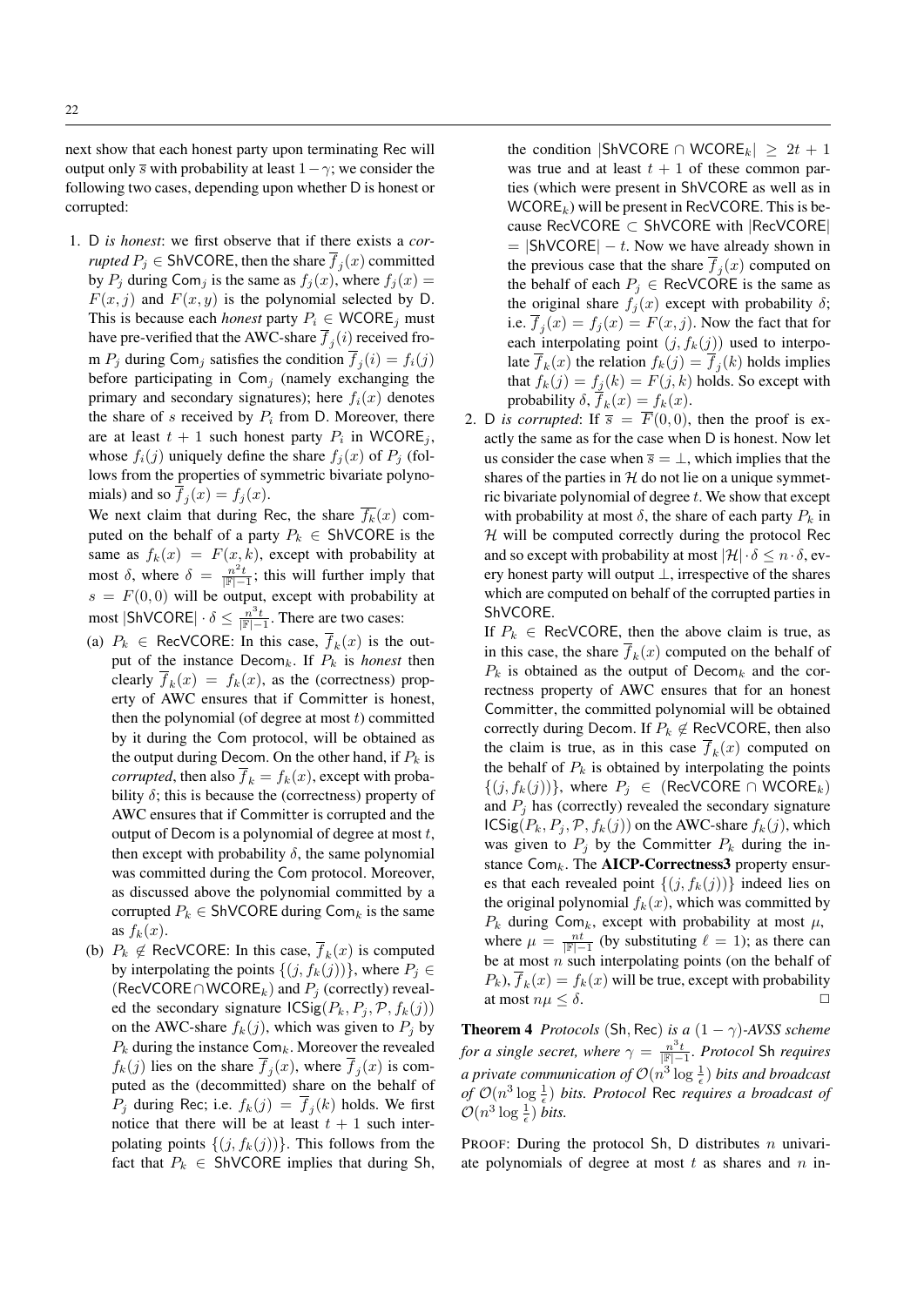next show that each honest party upon terminating Rec will output only $\overline{s}$ with probability at least $1-\gamma$; we consider the following two cases, depending upon whether D is honest or corrupted:

1. D *is honest*: we first observe that if there exists a *corrupted* $P_j \in$ ShVCORE, then the share $\overline{f}_j(x)$ committed by $P_j$ during $\mathsf{Com}_j$ is the same as $f_j(x)$, where $f_j(x) = F(x, j)$ and $F(x, y)$ is the polynomial selected by D. This is because each *honest* party $P_i \in \mathsf{WCORE}_j$ must have pre-verified that the AWC-share $\overline{f}_j(i)$ received from $P_j$ during $\mathsf{Com}_j$ satisfies the condition $\overline{f}_j(i) = f_i(j)$ before participating in $\mathsf{Com}_j$ (namely exchanging the primary and secondary signatures); here $f_i(x)$ denotes the share of $s$ received by $P_i$ from D. Moreover, there are at least $t+1$ such honest party $P_i$ in $\mathsf{WCORE}_j$, whose $f_i(j)$ uniquely define the share $f_j(x)$ of $P_j$ (follows from the properties of symmetric bivariate polynomials) and so $\overline{f}_j(x) = f_j(x)$.

   We next claim that during Rec, the share $\overline{f_k}(x)$ computed on the behalf of a party $P_k \in$ ShVCORE is the same as $f_k(x) = F(x, k)$, except with probability at most $\delta$, where $\delta = \frac{n^2 t}{|\mathbb{F}|-1}$; this will further imply that $s = F(0, 0)$ will be output, except with probability at most $|\mathsf{ShVCORE}| \cdot \delta \leq \frac{n^3 t}{|\mathbb{F}|-1}$. There are two cases:

   (a) $P_k \in$ RecVCORE: In this case, $\overline{f}_k(x)$ is the output of the instance $\mathsf{Decom}_k$. If $P_k$ is *honest* then clearly $\overline{f}_k(x) = f_k(x)$, as the (correctness) property of AWC ensures that if Committer is honest, then the polynomial (of degree at most $t$) committed by it during the Com protocol, will be obtained as the output during Decom. On the other hand, if $P_k$ is *corrupted*, then also $\overline{f}_k = f_k(x)$, except with probability $\delta$; this is because the (correctness) property of AWC ensures that if Committer is corrupted and the output of Decom is a polynomial of degree at most $t$, then except with probability $\delta$, the same polynomial was committed during the Com protocol. Moreover, as discussed above the polynomial committed by a corrupted $P_k \in$ ShVCORE during $\mathsf{Com}_k$ is the same as $f_k(x)$.

   (b) $P_k \notin$ RecVCORE: In this case, $\overline{f}_k(x)$ is computed by interpolating the points $\{(j, f_k(j))\}$, where $P_j \in$ (RecVCORE$\cap \mathsf{WCORE}_k$) and $P_j$ (correctly) revealed the secondary signature $\mathsf{ICSig}(P_k, P_j, \mathcal{P}, f_k(j))$ on the AWC-share $f_k(j)$, which was given to $P_j$ by $P_k$ during the instance $\mathsf{Com}_k$. Moreover the revealed $f_k(j)$ lies on the share $\overline{f}_j(x)$, where $\overline{f}_j(x)$ is computed as the (decommitted) share on the behalf of $P_j$ during Rec; i.e. $f_k(j) = \overline{f}_j(k)$ holds. We first notice that there will be at least $t+1$ such interpolating points $\{(j, f_k(j))\}$. This follows from the fact that $P_k \in$ ShVCORE implies that during Sh, the condition $|\mathsf{ShVCORE} \cap \mathsf{WCORE}_k| \geq 2t+1$ was true and at least $t+1$ of these common parties (which were present in ShVCORE as well as in $\mathsf{WCORE}_k$) will be present in RecVCORE. This is because RecVCORE $\subset$ ShVCORE with $|\mathsf{RecVCORE}| = |\mathsf{ShVCORE}| - t$. Now we have already shown in the previous case that the share $\overline{f}_j(x)$ computed on the behalf of each $P_j \in$ RecVCORE is the same as the original share $f_j(x)$ except with probability $\delta$; i.e. $\overline{f}_j(x) = f_j(x) = F(x, j)$. Now the fact that for each interpolating point $(j, f_k(j))$ used to interpolate $\overline{f}_k(x)$ the relation $f_k(j) = \overline{f}_j(k)$ holds implies that $f_k(j) = f_j(k) = F(j, k)$ holds. So except with probability $\delta$, $\overline{f}_k(x) = f_k(x)$.

2. D *is corrupted*: If $\overline{s} = \overline{F}(0, 0)$, then the proof is exactly the same as for the case when D is honest. Now let us consider the case when $\overline{s} = \perp$, which implies that the shares of the parties in $\mathcal{H}$ do not lie on a unique symmetric bivariate polynomial of degree $t$. We show that except with probability at most $\delta$, the share of each party $P_k$ in $\mathcal{H}$ will be computed correctly during the protocol Rec and so except with probability at most $|\mathcal{H}| \cdot \delta \leq n \cdot \delta$, every honest party will output $\perp$, irrespective of the shares which are computed on behalf of the corrupted parties in ShVCORE.

   If $P_k \in$ RecVCORE, then the above claim is true, as in this case, the share $\overline{f}_k(x)$ computed on the behalf of $P_k$ is obtained as the output of $\mathsf{Decom}_k$ and the correctness property of AWC ensures that for an honest Committer, the committed polynomial will be obtained correctly during Decom. If $P_k \notin$ RecVCORE, then also the claim is true, as in this case $\overline{f}_k(x)$ computed on the behalf of $P_k$ is obtained by interpolating the points $\{(j, f_k(j))\}$, where $P_j \in$ (RecVCORE $\cap \mathsf{WCORE}_k$) and $P_j$ has (correctly) revealed the secondary signature $\mathsf{ICSig}(P_k, P_j, \mathcal{P}, f_k(j))$ on the AWC-share $f_k(j)$, which was given to $P_j$ by the Committer $P_k$ during the instance $\mathsf{Com}_k$. The **AICP-Correctness3** property ensures that each revealed point $\{(j, f_k(j))\}$ indeed lies on the original polynomial $f_k(x)$, which was committed by $P_k$ during $\mathsf{Com}_k$, except with probability at most $\mu$, where $\mu = \frac{nt}{|\mathbb{F}|-1}$ (by substituting $\ell = 1$); as there can be at most $n$ such interpolating points (on the behalf of $P_k$), $\overline{f}_k(x) = f_k(x)$ will be true, except with probability at most $n\mu \leq \delta$. □

**Theorem 4** *Protocols* (Sh, Rec) *is a* $(1-\gamma)$*-AVSS scheme for a single secret, where* $\gamma = \frac{n^3 t}{|\mathbb{F}|-1}$. *Protocol* Sh *requires a private communication of* $\mathcal{O}(n^3 \log \frac{1}{\epsilon})$ *bits and broadcast of* $\mathcal{O}(n^3 \log \frac{1}{\epsilon})$ *bits. Protocol* Rec *requires a broadcast of* $\mathcal{O}(n^3 \log \frac{1}{\epsilon})$ *bits.*

PROOF: During the protocol Sh, D distributes $n$ univariate polynomials of degree at most $t$ as shares and $n$ in-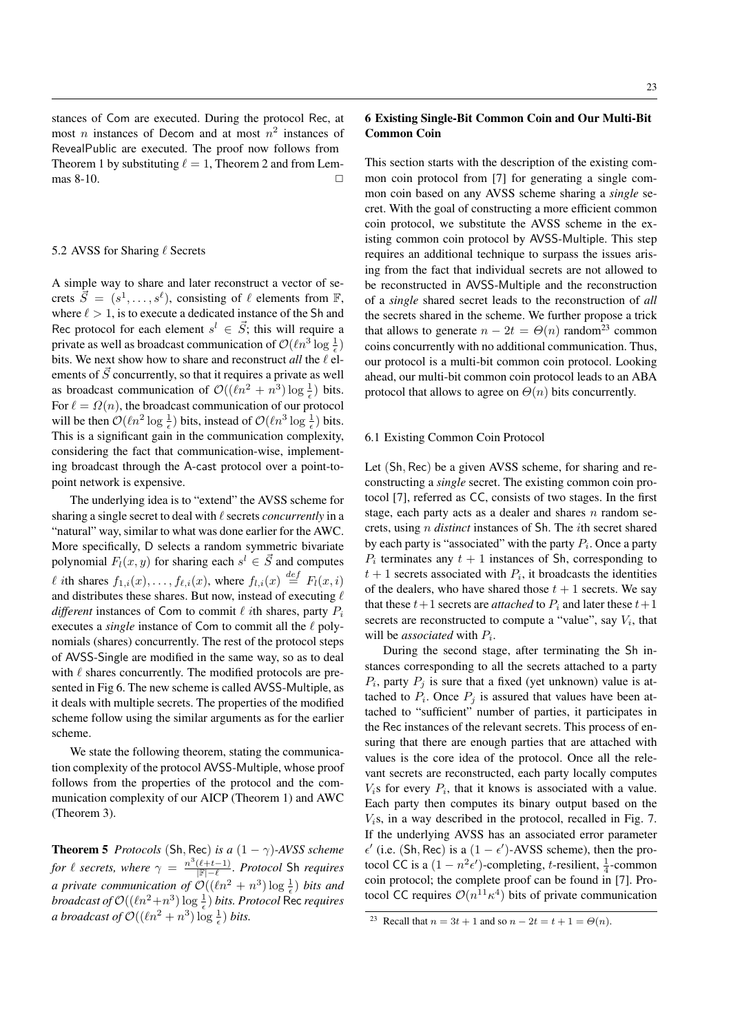stances of Com are executed. During the protocol Rec, at most $n$ instances of Decom and at most $n^2$ instances of RevealPublic are executed. The proof now follows from Theorem 1 by substituting $\ell = 1$, Theorem 2 and from Lemmas 8-10. □

### 5.2 AVSS for Sharing $\ell$ Secrets

A simple way to share and later reconstruct a vector of secrets $\vec{S} = (s^1, \ldots, s^\ell)$, consisting of $\ell$ elements from $\mathbb{F}$, where $\ell > 1$, is to execute a dedicated instance of the Sh and Rec protocol for each element $s^l \in \vec{S}$; this will require a private as well as broadcast communication of $\mathcal{O}(\ell n^3 \log \frac{1}{\epsilon})$ bits. We next show how to share and reconstruct *all* the $\ell$ elements of $\vec{S}$ concurrently, so that it requires a private as well as broadcast communication of $\mathcal{O}((\ell n^2 + n^3) \log \frac{1}{\epsilon})$ bits. For $\ell = \Omega(n)$, the broadcast communication of our protocol will be then $\mathcal{O}(\ell n^2 \log \frac{1}{\epsilon})$ bits, instead of $\mathcal{O}(\ell n^3 \log \frac{1}{\epsilon})$ bits. This is a significant gain in the communication complexity, considering the fact that communication-wise, implementing broadcast through the A-cast protocol over a point-to-point network is expensive.

The underlying idea is to "extend" the AVSS scheme for sharing a single secret to deal with $\ell$ secrets *concurrently* in a "natural" way, similar to what was done earlier for the AWC. More specifically, D selects a random symmetric bivariate polynomial $F_l(x, y)$ for sharing each $s^l \in \vec{S}$ and computes $\ell$ $i$th shares $f_{1,i}(x), \ldots, f_{\ell,i}(x)$, where $f_{l,i}(x) \stackrel{def}{=} F_l(x, i)$ and distributes these shares. But now, instead of executing $\ell$ *different* instances of Com to commit $\ell$ $i$th shares, party $P_i$ executes a *single* instance of Com to commit all the $\ell$ polynomials (shares) concurrently. The rest of the protocol steps of AVSS-Single are modified in the same way, so as to deal with $\ell$ shares concurrently. The modified protocols are presented in Fig 6. The new scheme is called AVSS-Multiple, as it deals with multiple secrets. The properties of the modified scheme follow using the similar arguments as for the earlier scheme.

We state the following theorem, stating the communication complexity of the protocol AVSS-Multiple, whose proof follows from the properties of the protocol and the communication complexity of our AICP (Theorem 1) and AWC (Theorem 3).

**Theorem 5** *Protocols* (Sh, Rec) *is a* $(1-\gamma)$*-AVSS scheme for* $\ell$ *secrets, where* $\gamma = \frac{n^3(\ell+t-1)}{|\mathbb{F}|-\ell}$*. Protocol* Sh *requires a private communication of* $\mathcal{O}((\ell n^2 + n^3) \log \frac{1}{\epsilon})$ *bits and broadcast of* $\mathcal{O}((\ell n^2+n^3) \log \frac{1}{\epsilon})$ *bits. Protocol* Rec *requires a broadcast of* $\mathcal{O}((\ell n^2 + n^3) \log \frac{1}{\epsilon})$ *bits.*

## 6 Existing Single-Bit Common Coin and Our Multi-Bit Common Coin

This section starts with the description of the existing common coin protocol from [7] for generating a single common coin based on any AVSS scheme sharing a *single* secret. With the goal of constructing a more efficient common coin protocol, we substitute the AVSS scheme in the existing common coin protocol by AVSS-Multiple. This step requires an additional technique to surpass the issues arising from the fact that individual secrets are not allowed to be reconstructed in AVSS-Multiple and the reconstruction of a *single* shared secret leads to the reconstruction of *all* the secrets shared in the scheme. We further propose a trick that allows to generate $n - 2t = \Theta(n)$ random[23] common coins concurrently with no additional communication. Thus, our protocol is a multi-bit common coin protocol. Looking ahead, our multi-bit common coin protocol leads to an ABA protocol that allows to agree on $\Theta(n)$ bits concurrently.

### 6.1 Existing Common Coin Protocol

Let (Sh, Rec) be a given AVSS scheme, for sharing and reconstructing a *single* secret. The existing common coin protocol [7], referred as CC, consists of two stages. In the first stage, each party acts as a dealer and shares $n$ random secrets, using $n$ *distinct* instances of Sh. The $i$th secret shared by each party is "associated" with the party $P_i$. Once a party $P_i$ terminates any $t+1$ instances of Sh, corresponding to $t+1$ secrets associated with $P_i$, it broadcasts the identities of the dealers, who have shared those $t+1$ secrets. We say that these $t+1$ secrets are *attached* to $P_i$ and later these $t+1$ secrets are reconstructed to compute a "value", say $V_i$, that will be *associated* with $P_i$.

During the second stage, after terminating the Sh instances corresponding to all the secrets attached to a party $P_i$, party $P_j$ is sure that a fixed (yet unknown) value is attached to $P_i$. Once $P_j$ is assured that values have been attached to "sufficient" number of parties, it participates in the Rec instances of the relevant secrets. This process of ensuring that there are enough parties that are attached with values is the core idea of the protocol. Once all the relevant secrets are reconstructed, each party locally computes $V_i$s for every $P_i$, that it knows is associated with a value. Each party then computes its binary output based on the $V_i$s, in a way described in the protocol, recalled in Fig. 7. If the underlying AVSS has an associated error parameter $\epsilon'$ (i.e. (Sh, Rec) is a $(1-\epsilon')$-AVSS scheme), then the protocol CC is a $(1 - n^2\epsilon')$-completing, $t$-resilient, $\frac{1}{4}$-common coin protocol; the complete proof can be found in [7]. Protocol CC requires $\mathcal{O}(n^{11}\kappa^4)$ bits of private communication

[23] Recall that $n = 3t + 1$ and so $n - 2t = t + 1 = \Theta(n)$.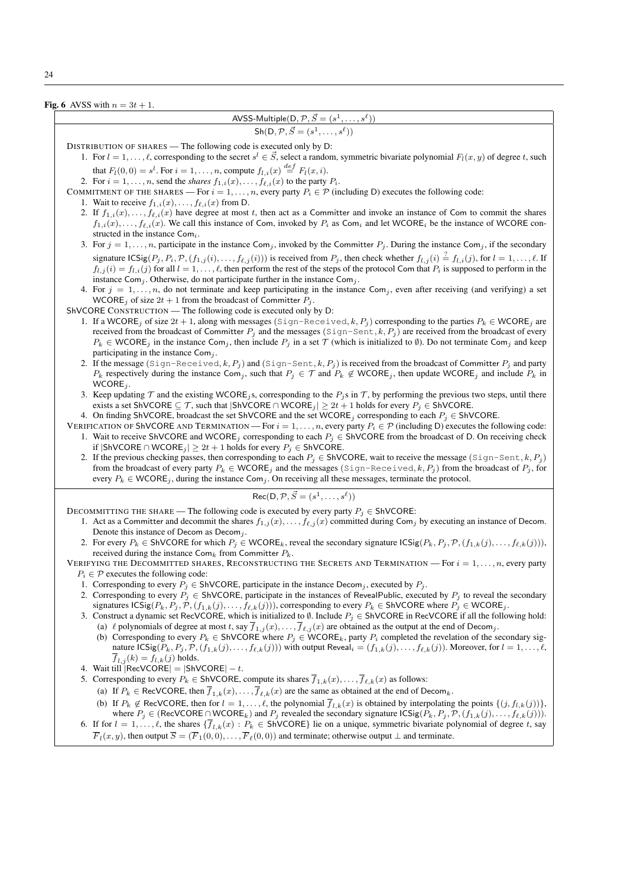**Fig. 6** AVSS with $n = 3t + 1$.

**AVSS-Multiple$(\mathsf{D}, \mathcal{P}, \vec{S} = (s^1, \ldots, s^\ell))$**

**$\mathsf{Sh}(\mathsf{D}, \mathcal{P}, \vec{S} = (s^1, \ldots, s^\ell))$**

DISTRIBUTION OF SHARES — The following code is executed only by D:

1. For $l = 1, \ldots, \ell$, corresponding to the secret $s^l \in \vec{S}$, select a random, symmetric bivariate polynomial $F_l(x, y)$ of degree $t$, such that $F_l(0, 0) = s^l$. For $i = 1, \ldots, n$, compute $f_{l,i}(x) \stackrel{def}{=} F_l(x, i)$.
2. For $i = 1, \ldots, n$, send the *shares* $f_{1,i}(x), \ldots, f_{\ell,i}(x)$ to the party $P_i$.

COMMITMENT OF THE SHARES — For $i = 1, \ldots, n$, every party $P_i \in \mathcal{P}$ (including D) executes the following code:

1. Wait to receive $f_{1,i}(x), \ldots, f_{\ell,i}(x)$ from D.
2. If $f_{1,i}(x), \ldots, f_{\ell,i}(x)$ have degree at most $t$, then act as a Committer and invoke an instance of Com to commit the shares $f_{1,i}(x), \ldots, f_{\ell,i}(x)$. We call this instance of Com, invoked by $P_i$ as $\mathsf{Com}_i$ and let $\mathsf{WCORE}_i$ be the instance of WCORE constructed in the instance $\mathsf{Com}_i$.
3. For $j = 1, \ldots, n$, participate in the instance $\mathsf{Com}_j$, invoked by the Committer $P_j$. During the instance $\mathsf{Com}_j$, if the secondary signature $\mathsf{ICSig}(P_j, P_i, \mathcal{P}, (f_{1,j}(i), \ldots, f_{\ell,j}(i)))$ is received from $P_j$, then check whether $f_{l,j}(i) \stackrel{?}{=} f_{l,i}(j)$, for $l = 1, \ldots, \ell$. If $f_{l,j}(i) = f_{l,i}(j)$ for all $l = 1, \ldots, \ell$, then perform the rest of the steps of the protocol Com that $P_i$ is supposed to perform in the instance $\mathsf{Com}_j$. Otherwise, do not participate further in the instance $\mathsf{Com}_j$.
4. For $j = 1, \ldots, n$, do not terminate and keep participating in the instance $\mathsf{Com}_j$, even after receiving (and verifying) a set $\mathsf{WCORE}_j$ of size $2t + 1$ from the broadcast of Committer $P_j$.

ShVCORE CONSTRUCTION — The following code is executed only by D:

1. If a $\mathsf{WCORE}_j$ of size $2t + 1$, along with messages (Sign-Received, $k, P_j$) corresponding to the parties $P_k \in \mathsf{WCORE}_j$ are received from the broadcast of Committer $P_j$ and the messages (Sign-Sent, $k, P_j$) are received from the broadcast of every $P_k \in \mathsf{WCORE}_j$ in the instance $\mathsf{Com}_j$, then include $P_j$ in a set $\mathcal{T}$ (which is initialized to $\emptyset$). Do not terminate $\mathsf{Com}_j$ and keep participating in the instance $\mathsf{Com}_j$.
2. If the message (Sign-Received, $k, P_j$) and (Sign-Sent, $k, P_j$) is received from the broadcast of Committer $P_j$ and party $P_k$ respectively during the instance $\mathsf{Com}_j$, such that $P_j \in \mathcal{T}$ and $P_k \notin \mathsf{WCORE}_j$, then update $\mathsf{WCORE}_j$ and include $P_k$ in $\mathsf{WCORE}_j$.
3. Keep updating $\mathcal{T}$ and the existing $\mathsf{WCORE}_j$s, corresponding to the $P_j$s in $\mathcal{T}$, by performing the previous two steps, until there exists a set $\mathsf{ShVCORE} \subseteq \mathcal{T}$, such that $|\mathsf{ShVCORE} \cap \mathsf{WCORE}_j| \geq 2t + 1$ holds for every $P_j \in \mathsf{ShVCORE}$.
4. On finding ShVCORE, broadcast the set ShVCORE and the set $\mathsf{WCORE}_j$ corresponding to each $P_j \in \mathsf{ShVCORE}$.

VERIFICATION OF ShVCORE AND TERMINATION — For $i = 1, \ldots, n$, every party $P_i \in \mathcal{P}$ (including D) executes the following code:

1. Wait to receive ShVCORE and $\mathsf{WCORE}_j$ corresponding to each $P_j \in \mathsf{ShVCORE}$ from the broadcast of D. On receiving check if $|\mathsf{ShVCORE} \cap \mathsf{WCORE}_j| \geq 2t + 1$ holds for every $P_j \in \mathsf{ShVCORE}$.
2. If the previous checking passes, then corresponding to each $P_j \in \mathsf{ShVCORE}$, wait to receive the message (Sign-Sent, $k, P_j$) from the broadcast of every party $P_k \in \mathsf{WCORE}_j$ and the messages (Sign-Received, $k, P_j$) from the broadcast of $P_j$, for every $P_k \in \mathsf{WCORE}_j$, during the instance $\mathsf{Com}_j$. On receiving all these messages, terminate the protocol.

**$\mathsf{Rec}(\mathsf{D}, \mathcal{P}, \vec{S} = (s^1, \ldots, s^\ell))$**

DECOMMITTING THE SHARE — The following code is executed by every party $P_j \in \mathsf{ShVCORE}$:

1. Act as a Committer and decommit the shares $f_{1,j}(x), \ldots, f_{\ell,j}(x)$ committed during $\mathsf{Com}_j$ by executing an instance of Decom. Denote this instance of Decom as $\mathsf{Decom}_j$.
2. For every $P_k \in \mathsf{ShVCORE}$ for which $P_j \in \mathsf{WCORE}_k$, reveal the secondary signature $\mathsf{ICSig}(P_k, P_j, \mathcal{P}, (f_{1,k}(j), \ldots, f_{\ell,k}(j)))$, received during the instance $\mathsf{Com}_k$ from Committer $P_k$.

VERIFYING THE DECOMMITTED SHARES, RECONSTRUCTING THE SECRETS AND TERMINATION — For $i = 1, \ldots, n$, every party $P_i \in \mathcal{P}$ executes the following code:

1. Corresponding to every $P_j \in \mathsf{ShVCORE}$, participate in the instance $\mathsf{Decom}_j$, executed by $P_j$.
2. Corresponding to every $P_j \in \mathsf{ShVCORE}$, participate in the instances of RevealPublic, executed by $P_j$ to reveal the secondary signatures $\mathsf{ICSig}(P_k, P_j, \mathcal{P}, (f_{1,k}(j), \ldots, f_{\ell,k}(j)))$, corresponding to every $P_k \in \mathsf{ShVCORE}$ where $P_j \in \mathsf{WCORE}_j$.
3. Construct a dynamic set RecVCORE, which is initialized to $\emptyset$. Include $P_j \in \mathsf{ShVCORE}$ in RecVCORE if all the following hold:
   (a) $\ell$ polynomials of degree at most $t$, say $\overline{f}_{1,j}(x), \ldots, \overline{f}_{\ell,j}(x)$ are obtained as the output at the end of $\mathsf{Decom}_j$.
   (b) Corresponding to every $P_k \in \mathsf{ShVCORE}$ where $P_j \in \mathsf{WCORE}_k$, party $P_i$ completed the revelation of the secondary signature $\mathsf{ICSig}(P_k, P_j, \mathcal{P}, (f_{1,k}(j), \ldots, f_{\ell,k}(j)))$ with output $\mathsf{Reveal}_i = (f_{1,k}(j), \ldots, f_{\ell,k}(j))$. Moreover, for $l = 1, \ldots, \ell$, $\overline{f}_{l,j}(k) = f_{l,k}(j)$ holds.
4. Wait till $|\mathsf{RecVCORE}| = |\mathsf{ShVCORE}| - t$.
5. Corresponding to every $P_k \in \mathsf{ShVCORE}$, compute its shares $\overline{f}_{1,k}(x), \ldots, \overline{f}_{\ell,k}(x)$ as follows:
   (a) If $P_k \in \mathsf{RecVCORE}$, then $\overline{f}_{1,k}(x), \ldots, \overline{f}_{\ell,k}(x)$ are the same as obtained at the end of $\mathsf{Decom}_k$.
   (b) If $P_k \notin \mathsf{RecVCORE}$, then for $l = 1, \ldots, \ell$, the polynomial $\overline{f}_{l,k}(x)$ is obtained by interpolating the points $\{(j, f_{l,k}(j))\}$, where $P_j \in (\mathsf{RecVCORE} \cap \mathsf{WCORE}_k)$ and $P_j$ revealed the secondary signature $\mathsf{ICSig}(P_k, P_j, \mathcal{P}, (f_{1,k}(j), \ldots, f_{\ell,k}(j)))$.
6. If for $l = 1, \ldots, \ell$, the shares $\{\overline{f}_{l,k}(x) : P_k \in \mathsf{ShVCORE}\}$ lie on a unique, symmetric bivariate polynomial of degree $t$, say $\overline{F}_l(x, y)$, then output $\overline{S} = (\overline{F}_1(0, 0), \ldots, \overline{F}_\ell(0, 0))$ and terminate; otherwise output $\perp$ and terminate.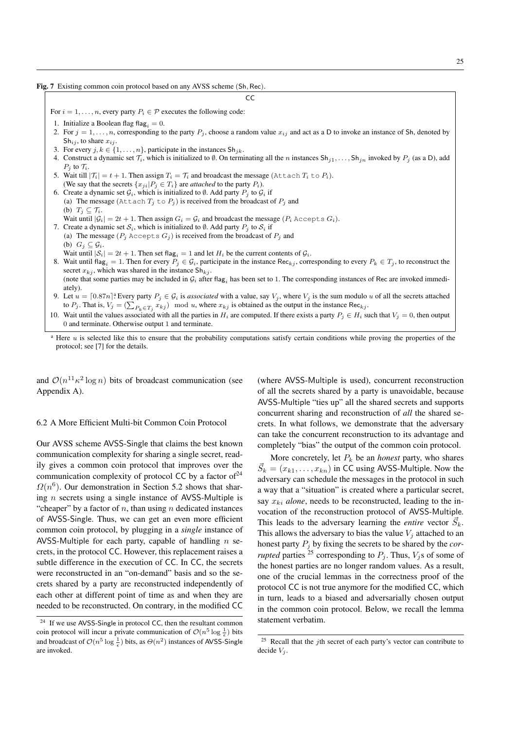**Fig. 7** Existing common coin protocol based on any AVSS scheme (Sh, Rec).

CC

For $i = 1, \ldots, n$, every party $P_i \in \mathcal{P}$ executes the following code:

1. Initialize a Boolean flag $\mathsf{flag}_i = 0$.
2. For $j = 1, \ldots, n$, corresponding to the party $P_j$, choose a random value $x_{ij}$ and act as a D to invoke an instance of Sh, denoted by $\mathsf{Sh}_{ij}$, to share $x_{ij}$.
3. For every $j, k \in \{1, \ldots, n\}$, participate in the instances $\mathsf{Sh}_{jk}$.
4. Construct a dynamic set $\mathcal{T}_i$, which is initialized to $\emptyset$. On terminating all the $n$ instances $\mathsf{Sh}_{j1}, \ldots, \mathsf{Sh}_{jn}$ invoked by $P_j$ (as a D), add $P_j$ to $\mathcal{T}_i$.
5. Wait till $|\mathcal{T}_i| = t + 1$. Then assign $T_i = \mathcal{T}_i$ and broadcast the message (Attach $T_i$ to $P_i$).
   (We say that the secrets $\{x_{ji} | P_j \in T_i\}$ are *attached* to the party $P_i$).
6. Create a dynamic set $\mathcal{G}_i$, which is initialized to $\emptyset$. Add party $P_j$ to $\mathcal{G}_i$ if
   (a) The message (Attach $T_j$ to $P_j$) is received from the broadcast of $P_j$ and
   (b) $T_j \subseteq \mathcal{T}_i$.
   Wait until $|\mathcal{G}_i| = 2t + 1$. Then assign $G_i = \mathcal{G}_i$ and broadcast the message ($P_i$ Accepts $G_i$).
7. Create a dynamic set $\mathcal{S}_i$, which is initialized to $\emptyset$. Add party $P_j$ to $\mathcal{S}_i$ if
   (a) The message ($P_j$ Accepts $G_j$) is received from the broadcast of $P_j$ and
   (b) $G_j \subseteq \mathcal{G}_i$.
   Wait until $|\mathcal{S}_i| = 2t + 1$. Then set $\mathsf{flag}_i = 1$ and let $H_i$ be the current contents of $\mathcal{G}_i$.
8. Wait until $\mathsf{flag}_i = 1$. Then for every $P_j \in \mathcal{G}_i$, participate in the instance $\mathsf{Rec}_{kj}$, corresponding to every $P_k \in T_j$, to reconstruct the secret $x_{kj}$, which was shared in the instance $\mathsf{Sh}_{kj}$.
   (note that some parties may be included in $\mathcal{G}_i$ after $\mathsf{flag}_i$ has been set to 1. The corresponding instances of Rec are invoked immediately).
9. Let $u = \lceil 0.87n \rceil$.[a] Every party $P_j \in \mathcal{G}_i$ is *associated* with a value, say $V_j$, where $V_j$ is the sum modulo $u$ of all the secrets attached to $P_j$. That is, $V_j = (\sum_{P_k \in T_j} x_{kj}) \mod u$, where $x_{kj}$ is obtained as the output in the instance $\mathsf{Rec}_{kj}$.
10. Wait until the values associated with all the parties in $H_i$ are computed. If there exists a party $P_j \in H_i$ such that $V_j = 0$, then output 0 and terminate. Otherwise output 1 and terminate.

[a] Here $u$ is selected like this to ensure that the probability computations satisfy certain conditions while proving the properties of the protocol; see [7] for the details.

and $\mathcal{O}(n^{11}\kappa^2 \log n)$ bits of broadcast communication (see Appendix A).

### 6.2 A More Efficient Multi-bit Common Coin Protocol

Our AVSS scheme AVSS-Single that claims the best known communication complexity for sharing a single secret, readily gives a common coin protocol that improves over the communication complexity of protocol CC by a factor of[24] $\Omega(n^6)$. Our demonstration in Section 5.2 shows that sharing $n$ secrets using a single instance of AVSS-Multiple is "cheaper" by a factor of $n$, than using $n$ dedicated instances of AVSS-Single. Thus, we can get an even more efficient common coin protocol, by plugging in a *single* instance of AVSS-Multiple for each party, capable of handling $n$ secrets, in the protocol CC. However, this replacement raises a subtle difference in the execution of CC. In CC, the secrets were reconstructed in an "on-demand" basis and so the secrets shared by a party are reconstructed independently of each other at different point of time as and when they are needed to be reconstructed. On contrary, in the modified CC (where AVSS-Multiple is used), concurrent reconstruction of all the secrets shared by a party is unavoidable, because AVSS-Multiple "ties up" all the shared secrets and supports concurrent sharing and reconstruction of *all* the shared secrets. In what follows, we demonstrate that the adversary can take the concurrent reconstruction to its advantage and completely "bias" the output of the common coin protocol.

More concretely, let $P_k$ be an *honest* party, who shares $\vec{S}_k = (x_{k1}, \ldots, x_{kn})$ in CC using AVSS-Multiple. Now the adversary can schedule the messages in the protocol in such a way that a "situation" is created where a particular secret, say $x_{ki}$ *alone*, needs to be reconstructed, leading to the invocation of the reconstruction protocol of AVSS-Multiple. This leads to the adversary learning the *entire* vector $\vec{S}_k$. This allows the adversary to bias the value $V_j$ attached to an honest party $P_j$ by fixing the secrets to be shared by the *corrupted* parties [25] corresponding to $P_j$. Thus, $V_j$s of some of the honest parties are no longer random values. As a result, one of the crucial lemmas in the correctness proof of the protocol CC is not true anymore for the modified CC, which in turn, leads to a biased and adversarially chosen output in the common coin protocol. Below, we recall the lemma statement verbatim.

[24] If we use AVSS-Single in protocol CC, then the resultant common coin protocol will incur a private communication of $\mathcal{O}(n^5 \log \frac{1}{\epsilon})$ bits and broadcast of $\mathcal{O}(n^5 \log \frac{1}{\epsilon})$ bits, as $\Theta(n^2)$ instances of AVSS-Single are invoked.

[25] Recall that the $j$th secret of each party's vector can contribute to decide $V_j$.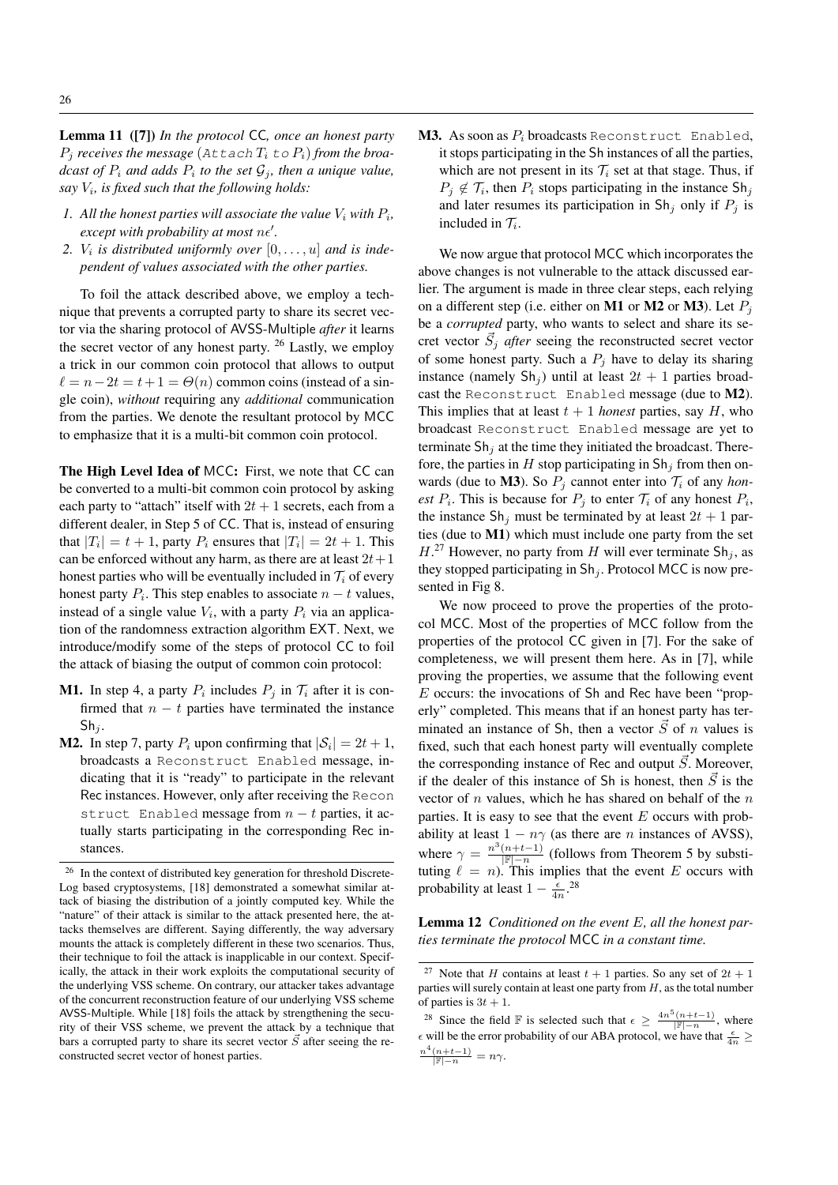**Lemma 11 ([7])** *In the protocol* CC*, once an honest party $P_j$ receives the message* ($\texttt{Attach}\, T_i\ \texttt{to}\ P_i$) *from the broadcast of $P_i$ and adds $P_i$ to the set $\mathcal{G}_j$, then a unique value, say $V_i$, is fixed such that the following holds:*

*1. All the honest parties will associate the value $V_i$ with $P_i$, except with probability at most $n\epsilon'$.*
*2. $V_i$ is distributed uniformly over $[0, \ldots, u]$ and is independent of values associated with the other parties.*

To foil the attack described above, we employ a technique that prevents a corrupted party to share its secret vector via the sharing protocol of AVSS-Multiple *after* it learns the secret vector of any honest party. [26] Lastly, we employ a trick in our common coin protocol that allows to output $\ell = n - 2t = t + 1 = \Theta(n)$ common coins (instead of a single coin), *without* requiring any *additional* communication from the parties. We denote the resultant protocol by MCC to emphasize that it is a multi-bit common coin protocol.

**The High Level Idea of MCC:** First, we note that CC can be converted to a multi-bit common coin protocol by asking each party to "attach" itself with $2t + 1$ secrets, each from a different dealer, in Step 5 of CC. That is, instead of ensuring that $|T_i| = t + 1$, party $P_i$ ensures that $|T_i| = 2t + 1$. This can be enforced without any harm, as there are at least $2t+1$ honest parties who will be eventually included in $\mathcal{T}_i$ of every honest party $P_i$. This step enables to associate $n - t$ values, instead of a single value $V_i$, with a party $P_i$ via an application of the randomness extraction algorithm EXT. Next, we introduce/modify some of the steps of protocol CC to foil the attack of biasing the output of common coin protocol:

**M1.** In step 4, a party $P_i$ includes $P_j$ in $\mathcal{T}_i$ after it is confirmed that $n - t$ parties have terminated the instance $\mathsf{Sh}_j$.

**M2.** In step 7, party $P_i$ upon confirming that $|\mathcal{S}_i| = 2t + 1$, broadcasts a `Reconstruct Enabled` message, indicating that it is "ready" to participate in the relevant Rec instances. However, only after receiving the `Reconstruct Enabled` message from $n - t$ parties, it actually starts participating in the corresponding Rec instances.

**M3.** As soon as $P_i$ broadcasts `Reconstruct Enabled`, it stops participating in the Sh instances of all the parties, which are not present in its $\mathcal{T}_i$ set at that stage. Thus, if $P_j \notin \mathcal{T}_i$, then $P_i$ stops participating in the instance $\mathsf{Sh}_j$ and later resumes its participation in $\mathsf{Sh}_j$ only if $P_j$ is included in $\mathcal{T}_i$.

We now argue that protocol MCC which incorporates the above changes is not vulnerable to the attack discussed earlier. The argument is made in three clear steps, each relying on a different step (i.e. either on **M1** or **M2** or **M3**). Let $P_j$ be a *corrupted* party, who wants to select and share its secret vector $\vec{S}_j$ *after* seeing the reconstructed secret vector of some honest party. Such a $P_j$ have to delay its sharing instance (namely $\mathsf{Sh}_j$) until at least $2t + 1$ parties broadcast the `Reconstruct Enabled` message (due to **M2**). This implies that at least $t + 1$ *honest* parties, say $H$, who broadcast `Reconstruct Enabled` message are yet to terminate $\mathsf{Sh}_j$ at the time they initiated the broadcast. Therefore, the parties in $H$ stop participating in $\mathsf{Sh}_j$ from then onwards (due to **M3**). So $P_j$ cannot enter into $\mathcal{T}_i$ of any *honest* $P_i$. This is because for $P_j$ to enter $\mathcal{T}_i$ of any honest $P_i$, the instance $\mathsf{Sh}_j$ must be terminated by at least $2t + 1$ parties (due to **M1**) which must include one party from the set $H$.[27] However, no party from $H$ will ever terminate $\mathsf{Sh}_j$, as they stopped participating in $\mathsf{Sh}_j$. Protocol MCC is now presented in Fig 8.

We now proceed to prove the properties of the protocol MCC. Most of the properties of MCC follow from the properties of the protocol CC given in [7]. For the sake of completeness, we will present them here. As in [7], while proving the properties, we assume that the following event $E$ occurs: the invocations of Sh and Rec have been "properly" completed. This means that if an honest party has terminated an instance of Sh, then a vector $\vec{S}$ of $n$ values is fixed, such that each honest party will eventually complete the corresponding instance of Rec and output $\vec{S}$. Moreover, if the dealer of this instance of Sh is honest, then $\vec{S}$ is the vector of $n$ values, which he has shared on behalf of the $n$ parties. It is easy to see that the event $E$ occurs with probability at least $1 - n\gamma$ (as there are $n$ instances of AVSS), where $\gamma = \frac{n^3(n+t-1)}{|\mathbb{F}|-n}$ (follows from Theorem 5 by substituting $\ell = n$). This implies that the event $E$ occurs with probability at least $1 - \frac{\epsilon}{4n}$.[28]

**Lemma 12** *Conditioned on the event $E$, all the honest parties terminate the protocol* MCC *in a constant time.*

---

[26] In the context of distributed key generation for threshold Discrete-Log based cryptosystems, [18] demonstrated a somewhat similar attack of biasing the distribution of a jointly computed key. While the "nature" of their attack is similar to the attack presented here, the attacks themselves are different. Saying differently, the way adversary mounts the attack is completely different in these two scenarios. Thus, their technique to foil the attack is inapplicable in our context. Specifically, the attack in their work exploits the computational security of the underlying VSS scheme. On contrary, our attacker takes advantage of the concurrent reconstruction feature of our underlying VSS scheme AVSS-Multiple. While [18] foils the attack by strengthening the security of their VSS scheme, we prevent the attack by a technique that bars a corrupted party to share its secret vector $\vec{S}$ after seeing the reconstructed secret vector of honest parties.

[27] Note that $H$ contains at least $t + 1$ parties. So any set of $2t + 1$ parties will surely contain at least one party from $H$, as the total number of parties is $3t + 1$.

[28] Since the field $\mathbb{F}$ is selected such that $\epsilon \geq \frac{4n^5(n+t-1)}{|\mathbb{F}|-n}$, where $\epsilon$ will be the error probability of our ABA protocol, we have that $\frac{\epsilon}{4n} \geq \frac{n^4(n+t-1)}{|\mathbb{F}|-n} = n\gamma$.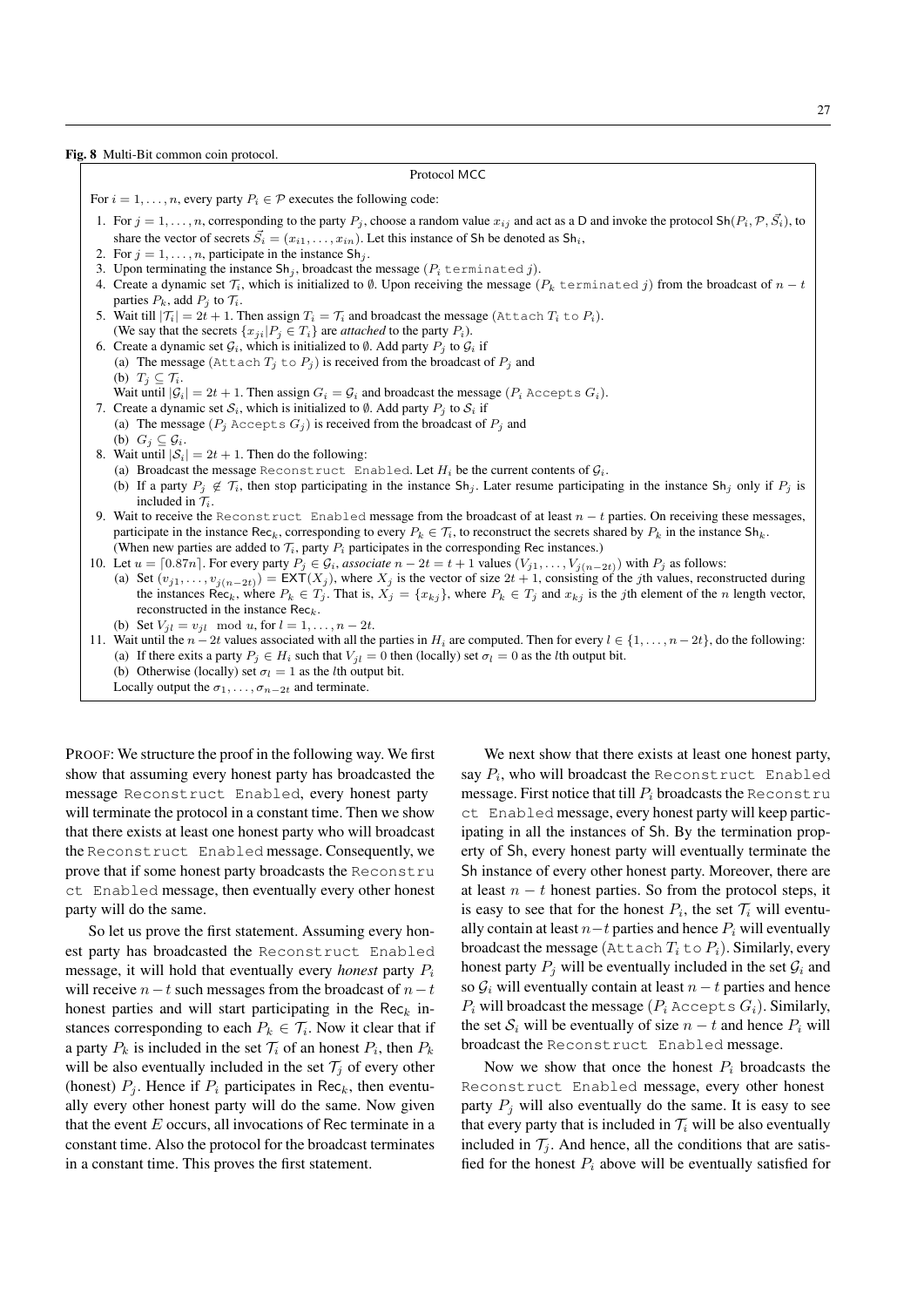**Fig. 8** Multi-Bit common coin protocol.

Protocol MCC

For $i = 1, \ldots, n$, every party $P_i \in \mathcal{P}$ executes the following code:

1. For $j = 1, \ldots, n$, corresponding to the party $P_j$, choose a random value $x_{ij}$ and act as a D and invoke the protocol $\mathsf{Sh}(P_i, \mathcal{P}, \vec{S_i})$, to share the vector of secrets $\vec{S_i} = (x_{i1}, \ldots, x_{in})$. Let this instance of Sh be denoted as $\mathsf{Sh}_i$,
2. For $j = 1, \ldots, n$, participate in the instance $\mathsf{Sh}_j$.
3. Upon terminating the instance $\mathsf{Sh}_j$, broadcast the message ($P_i$ `terminated` $j$).
4. Create a dynamic set $\mathcal{T}_i$, which is initialized to $\emptyset$. Upon receiving the message ($P_k$ `terminated` $j$) from the broadcast of $n-t$ parties $P_k$, add $P_j$ to $\mathcal{T}_i$.
5. Wait till $|\mathcal{T}_i| = 2t+1$. Then assign $T_i = \mathcal{T}_i$ and broadcast the message (`Attach` $T_i$ `to` $P_i$).
(We say that the secrets $\{x_{ji} | P_j \in T_i\}$ are *attached* to the party $P_i$).
6. Create a dynamic set $\mathcal{G}_i$, which is initialized to $\emptyset$. Add party $P_j$ to $\mathcal{G}_i$ if
   (a) The message (`Attach` $T_j$ `to` $P_j$) is received from the broadcast of $P_j$ and
   (b) $T_j \subseteq \mathcal{T}_i$.
   Wait until $|\mathcal{G}_i| = 2t+1$. Then assign $G_i = \mathcal{G}_i$ and broadcast the message ($P_i$ `Accepts` $G_i$).
7. Create a dynamic set $\mathcal{S}_i$, which is initialized to $\emptyset$. Add party $P_j$ to $\mathcal{S}_i$ if
   (a) The message ($P_j$ `Accepts` $G_j$) is received from the broadcast of $P_j$ and
   (b) $G_j \subseteq \mathcal{G}_i$.
8. Wait until $|\mathcal{S}_i| = 2t+1$. Then do the following:
   (a) Broadcast the message `Reconstruct Enabled`. Let $H_i$ be the current contents of $\mathcal{G}_i$.
   (b) If a party $P_j \notin \mathcal{T}_i$, then stop participating in the instance $\mathsf{Sh}_j$. Later resume participating in the instance $\mathsf{Sh}_j$ only if $P_j$ is included in $\mathcal{T}_i$.
9. Wait to receive the `Reconstruct Enabled` message from the broadcast of at least $n-t$ parties. On receiving these messages, participate in the instance $\mathsf{Rec}_k$, corresponding to every $P_k \in \mathcal{T}_i$, to reconstruct the secrets shared by $P_k$ in the instance $\mathsf{Sh}_k$.
(When new parties are added to $\mathcal{T}_i$, party $P_i$ participates in the corresponding Rec instances.)
10. Let $u = \lceil 0.87n \rceil$. For every party $P_j \in \mathcal{G}_i$, *associate* $n-2t = t+1$ values $(V_{j1}, \ldots, V_{j(n-2t)})$ with $P_j$ as follows:
    (a) Set $(v_{j1}, \ldots, v_{j(n-2t)}) = \mathsf{EXT}(X_j)$, where $X_j$ is the vector of size $2t+1$, consisting of the $j$th values, reconstructed during the instances $\mathsf{Rec}_k$, where $P_k \in T_j$. That is, $X_j = \{x_{kj}\}$, where $P_k \in T_j$ and $x_{kj}$ is the $j$th element of the $n$ length vector, reconstructed in the instance $\mathsf{Rec}_k$.
    (b) Set $V_{jl} = v_{jl} \mod u$, for $l = 1, \ldots, n-2t$.
11. Wait until the $n-2t$ values associated with all the parties in $H_i$ are computed. Then for every $l \in \{1, \ldots, n-2t\}$, do the following:
    (a) If there exits a party $P_j \in H_i$ such that $V_{jl} = 0$ then (locally) set $\sigma_l = 0$ as the $l$th output bit.
    (b) Otherwise (locally) set $\sigma_l = 1$ as the $l$th output bit.
    Locally output the $\sigma_1, \ldots, \sigma_{n-2t}$ and terminate.

PROOF: We structure the proof in the following way. We first show that assuming every honest party has broadcasted the message `Reconstruct Enabled`, every honest party will terminate the protocol in a constant time. Then we show that there exists at least one honest party who will broadcast the `Reconstruct Enabled` message. Consequently, we prove that if some honest party broadcasts the `Reconstruct Enabled` message, then eventually every other honest party will do the same.

So let us prove the first statement. Assuming every honest party has broadcasted the `Reconstruct Enabled` message, it will hold that eventually every *honest* party $P_i$ will receive $n-t$ such messages from the broadcast of $n-t$ honest parties and will start participating in the $\mathsf{Rec}_k$ instances corresponding to each $P_k \in \mathcal{T}_i$. Now it clear that if a party $P_k$ is included in the set $\mathcal{T}_i$ of an honest $P_i$, then $P_k$ will be also eventually included in the set $\mathcal{T}_j$ of every other (honest) $P_j$. Hence if $P_i$ participates in $\mathsf{Rec}_k$, then eventually every other honest party will do the same. Now given that the event $E$ occurs, all invocations of Rec terminate in a constant time. Also the protocol for the broadcast terminates in a constant time. This proves the first statement.

We next show that there exists at least one honest party, say $P_i$, who will broadcast the `Reconstruct Enabled` message. First notice that till $P_i$ broadcasts the `Reconstruct Enabled` message, every honest party will keep participating in all the instances of Sh. By the termination property of Sh, every honest party will eventually terminate the Sh instance of every other honest party. Moreover, there are at least $n-t$ honest parties. So from the protocol steps, it is easy to see that for the honest $P_i$, the set $\mathcal{T}_i$ will eventually contain at least $n-t$ parties and hence $P_i$ will eventually broadcast the message (`Attach` $T_i$ `to` $P_i$). Similarly, every honest party $P_j$ will be eventually included in the set $\mathcal{G}_i$ and so $\mathcal{G}_i$ will eventually contain at least $n-t$ parties and hence $P_i$ will broadcast the message ($P_i$ `Accepts` $G_i$). Similarly, the set $\mathcal{S}_i$ will be eventually of size $n-t$ and hence $P_i$ will broadcast the `Reconstruct Enabled` message.

Now we show that once the honest $P_i$ broadcasts the `Reconstruct Enabled` message, every other honest party $P_j$ will also eventually do the same. It is easy to see that every party that is included in $\mathcal{T}_i$ will be also eventually included in $\mathcal{T}_j$. And hence, all the conditions that are satisfied for the honest $P_i$ above will be eventually satisfied for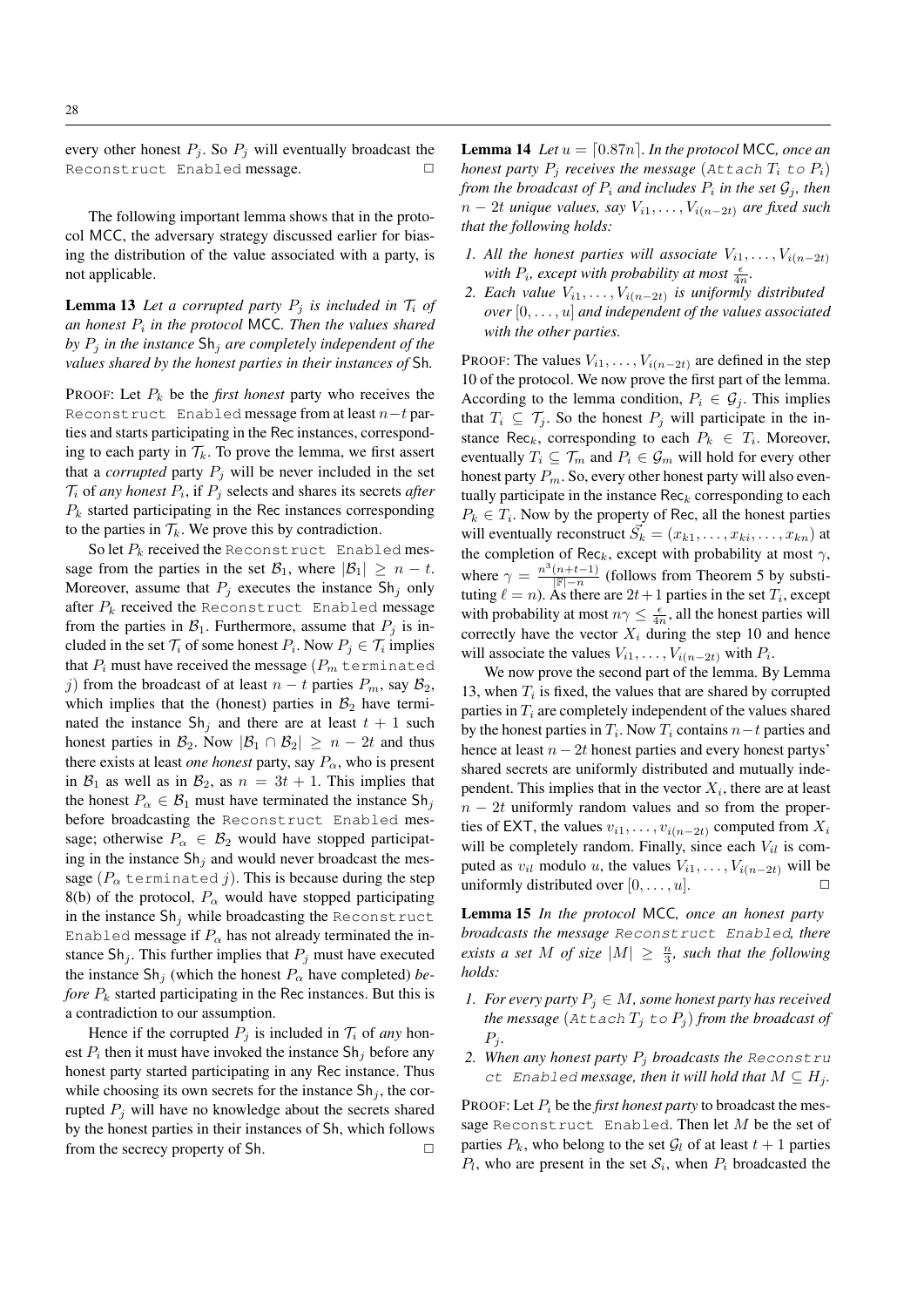every other honest $P_j$. So $P_j$ will eventually broadcast the `Reconstruct Enabled` message. □

The following important lemma shows that in the protocol MCC, the adversary strategy discussed earlier for biasing the distribution of the value associated with a party, is not applicable.

**Lemma 13** *Let a corrupted party $P_j$ is included in $\mathcal{T}_i$ of an honest $P_i$ in the protocol* MCC. *Then the values shared by $P_j$ in the instance $\mathsf{Sh}_j$ are completely independent of the values shared by the honest parties in their instances of* Sh.

PROOF: Let $P_k$ be the *first honest* party who receives the `Reconstruct Enabled` message from at least $n-t$ parties and starts participating in the Rec instances, corresponding to each party in $\mathcal{T}_k$. To prove the lemma, we first assert that a *corrupted* party $P_j$ will be never included in the set $\mathcal{T}_i$ of *any honest* $P_i$, if $P_j$ selects and shares its secrets *after* $P_k$ started participating in the Rec instances corresponding to the parties in $\mathcal{T}_k$. We prove this by contradiction.

So let $P_k$ received the `Reconstruct Enabled` message from the parties in the set $\mathcal{B}_1$, where $|\mathcal{B}_1| \geq n-t$. Moreover, assume that $P_j$ executes the instance $\mathsf{Sh}_j$ only after $P_k$ received the `Reconstruct Enabled` message from the parties in $\mathcal{B}_1$. Furthermore, assume that $P_j$ is included in the set $\mathcal{T}_i$ of some honest $P_i$. Now $P_j \in \mathcal{T}_i$ implies that $P_i$ must have received the message ($P_m$ `terminated` $j$) from the broadcast of at least $n-t$ parties $P_m$, say $\mathcal{B}_2$, which implies that the (honest) parties in $\mathcal{B}_2$ have terminated the instance $\mathsf{Sh}_j$ and there are at least $t+1$ such honest parties in $\mathcal{B}_2$. Now $|\mathcal{B}_1 \cap \mathcal{B}_2| \geq n-2t$ and thus there exists at least *one honest* party, say $P_\alpha$, who is present in $\mathcal{B}_1$ as well as in $\mathcal{B}_2$, as $n = 3t+1$. This implies that the honest $P_\alpha \in \mathcal{B}_1$ must have terminated the instance $\mathsf{Sh}_j$ before broadcasting the `Reconstruct Enabled` message; otherwise $P_\alpha \in \mathcal{B}_2$ would have stopped participating in the instance $\mathsf{Sh}_j$ and would never broadcast the message ($P_\alpha$ `terminated` $j$). This is because during the step 8(b) of the protocol, $P_\alpha$ would have stopped participating in the instance $\mathsf{Sh}_j$ while broadcasting the `Reconstruct Enabled` message if $P_\alpha$ has not already terminated the instance $\mathsf{Sh}_j$. This further implies that $P_j$ must have executed the instance $\mathsf{Sh}_j$ (which the honest $P_\alpha$ have completed) *before* $P_k$ started participating in the Rec instances. But this is a contradiction to our assumption.

Hence if the corrupted $P_j$ is included in $\mathcal{T}_i$ of *any* honest $P_i$ then it must have invoked the instance $\mathsf{Sh}_j$ before any honest party started participating in any Rec instance. Thus while choosing its own secrets for the instance $\mathsf{Sh}_j$, the corrupted $P_j$ will have no knowledge about the secrets shared by the honest parties in their instances of Sh, which follows from the secrecy property of Sh. □

**Lemma 14** *Let $u = \lceil 0.87n \rceil$. In the protocol* MCC, *once an honest party $P_j$ receives the message* (`Attach` $T_i$ `to` $P_i$) *from the broadcast of $P_i$ and includes $P_i$ in the set $\mathcal{G}_j$, then $n-2t$ unique values, say $V_{i1}, \ldots, V_{i(n-2t)}$ are fixed such that the following holds:*

1. *All the honest parties will associate $V_{i1}, \ldots, V_{i(n-2t)}$ with $P_i$, except with probability at most $\frac{\epsilon}{4n}$.*
2. *Each value $V_{i1}, \ldots, V_{i(n-2t)}$ is uniformly distributed over $[0, \ldots, u]$ and independent of the values associated with the other parties.*

PROOF: The values $V_{i1}, \ldots, V_{i(n-2t)}$ are defined in the step 10 of the protocol. We now prove the first part of the lemma. According to the lemma condition, $P_i \in \mathcal{G}_j$. This implies that $T_i \subseteq \mathcal{T}_j$. So the honest $P_j$ will participate in the instance $\mathsf{Rec}_k$, corresponding to each $P_k \in T_i$. Moreover, eventually $T_i \subseteq \mathcal{T}_m$ and $P_i \in \mathcal{G}_m$ will hold for every other honest party $P_m$. So, every other honest party will also eventually participate in the instance $\mathsf{Rec}_k$ corresponding to each $P_k \in T_i$. Now by the property of Rec, all the honest parties will eventually reconstruct $\vec{S_k} = (x_{k1}, \ldots, x_{ki}, \ldots, x_{kn})$ at the completion of $\mathsf{Rec}_k$, except with probability at most $\gamma$, where $\gamma = \frac{n^3(n+t-1)}{|\mathbb{F}|-n}$ (follows from Theorem 5 by substituting $\ell = n$). As there are $2t+1$ parties in the set $T_i$, except with probability at most $n\gamma \leq \frac{\epsilon}{4n}$, all the honest parties will correctly have the vector $X_i$ during the step 10 and hence will associate the values $V_{i1}, \ldots, V_{i(n-2t)}$ with $P_i$.

We now prove the second part of the lemma. By Lemma 13, when $T_i$ is fixed, the values that are shared by corrupted parties in $T_i$ are completely independent of the values shared by the honest parties in $T_i$. Now $T_i$ contains $n-t$ parties and hence at least $n-2t$ honest parties and every honest partys' shared secrets are uniformly distributed and mutually independent. This implies that in the vector $X_i$, there are at least $n-2t$ uniformly random values and so from the properties of EXT, the values $v_{i1}, \ldots, v_{i(n-2t)}$ computed from $X_i$ will be completely random. Finally, since each $V_{il}$ is computed as $v_{il}$ modulo $u$, the values $V_{i1}, \ldots, V_{i(n-2t)}$ will be uniformly distributed over $[0, \ldots, u]$. □

**Lemma 15** *In the protocol* MCC, *once an honest party broadcasts the message* `Reconstruct Enabled`, *there exists a set $M$ of size $|M| \geq \frac{n}{3}$, such that the following holds:*

1. *For every party $P_j \in M$, some honest party has received the message* (`Attach` $T_j$ `to` $P_j$) *from the broadcast of $P_j$.*
2. *When any honest party $P_j$ broadcasts the* `Reconstruct Enabled` *message, then it will hold that $M \subseteq H_j$.*

PROOF: Let $P_i$ be the *first honest party* to broadcast the message `Reconstruct Enabled`. Then let $M$ be the set of parties $P_k$, who belong to the set $\mathcal{G}_l$ of at least $t+1$ parties $P_l$, who are present in the set $\mathcal{S}_i$, when $P_i$ broadcasted the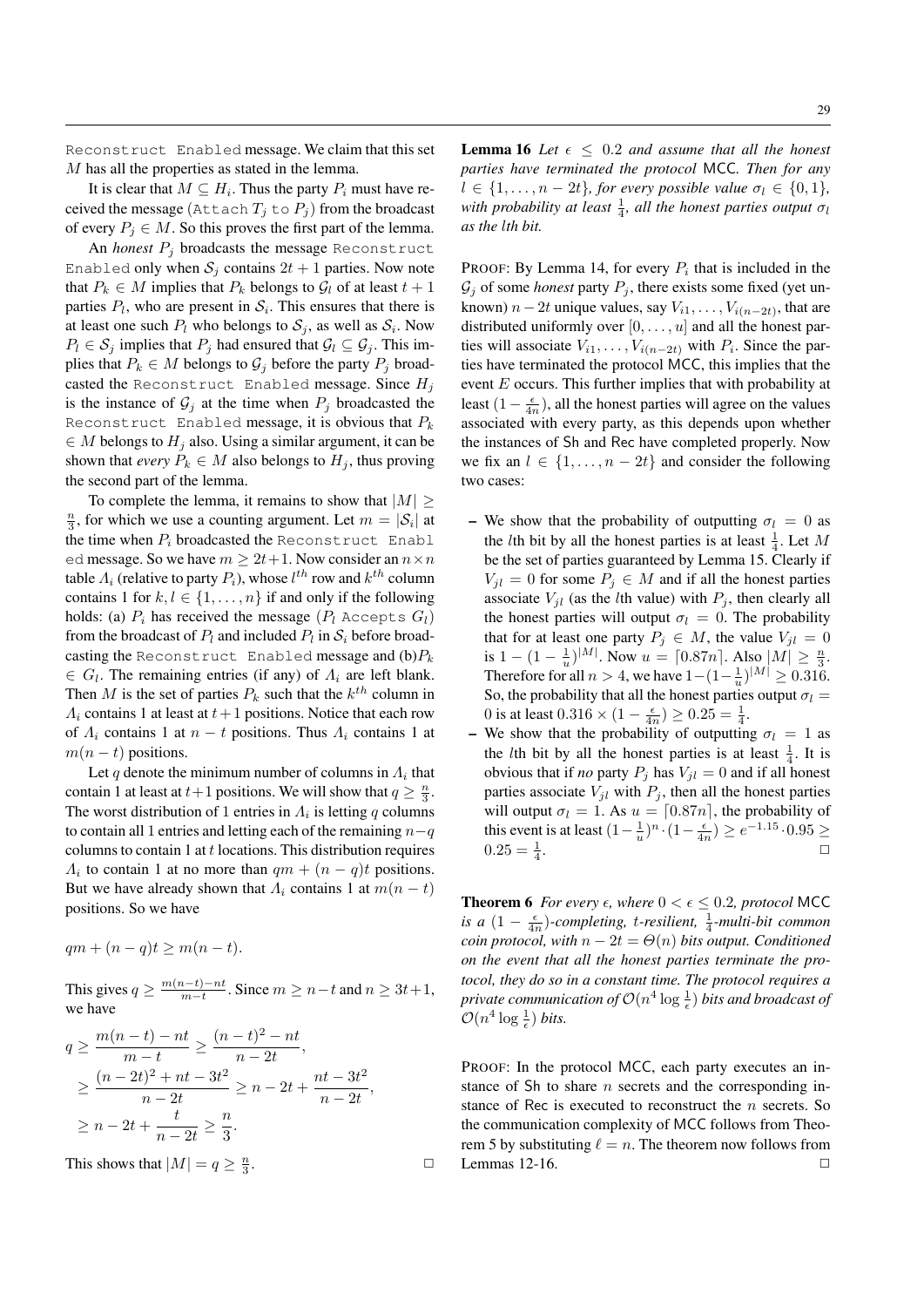Reconstruct Enabled message. We claim that this set $M$ has all the properties as stated in the lemma.

It is clear that $M \subseteq H_i$. Thus the party $P_i$ must have received the message (Attach $T_j$ to $P_j$) from the broadcast of every $P_j \in M$. So this proves the first part of the lemma.

An *honest* $P_j$ broadcasts the message Reconstruct Enabled only when $\mathcal{S}_j$ contains $2t+1$ parties. Now note that $P_k \in M$ implies that $P_k$ belongs to $\mathcal{G}_l$ of at least $t+1$ parties $P_l$, who are present in $\mathcal{S}_i$. This ensures that there is at least one such $P_l$ who belongs to $\mathcal{S}_j$, as well as $\mathcal{S}_i$. Now $P_l \in \mathcal{S}_j$ implies that $P_j$ had ensured that $\mathcal{G}_l \subseteq \mathcal{G}_j$. This implies that $P_k \in M$ belongs to $\mathcal{G}_j$ before the party $P_j$ broadcasted the Reconstruct Enabled message. Since $H_j$ is the instance of $\mathcal{G}_j$ at the time when $P_j$ broadcasted the Reconstruct Enabled message, it is obvious that $P_k \in M$ belongs to $H_j$ also. Using a similar argument, it can be shown that *every* $P_k \in M$ also belongs to $H_j$, thus proving the second part of the lemma.

To complete the lemma, it remains to show that $|M| \geq \frac{n}{3}$, for which we use a counting argument. Let $m = |\mathcal{S}_i|$ at the time when $P_i$ broadcasted the Reconstruct Enabled message. So we have $m \geq 2t+1$. Now consider an $n \times n$ table $\Lambda_i$ (relative to party $P_i$), whose $l^{th}$ row and $k^{th}$ column contains 1 for $k, l \in \{1, \ldots, n\}$ if and only if the following holds: (a) $P_i$ has received the message ($P_l$ Accepts $G_l$) from the broadcast of $P_l$ and included $P_l$ in $\mathcal{S}_i$ before broadcasting the Reconstruct Enabled message and (b) $P_k \in G_l$. The remaining entries (if any) of $\Lambda_i$ are left blank. Then $M$ is the set of parties $P_k$ such that the $k^{th}$ column in $\Lambda_i$ contains 1 at least at $t+1$ positions. Notice that each row of $\Lambda_i$ contains 1 at $n-t$ positions. Thus $\Lambda_i$ contains 1 at $m(n-t)$ positions.

Let $q$ denote the minimum number of columns in $\Lambda_i$ that contain 1 at least at $t+1$ positions. We will show that $q \geq \frac{n}{3}$. The worst distribution of 1 entries in $\Lambda_i$ is letting $q$ columns to contain all 1 entries and letting each of the remaining $n-q$ columns to contain 1 at $t$ locations. This distribution requires $\Lambda_i$ to contain 1 at no more than $qm + (n-q)t$ positions. But we have already shown that $\Lambda_i$ contains 1 at $m(n-t)$ positions. So we have

$$qm + (n-q)t \geq m(n-t).$$

This gives $q \geq \frac{m(n-t)-nt}{m-t}$. Since $m \geq n-t$ and $n \geq 3t+1$, we have

$$\begin{aligned}
q &\geq \frac{m(n-t)-nt}{m-t} \geq \frac{(n-t)^2 - nt}{n-2t}, \\
&\geq \frac{(n-2t)^2 + nt - 3t^2}{n-2t} \geq n - 2t + \frac{nt - 3t^2}{n-2t}, \\
&\geq n - 2t + \frac{t}{n-2t} \geq \frac{n}{3}.
\end{aligned}$$

This shows that $|M| = q \geq \frac{n}{3}$. □

**Lemma 16** *Let $\epsilon \leq 0.2$ and assume that all the honest parties have terminated the protocol* MCC. *Then for any $l \in \{1, \ldots, n-2t\}$, for every possible value $\sigma_l \in \{0, 1\}$, with probability at least $\frac{1}{4}$, all the honest parties output $\sigma_l$ as the $l$th bit.*

PROOF: By Lemma 14, for every $P_i$ that is included in the $\mathcal{G}_j$ of some *honest* party $P_j$, there exists some fixed (yet unknown) $n-2t$ unique values, say $V_{i1}, \ldots, V_{i(n-2t)}$, that are distributed uniformly over $[0, \ldots, u]$ and all the honest parties will associate $V_{i1}, \ldots, V_{i(n-2t)}$ with $P_i$. Since the parties have terminated the protocol MCC, this implies that the event $E$ occurs. This further implies that with probability at least $(1 - \frac{\epsilon}{4n})$, all the honest parties will agree on the values associated with every party, as this depends upon whether the instances of Sh and Rec have completed properly. Now we fix an $l \in \{1, \ldots, n-2t\}$ and consider the following two cases:

- We show that the probability of outputting $\sigma_l = 0$ as the $l$th bit by all the honest parties is at least $\frac{1}{4}$. Let $M$ be the set of parties guaranteed by Lemma 15. Clearly if $V_{jl} = 0$ for some $P_j \in M$ and if all the honest parties associate $V_{jl}$ (as the $l$th value) with $P_j$, then clearly all the honest parties will output $\sigma_l = 0$. The probability that for at least one party $P_j \in M$, the value $V_{jl} = 0$ is $1 - (1 - \frac{1}{u})^{|M|}$. Now $u = \lceil 0.87n \rceil$. Also $|M| \geq \frac{n}{3}$. Therefore for all $n > 4$, we have $1 - (1 - \frac{1}{u})^{|M|} \geq 0.316$. So, the probability that all the honest parties output $\sigma_l = 0$ is at least $0.316 \times (1 - \frac{\epsilon}{4n}) \geq 0.25 = \frac{1}{4}$.
- We show that the probability of outputting $\sigma_l = 1$ as the $l$th bit by all the honest parties is at least $\frac{1}{4}$. It is obvious that if *no* party $P_j$ has $V_{jl} = 0$ and if all honest parties associate $V_{jl}$ with $P_j$, then all the honest parties will output $\sigma_l = 1$. As $u = \lceil 0.87n \rceil$, the probability of this event is at least $(1 - \frac{1}{u})^n \cdot (1 - \frac{\epsilon}{4n}) \geq e^{-1.15} \cdot 0.95 \geq 0.25 = \frac{1}{4}$. □

**Theorem 6** *For every $\epsilon$, where $0 < \epsilon \leq 0.2$, protocol* MCC *is a $(1 - \frac{\epsilon}{4n})$-completing, $t$-resilient, $\frac{1}{4}$-multi-bit common coin protocol, with $n - 2t = \Theta(n)$ bits output. Conditioned on the event that all the honest parties terminate the protocol, they do so in a constant time. The protocol requires a private communication of $\mathcal{O}(n^4 \log \frac{1}{\epsilon})$ bits and broadcast of $\mathcal{O}(n^4 \log \frac{1}{\epsilon})$ bits.*

PROOF: In the protocol MCC, each party executes an instance of Sh to share $n$ secrets and the corresponding instance of Rec is executed to reconstruct the $n$ secrets. So the communication complexity of MCC follows from Theorem 5 by substituting $\ell = n$. The theorem now follows from Lemmas 12-16. □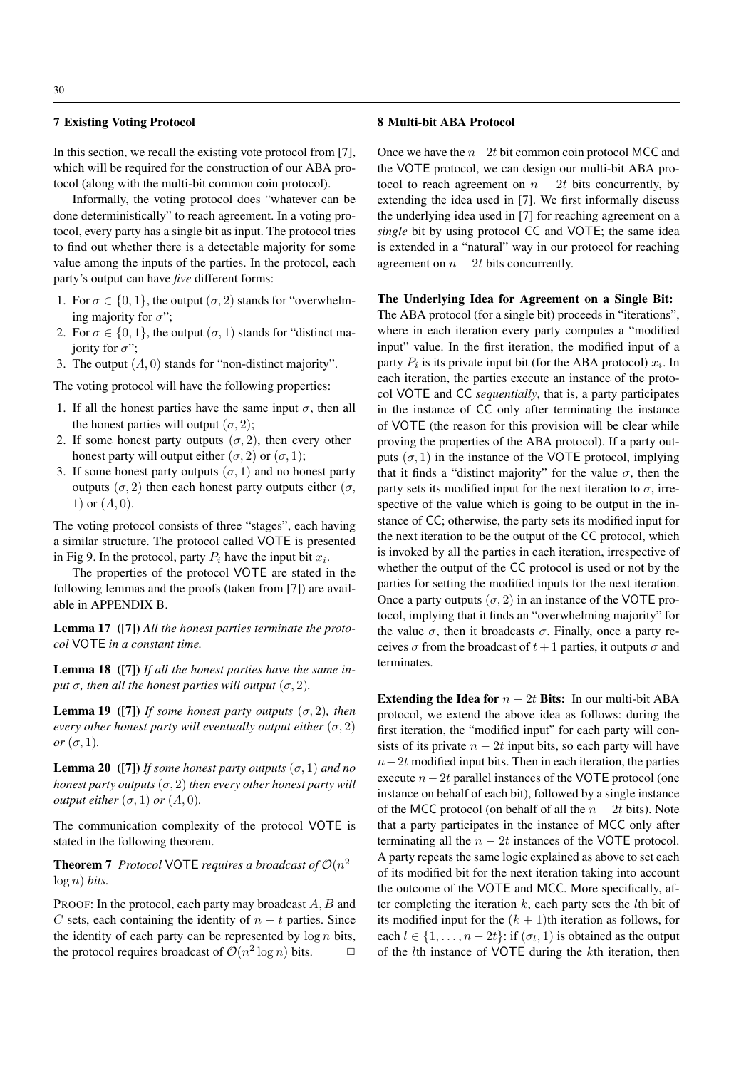## 7 Existing Voting Protocol

In this section, we recall the existing vote protocol from [7], which will be required for the construction of our ABA protocol (along with the multi-bit common coin protocol).

Informally, the voting protocol does "whatever can be done deterministically" to reach agreement. In a voting protocol, every party has a single bit as input. The protocol tries to find out whether there is a detectable majority for some value among the inputs of the parties. In the protocol, each party's output can have *five* different forms:

1. For $\sigma \in \{0, 1\}$, the output $(\sigma, 2)$ stands for "overwhelming majority for $\sigma$";
2. For $\sigma \in \{0, 1\}$, the output $(\sigma, 1)$ stands for "distinct majority for $\sigma$";
3. The output $(\Lambda, 0)$ stands for "non-distinct majority".

The voting protocol will have the following properties:

1. If all the honest parties have the same input $\sigma$, then all the honest parties will output $(\sigma, 2)$;
2. If some honest party outputs $(\sigma, 2)$, then every other honest party will output either $(\sigma, 2)$ or $(\sigma, 1)$;
3. If some honest party outputs $(\sigma, 1)$ and no honest party outputs $(\sigma, 2)$ then each honest party outputs either $(\sigma, 1)$ or $(\Lambda, 0)$.

The voting protocol consists of three "stages", each having a similar structure. The protocol called VOTE is presented in Fig 9. In the protocol, party $P_i$ have the input bit $x_i$.

The properties of the protocol VOTE are stated in the following lemmas and the proofs (taken from [7]) are available in APPENDIX B.

**Lemma 17** **([7])** *All the honest parties terminate the protocol* VOTE *in a constant time.*

**Lemma 18** **([7])** *If all the honest parties have the same input $\sigma$, then all the honest parties will output $(\sigma, 2)$.*

**Lemma 19** **([7])** *If some honest party outputs $(\sigma, 2)$, then every other honest party will eventually output either $(\sigma, 2)$ or $(\sigma, 1)$.*

**Lemma 20** **([7])** *If some honest party outputs $(\sigma, 1)$ and no honest party outputs $(\sigma, 2)$ then every other honest party will output either $(\sigma, 1)$ or $(\Lambda, 0)$.*

The communication complexity of the protocol VOTE is stated in the following theorem.

**Theorem 7** *Protocol* VOTE *requires a broadcast of $\mathcal{O}(n^2 \log n)$ bits.*

PROOF: In the protocol, each party may broadcast $A$, $B$ and $C$ sets, each containing the identity of $n - t$ parties. Since the identity of each party can be represented by $\log n$ bits, the protocol requires broadcast of $\mathcal{O}(n^2 \log n)$ bits. □

## 8 Multi-bit ABA Protocol

Once we have the $n-2t$ bit common coin protocol MCC and the VOTE protocol, we can design our multi-bit ABA protocol to reach agreement on $n - 2t$ bits concurrently, by extending the idea used in [7]. We first informally discuss the underlying idea used in [7] for reaching agreement on a *single* bit by using protocol CC and VOTE; the same idea is extended in a "natural" way in our protocol for reaching agreement on $n - 2t$ bits concurrently.

**The Underlying Idea for Agreement on a Single Bit:** The ABA protocol (for a single bit) proceeds in "iterations", where in each iteration every party computes a "modified input" value. In the first iteration, the modified input of a party $P_i$ is its private input bit (for the ABA protocol) $x_i$. In each iteration, the parties execute an instance of the protocol VOTE and CC *sequentially*, that is, a party participates in the instance of CC only after terminating the instance of VOTE (the reason for this provision will be clear while proving the properties of the ABA protocol). If a party outputs $(\sigma, 1)$ in the instance of the VOTE protocol, implying that it finds a "distinct majority" for the value $\sigma$, then the party sets its modified input for the next iteration to $\sigma$, irrespective of the value which is going to be output in the instance of CC; otherwise, the party sets its modified input for the next iteration to be the output of the CC protocol, which is invoked by all the parties in each iteration, irrespective of whether the output of the CC protocol is used or not by the parties for setting the modified inputs for the next iteration. Once a party outputs $(\sigma, 2)$ in an instance of the VOTE protocol, implying that it finds an "overwhelming majority" for the value $\sigma$, then it broadcasts $\sigma$. Finally, once a party receives $\sigma$ from the broadcast of $t + 1$ parties, it outputs $\sigma$ and terminates.

**Extending the Idea for $n - 2t$ Bits:** In our multi-bit ABA protocol, we extend the above idea as follows: during the first iteration, the "modified input" for each party will consists of its private $n - 2t$ input bits, so each party will have $n-2t$ modified input bits. Then in each iteration, the parties execute $n-2t$ parallel instances of the VOTE protocol (one instance on behalf of each bit), followed by a single instance of the MCC protocol (on behalf of all the $n - 2t$ bits). Note that a party participates in the instance of MCC only after terminating all the $n - 2t$ instances of the VOTE protocol. A party repeats the same logic explained as above to set each of its modified bit for the next iteration taking into account the outcome of the VOTE and MCC. More specifically, after completing the iteration $k$, each party sets the $l$th bit of its modified input for the $(k + 1)$th iteration as follows, for each $l \in \{1, \ldots, n-2t\}$: if $(\sigma_l, 1)$ is obtained as the output of the $l$th instance of VOTE during the $k$th iteration, then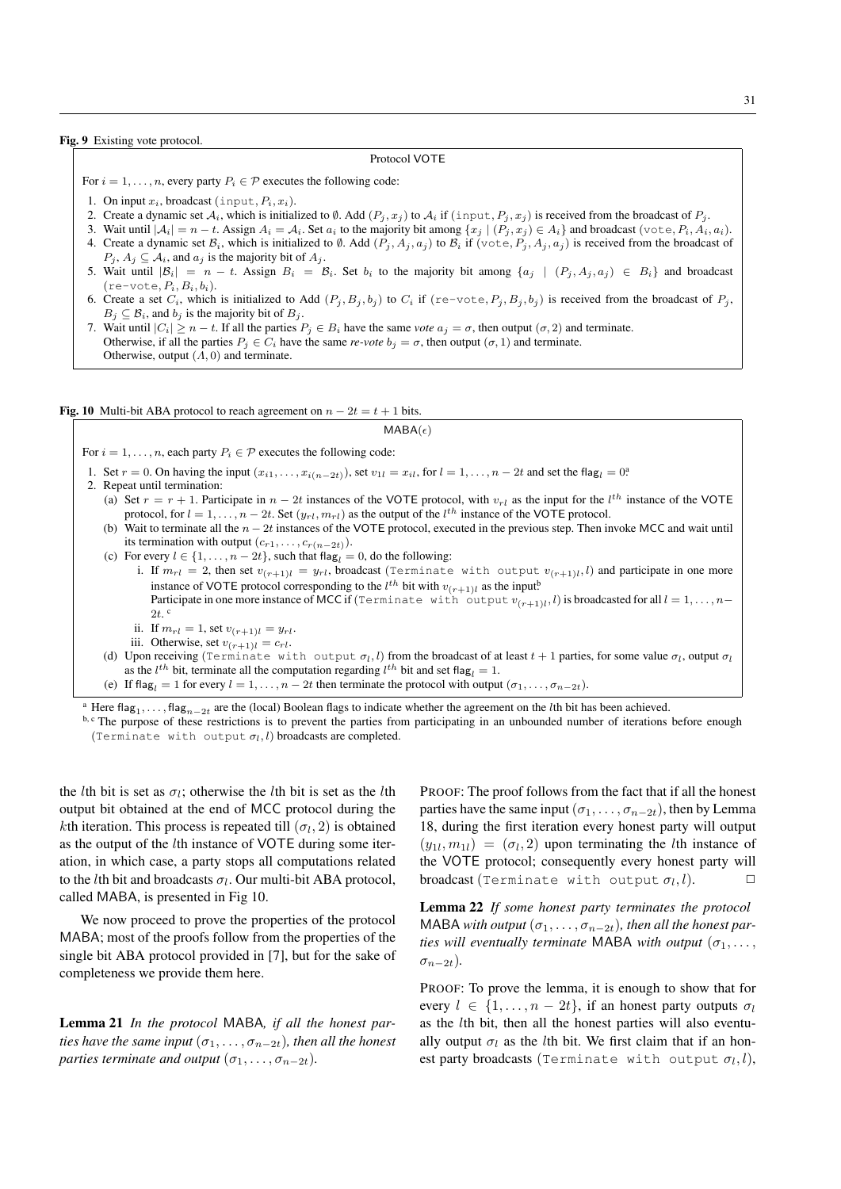**Fig. 9** Existing vote protocol.

Protocol VOTE

For $i = 1, \ldots, n$, every party $P_i \in \mathcal{P}$ executes the following code:

1. On input $x_i$, broadcast $(\texttt{input}, P_i, x_i)$.
2. Create a dynamic set $\mathcal{A}_i$, which is initialized to $\emptyset$. Add $(P_j, x_j)$ to $\mathcal{A}_i$ if $(\texttt{input}, P_j, x_j)$ is received from the broadcast of $P_j$.
3. Wait until $|\mathcal{A}_i| = n - t$. Assign $A_i = \mathcal{A}_i$. Set $a_i$ to the majority bit among $\{x_j \mid (P_j, x_j) \in A_i\}$ and broadcast $(\texttt{vote}, P_i, A_i, a_i)$.
4. Create a dynamic set $\mathcal{B}_i$, which is initialized to $\emptyset$. Add $(P_j, A_j, a_j)$ to $\mathcal{B}_i$ if $(\texttt{vote}, P_j, A_j, a_j)$ is received from the broadcast of $P_j$, $A_j \subseteq \mathcal{A}_i$, and $a_j$ is the majority bit of $A_j$.
5. Wait until $|\mathcal{B}_i| = n - t$. Assign $B_i = \mathcal{B}_i$. Set $b_i$ to the majority bit among $\{a_j \mid (P_j, A_j, a_j) \in B_i\}$ and broadcast $(\texttt{re-vote}, P_i, B_i, b_i)$.
6. Create a set $C_i$, which is initialized to Add $(P_j, B_j, b_j)$ to $C_i$ if $(\texttt{re-vote}, P_j, B_j, b_j)$ is received from the broadcast of $P_j$, $B_j \subseteq \mathcal{B}_i$, and $b_j$ is the majority bit of $B_j$.
7. Wait until $|C_i| \geq n - t$. If all the parties $P_j \in B_i$ have the same *vote* $a_j = \sigma$, then output $(\sigma, 2)$ and terminate.
   Otherwise, if all the parties $P_j \in C_i$ have the same *re-vote* $b_j = \sigma$, then output $(\sigma, 1)$ and terminate.
   Otherwise, output $(\Lambda, 0)$ and terminate.

**Fig. 10** Multi-bit ABA protocol to reach agreement on $n - 2t = t + 1$ bits.

$\mathsf{MABA}(\epsilon)$

For $i = 1, \ldots, n$, each party $P_i \in \mathcal{P}$ executes the following code:

1. Set $r = 0$. On having the input $(x_{i1}, \ldots, x_{i(n-2t)})$, set $v_{1l} = x_{il}$, for $l = 1, \ldots, n - 2t$ and set the $\mathsf{flag}_l = 0$[a]
2. Repeat until termination:
   (a) Set $r = r + 1$. Participate in $n - 2t$ instances of the VOTE protocol, with $v_{rl}$ as the input for the $l^{th}$ instance of the VOTE protocol, for $l = 1, \ldots, n - 2t$. Set $(y_{rl}, m_{rl})$ as the output of the $l^{th}$ instance of the VOTE protocol.
   (b) Wait to terminate all the $n - 2t$ instances of the VOTE protocol, executed in the previous step. Then invoke MCC and wait until its termination with output $(c_{r1}, \ldots, c_{r(n-2t)})$.
   (c) For every $l \in \{1, \ldots, n - 2t\}$, such that $\mathsf{flag}_l = 0$, do the following:
      i. If $m_{rl} = 2$, then set $v_{(r+1)l} = y_{rl}$, broadcast $(\texttt{Terminate with output } v_{(r+1)l}, l)$ and participate in one more instance of VOTE protocol corresponding to the $l^{th}$ bit with $v_{(r+1)l}$ as the input[b]
      Participate in one more instance of MCC if $(\texttt{Terminate with output } v_{(r+1)l}, l)$ is broadcasted for all $l = 1, \ldots, n - 2t$. [c]
      ii. If $m_{rl} = 1$, set $v_{(r+1)l} = y_{rl}$.
      iii. Otherwise, set $v_{(r+1)l} = c_{rl}$.
   (d) Upon receiving $(\texttt{Terminate with output } \sigma_l, l)$ from the broadcast of at least $t + 1$ parties, for some value $\sigma_l$, output $\sigma_l$ as the $l^{th}$ bit, terminate all the computation regarding $l^{th}$ bit and set $\mathsf{flag}_l = 1$.
   (e) If $\mathsf{flag}_l = 1$ for every $l = 1, \ldots, n - 2t$ then terminate the protocol with output $(\sigma_1, \ldots, \sigma_{n-2t})$.

[a] Here $\mathsf{flag}_1, \ldots, \mathsf{flag}_{n-2t}$ are the (local) Boolean flags to indicate whether the agreement on the $l$th bit has been achieved.
[b, c] The purpose of these restrictions is to prevent the parties from participating in an unbounded number of iterations before enough $(\texttt{Terminate with output } \sigma_l, l)$ broadcasts are completed.

the $l$th bit is set as $\sigma_l$; otherwise the $l$th bit is set as the $l$th output bit obtained at the end of MCC protocol during the $k$th iteration. This process is repeated till $(\sigma_l, 2)$ is obtained as the output of the $l$th instance of VOTE during some iteration, in which case, a party stops all computations related to the $l$th bit and broadcasts $\sigma_l$. Our multi-bit ABA protocol, called MABA, is presented in Fig 10.

We now proceed to prove the properties of the protocol MABA; most of the proofs follow from the properties of the single bit ABA protocol provided in [7], but for the sake of completeness we provide them here.

**Lemma 21** *In the protocol* MABA*, if all the honest parties have the same input $(\sigma_1, \ldots, \sigma_{n-2t})$, then all the honest parties terminate and output $(\sigma_1, \ldots, \sigma_{n-2t})$.*

PROOF: The proof follows from the fact that if all the honest parties have the same input $(\sigma_1, \ldots, \sigma_{n-2t})$, then by Lemma 18, during the first iteration every honest party will output $(y_{1l}, m_{1l}) = (\sigma_l, 2)$ upon terminating the $l$th instance of the VOTE protocol; consequently every honest party will broadcast $(\texttt{Terminate with output } \sigma_l, l)$. □

**Lemma 22** *If some honest party terminates the protocol* MABA *with output $(\sigma_1, \ldots, \sigma_{n-2t})$, then all the honest parties will eventually terminate* MABA *with output $(\sigma_1, \ldots, \sigma_{n-2t})$.*

PROOF: To prove the lemma, it is enough to show that for every $l \in \{1, \ldots, n - 2t\}$, if an honest party outputs $\sigma_l$ as the $l$th bit, then all the honest parties will also eventually output $\sigma_l$ as the $l$th bit. We first claim that if an honest party broadcasts $(\texttt{Terminate with output } \sigma_l, l)$,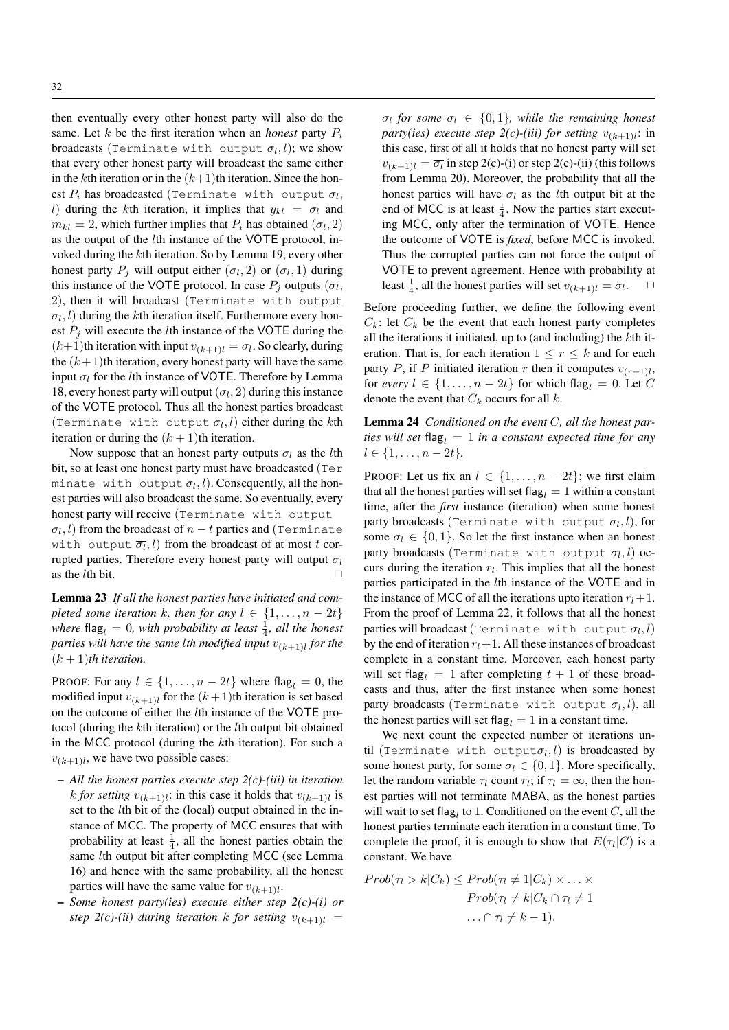then eventually every other honest party will also do the same. Let $k$ be the first iteration when an *honest* party $P_i$ broadcasts (`Terminate with output` $\sigma_l, l$); we show that every other honest party will broadcast the same either in the $k$th iteration or in the $(k+1)$th iteration. Since the honest $P_i$ has broadcasted (`Terminate with output` $\sigma_l$, $l$) during the $k$th iteration, it implies that $y_{kl} = \sigma_l$ and $m_{kl} = 2$, which further implies that $P_i$ has obtained $(\sigma_l, 2)$ as the output of the $l$th instance of the VOTE protocol, invoked during the $k$th iteration. So by Lemma 19, every other honest party $P_j$ will output either $(\sigma_l, 2)$ or $(\sigma_l, 1)$ during this instance of the VOTE protocol. In case $P_j$ outputs $(\sigma_l, 2)$, then it will broadcast (`Terminate with output` $\sigma_l, l$) during the $k$th iteration itself. Furthermore every honest $P_j$ will execute the $l$th instance of the VOTE during the $(k+1)$th iteration with input $v_{(k+1)l} = \sigma_l$. So clearly, during the $(k+1)$th iteration, every honest party will have the same input $\sigma_l$ for the $l$th instance of VOTE. Therefore by Lemma 18, every honest party will output $(\sigma_l, 2)$ during this instance of the VOTE protocol. Thus all the honest parties broadcast (`Terminate with output` $\sigma_l, l$) either during the $k$th iteration or during the $(k+1)$th iteration.

Now suppose that an honest party outputs $\sigma_l$ as the $l$th bit, so at least one honest party must have broadcasted (`Terminate with output` $\sigma_l, l$). Consequently, all the honest parties will also broadcast the same. So eventually, every honest party will receive (`Terminate with output` $\sigma_l, l$) from the broadcast of $n - t$ parties and (`Terminate with output` $\overline{\sigma_l}, l$) from the broadcast of at most $t$ corrupted parties. Therefore every honest party will output $\sigma_l$ as the $l$th bit. □

**Lemma 23** *If all the honest parties have initiated and completed some iteration $k$, then for any $l \in \{1, \ldots, n-2t\}$ where $\mathsf{flag}_l = 0$, with probability at least $\frac{1}{4}$, all the honest parties will have the same $l$th modified input $v_{(k+1)l}$ for the $(k+1)$th iteration.*

PROOF: For any $l \in \{1, \ldots, n-2t\}$ where $\mathsf{flag}_l = 0$, the modified input $v_{(k+1)l}$ for the $(k+1)$th iteration is set based on the outcome of either the $l$th instance of the VOTE protocol (during the $k$th iteration) or the $l$th output bit obtained in the MCC protocol (during the $k$th iteration). For such a $v_{(k+1)l}$, we have two possible cases:

- *All the honest parties execute step 2(c)-(iii) in iteration $k$ for setting $v_{(k+1)l}$*: in this case, it holds that $v_{(k+1)l}$ is set to the $l$th bit of the (local) output obtained in the instance of MCC. The property of MCC ensures that with probability at least $\frac{1}{4}$, all the honest parties obtain the same $l$th output bit after completing MCC (see Lemma 16) and hence with the same probability, all the honest parties will have the same value for $v_{(k+1)l}$.
- *Some honest party(ies) execute either step 2(c)-(i) or step 2(c)-(ii) during iteration $k$ for setting $v_{(k+1)l} = \sigma_l$ for some $\sigma_l \in \{0, 1\}$, while the remaining honest party(ies) execute step 2(c)-(iii) for setting $v_{(k+1)l}$*: in this case, first of all it holds that no honest party will set $v_{(k+1)l} = \overline{\sigma_l}$ in step 2(c)-(i) or step 2(c)-(ii) (this follows from Lemma 20). Moreover, the probability that all the honest parties will have $\sigma_l$ as the $l$th output bit at the end of MCC is at least $\frac{1}{4}$. Now the parties start executing MCC, only after the termination of VOTE. Hence the outcome of VOTE is *fixed*, before MCC is invoked. Thus the corrupted parties can not force the output of VOTE to prevent agreement. Hence with probability at least $\frac{1}{4}$, all the honest parties will set $v_{(k+1)l} = \sigma_l$. □

Before proceeding further, we define the following event $C_k$: let $C_k$ be the event that each honest party completes all the iterations it initiated, up to (and including) the $k$th iteration. That is, for each iteration $1 \leq r \leq k$ and for each party $P$, if $P$ initiated iteration $r$ then it computes $v_{(r+1)l}$, for *every* $l \in \{1, \ldots, n-2t\}$ for which $\mathsf{flag}_l = 0$. Let $C$ denote the event that $C_k$ occurs for all $k$.

**Lemma 24** *Conditioned on the event $C$, all the honest parties will set $\mathsf{flag}_l = 1$ in a constant expected time for any $l \in \{1, \ldots, n-2t\}$.*

PROOF: Let us fix an $l \in \{1, \ldots, n-2t\}$; we first claim that all the honest parties will set $\mathsf{flag}_l = 1$ within a constant time, after the ***first*** instance (iteration) when some honest party broadcasts (`Terminate with output` $\sigma_l, l$), for some $\sigma_l \in \{0, 1\}$. So let the first instance when an honest party broadcasts (`Terminate with output` $\sigma_l, l$) occurs during the iteration $r_l$. This implies that all the honest parties participated in the $l$th instance of the VOTE and in the instance of MCC of all the iterations upto iteration $r_l + 1$. From the proof of Lemma 22, it follows that all the honest parties will broadcast (`Terminate with output` $\sigma_l, l$) by the end of iteration $r_l + 1$. All these instances of broadcast complete in a constant time. Moreover, each honest party will set $\mathsf{flag}_l = 1$ after completing $t + 1$ of these broadcasts and thus, after the first instance when some honest party broadcasts (`Terminate with output` $\sigma_l, l$), all the honest parties will set $\mathsf{flag}_l = 1$ in a constant time.

We next count the expected number of iterations until (`Terminate with output`$\sigma_l, l$) is broadcasted by some honest party, for some $\sigma_l \in \{0, 1\}$. More specifically, let the random variable $\tau_l$ count $r_l$; if $\tau_l = \infty$, then the honest parties will not terminate MABA, as the honest parties will wait to set $\mathsf{flag}_l$ to 1. Conditioned on the event $C$, all the honest parties terminate each iteration in a constant time. To complete the proof, it is enough to show that $E(\tau_l | C)$ is a constant. We have

$$
\begin{aligned}
Prob(\tau_l > k | C_k) \leq\ & Prob(\tau_l \neq 1 | C_k) \times \ldots \times \\
& Prob(\tau_l \neq k | C_k \cap \tau_l \neq 1 \\
& \ldots \cap \tau_l \neq k-1).
\end{aligned}
$$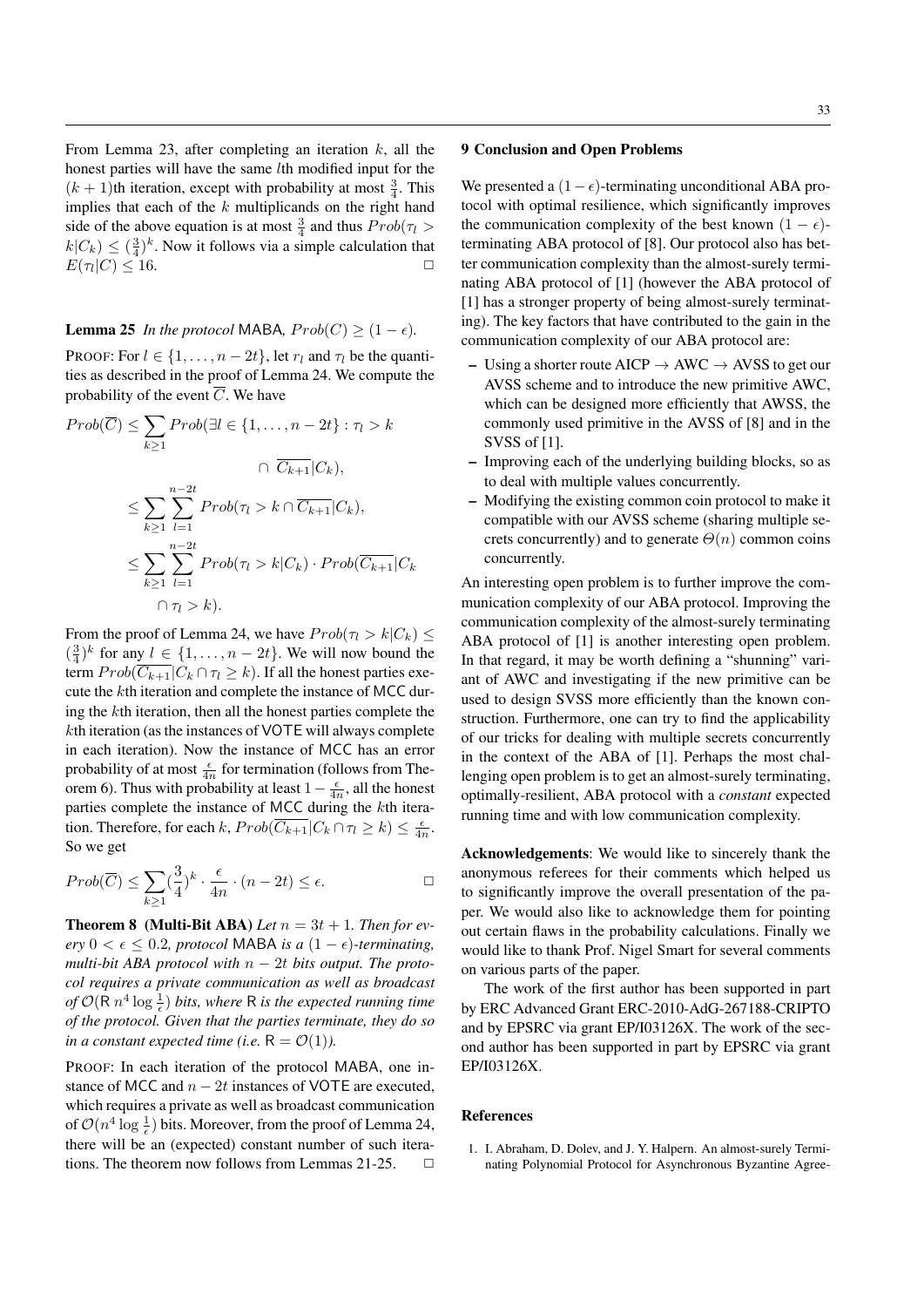From Lemma 23, after completing an iteration $k$, all the honest parties will have the same $l$th modified input for the $(k+1)$th iteration, except with probability at most $\frac{3}{4}$. This implies that each of the $k$ multiplicands on the right hand side of the above equation is at most $\frac{3}{4}$ and thus $Prob(\tau_l > k|C_k) \leq (\frac{3}{4})^k$. Now it follows via a simple calculation that $E(\tau_l|C) \leq 16$. □

**Lemma 25** *In the protocol* MABA*, $Prob(C) \geq (1-\epsilon)$.*

PROOF: For $l \in \{1, \ldots, n-2t\}$, let $r_l$ and $\tau_l$ be the quantities as described in the proof of Lemma 24. We compute the probability of the event $\overline{C}$. We have

$$
\begin{aligned}
Prob(\overline{C}) &\leq \sum_{k \geq 1} Prob(\exists l \in \{1, \ldots, n-2t\} : \tau_l > k \\
&\qquad\qquad \cap \ \overline{C_{k+1}}|C_k), \\
&\leq \sum_{k \geq 1} \sum_{l=1}^{n-2t} Prob(\tau_l > k \cap \overline{C_{k+1}}|C_k), \\
&\leq \sum_{k \geq 1} \sum_{l=1}^{n-2t} Prob(\tau_l > k|C_k) \cdot Prob(\overline{C_{k+1}}|C_k \\
&\qquad \cap \tau_l > k).
\end{aligned}
$$

From the proof of Lemma 24, we have $Prob(\tau_l > k|C_k) \leq (\frac{3}{4})^k$ for any $l \in \{1, \ldots, n-2t\}$. We will now bound the term $Prob(\overline{C_{k+1}}|C_k \cap \tau_l \geq k)$. If all the honest parties execute the $k$th iteration and complete the instance of MCC during the $k$th iteration, then all the honest parties complete the $k$th iteration (as the instances of VOTE will always complete in each iteration). Now the instance of MCC has an error probability of at most $\frac{\epsilon}{4n}$ for termination (follows from Theorem 6). Thus with probability at least $1 - \frac{\epsilon}{4n}$, all the honest parties complete the instance of MCC during the $k$th iteration. Therefore, for each $k$, $Prob(\overline{C_{k+1}}|C_k \cap \tau_l \geq k) \leq \frac{\epsilon}{4n}$. So we get

$$
Prob(\overline{C}) \leq \sum_{k \geq 1} (\frac{3}{4})^k \cdot \frac{\epsilon}{4n} \cdot (n-2t) \leq \epsilon. \qquad \square
$$

**Theorem 8 (Multi-Bit ABA)** *Let $n = 3t+1$. Then for every $0 < \epsilon \leq 0.2$, protocol* MABA *is a $(1-\epsilon)$-terminating, multi-bit ABA protocol with $n-2t$ bits output. The protocol requires a private communication as well as broadcast of $\mathcal{O}(\mathsf{R}\, n^4 \log \frac{1}{\epsilon})$ bits, where* R *is the expected running time of the protocol. Given that the parties terminate, they do so in a constant expected time (i.e. $\mathsf{R} = \mathcal{O}(1)$).*

PROOF: In each iteration of the protocol MABA, one instance of MCC and $n-2t$ instances of VOTE are executed, which requires a private as well as broadcast communication of $\mathcal{O}(n^4 \log \frac{1}{\epsilon})$ bits. Moreover, from the proof of Lemma 24, there will be an (expected) constant number of such iterations. The theorem now follows from Lemmas 21-25. □

## 9 Conclusion and Open Problems

We presented a $(1-\epsilon)$-terminating unconditional ABA protocol with optimal resilience, which significantly improves the communication complexity of the best known $(1-\epsilon)$-terminating ABA protocol of [8]. Our protocol also has better communication complexity than the almost-surely terminating ABA protocol of [1] (however the ABA protocol of [1] has a stronger property of being almost-surely terminating). The key factors that have contributed to the gain in the communication complexity of our ABA protocol are:

- Using a shorter route AICP → AWC → AVSS to get our AVSS scheme and to introduce the new primitive AWC, which can be designed more efficiently that AWSS, the commonly used primitive in the AVSS of [8] and in the SVSS of [1].
- Improving each of the underlying building blocks, so as to deal with multiple values concurrently.
- Modifying the existing common coin protocol to make it compatible with our AVSS scheme (sharing multiple secrets concurrently) and to generate $\Theta(n)$ common coins concurrently.

An interesting open problem is to further improve the communication complexity of our ABA protocol. Improving the communication complexity of the almost-surely terminating ABA protocol of [1] is another interesting open problem. In that regard, it may be worth defining a "shunning" variant of AWC and investigating if the new primitive can be used to design SVSS more efficiently than the known construction. Furthermore, one can try to find the applicability of our tricks for dealing with multiple secrets concurrently in the context of the ABA of [1]. Perhaps the most challenging open problem is to get an almost-surely terminating, optimally-resilient, ABA protocol with a *constant* expected running time and with low communication complexity.

**Acknowledgements**: We would like to sincerely thank the anonymous referees for their comments which helped us to significantly improve the overall presentation of the paper. We would also like to acknowledge them for pointing out certain flaws in the probability calculations. Finally we would like to thank Prof. Nigel Smart for several comments on various parts of the paper.

The work of the first author has been supported in part by ERC Advanced Grant ERC-2010-AdG-267188-CRIPTO and by EPSRC via grant EP/I03126X. The work of the second author has been supported in part by EPSRC via grant EP/I03126X.

## References

1. I. Abraham, D. Dolev, and J. Y. Halpern. An almost-surely Terminating Polynomial Protocol for Asynchronous Byzantine Agree-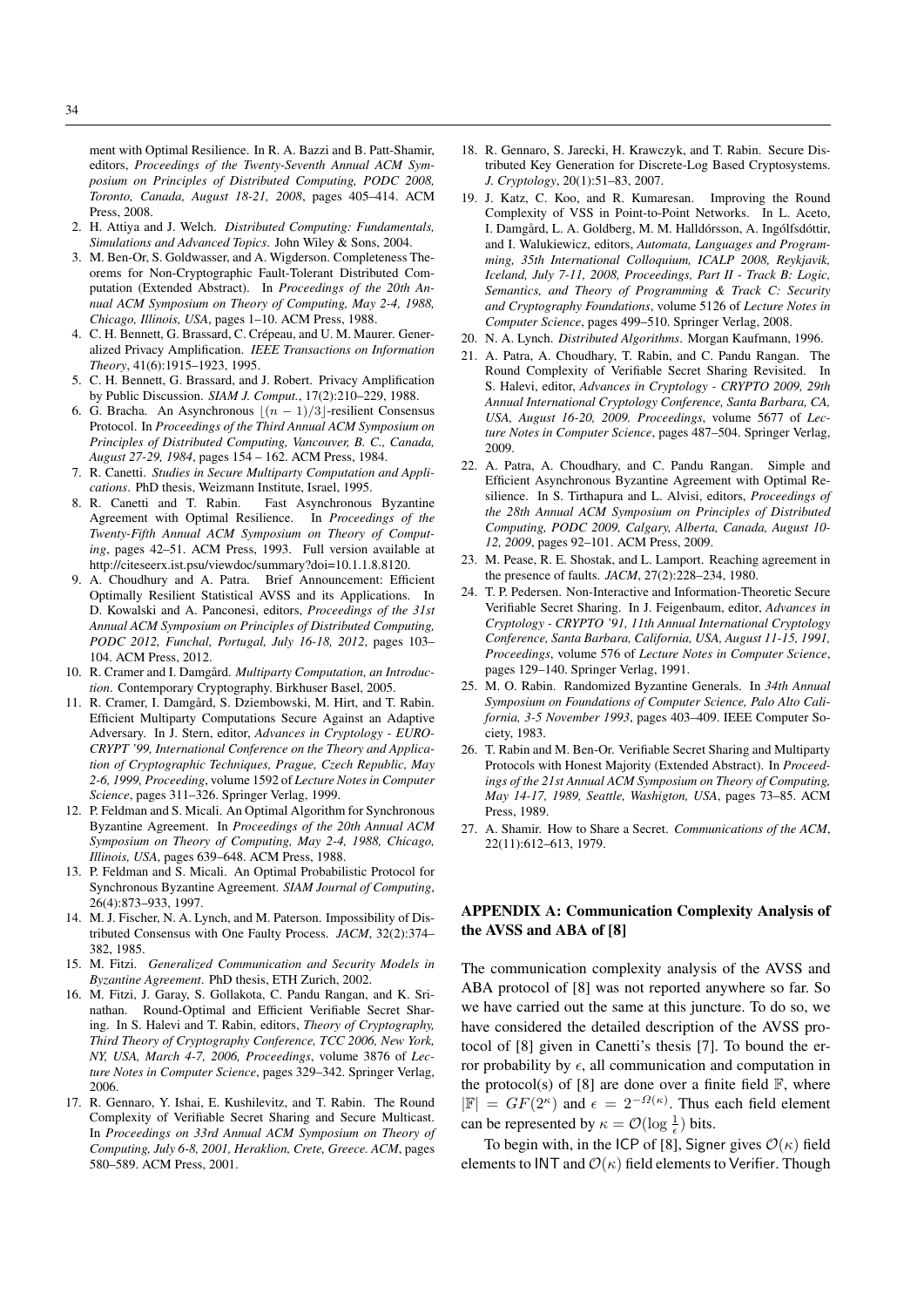ment with Optimal Resilience. In R. A. Bazzi and B. Patt-Shamir, editors, *Proceedings of the Twenty-Seventh Annual ACM Symposium on Principles of Distributed Computing, PODC 2008, Toronto, Canada, August 18-21, 2008*, pages 405–414. ACM Press, 2008.

2. H. Attiya and J. Welch. *Distributed Computing: Fundamentals, Simulations and Advanced Topics*. John Wiley & Sons, 2004.
3. M. Ben-Or, S. Goldwasser, and A. Wigderson. Completeness Theorems for Non-Cryptographic Fault-Tolerant Distributed Computation (Extended Abstract). In *Proceedings of the 20th Annual ACM Symposium on Theory of Computing, May 2-4, 1988, Chicago, Illinois, USA*, pages 1–10. ACM Press, 1988.
4. C. H. Bennett, G. Brassard, C. Crépeau, and U. M. Maurer. Generalized Privacy Amplification. *IEEE Transactions on Information Theory*, 41(6):1915–1923, 1995.
5. C. H. Bennett, G. Brassard, and J. Robert. Privacy Amplification by Public Discussion. *SIAM J. Comput.*, 17(2):210–229, 1988.
6. G. Bracha. An Asynchronous $\lfloor (n-1)/3 \rfloor$-resilient Consensus Protocol. In *Proceedings of the Third Annual ACM Symposium on Principles of Distributed Computing, Vancouver, B. C., Canada, August 27-29, 1984*, pages 154 – 162. ACM Press, 1984.
7. R. Canetti. *Studies in Secure Multiparty Computation and Applications*. PhD thesis, Weizmann Institute, Israel, 1995.
8. R. Canetti and T. Rabin. Fast Asynchronous Byzantine Agreement with Optimal Resilience. In *Proceedings of the Twenty-Fifth Annual ACM Symposium on Theory of Computing*, pages 42–51. ACM Press, 1993. Full version available at http://citeseerx.ist.psu/viewdoc/summary?doi=10.1.1.8.8120.
9. A. Choudhury and A. Patra. Brief Announcement: Efficient Optimally Resilient Statistical AVSS and its Applications. In D. Kowalski and A. Panconesi, editors, *Proceedings of the 31st Annual ACM Symposium on Principles of Distributed Computing, PODC 2012, Funchal, Portugal, July 16-18, 2012*, pages 103–104. ACM Press, 2012.
10. R. Cramer and I. Damgård. *Multiparty Computation, an Introduction*. Contemporary Cryptography. Birkhuser Basel, 2005.
11. R. Cramer, I. Damgård, S. Dziembowski, M. Hirt, and T. Rabin. Efficient Multiparty Computations Secure Against an Adaptive Adversary. In J. Stern, editor, *Advances in Cryptology - EUROCRYPT '99, International Conference on the Theory and Application of Cryptographic Techniques, Prague, Czech Republic, May 2-6, 1999, Proceeding*, volume 1592 of *Lecture Notes in Computer Science*, pages 311–326. Springer Verlag, 1999.
12. P. Feldman and S. Micali. An Optimal Algorithm for Synchronous Byzantine Agreement. In *Proceedings of the 20th Annual ACM Symposium on Theory of Computing, May 2-4, 1988, Chicago, Illinois, USA*, pages 639–648. ACM Press, 1988.
13. P. Feldman and S. Micali. An Optimal Probabilistic Protocol for Synchronous Byzantine Agreement. *SIAM Journal of Computing*, 26(4):873–933, 1997.
14. M. J. Fischer, N. A. Lynch, and M. Paterson. Impossibility of Distributed Consensus with One Faulty Process. *JACM*, 32(2):374–382, 1985.
15. M. Fitzi. *Generalized Communication and Security Models in Byzantine Agreement*. PhD thesis, ETH Zurich, 2002.
16. M. Fitzi, J. Garay, S. Gollakota, C. Pandu Rangan, and K. Srinathan. Round-Optimal and Efficient Verifiable Secret Sharing. In S. Halevi and T. Rabin, editors, *Theory of Cryptography, Third Theory of Cryptography Conference, TCC 2006, New York, NY, USA, March 4-7, 2006, Proceedings*, volume 3876 of *Lecture Notes in Computer Science*, pages 329–342. Springer Verlag, 2006.
17. R. Gennaro, Y. Ishai, E. Kushilevitz, and T. Rabin. The Round Complexity of Verifiable Secret Sharing and Secure Multicast. In *Proceedings on 33rd Annual ACM Symposium on Theory of Computing, July 6-8, 2001, Heraklion, Crete, Greece. ACM*, pages 580–589. ACM Press, 2001.
18. R. Gennaro, S. Jarecki, H. Krawczyk, and T. Rabin. Secure Distributed Key Generation for Discrete-Log Based Cryptosystems. *J. Cryptology*, 20(1):51–83, 2007.
19. J. Katz, C. Koo, and R. Kumaresan. Improving the Round Complexity of VSS in Point-to-Point Networks. In L. Aceto, I. Damgård, L. A. Goldberg, M. M. Halldórsson, A. Ingólfsdóttir, and I. Walukiewicz, editors, *Automata, Languages and Programming, 35th International Colloquium, ICALP 2008, Reykjavik, Iceland, July 7-11, 2008, Proceedings, Part II - Track B: Logic, Semantics, and Theory of Programming & Track C: Security and Cryptography Foundations*, volume 5126 of *Lecture Notes in Computer Science*, pages 499–510. Springer Verlag, 2008.
20. N. A. Lynch. *Distributed Algorithms*. Morgan Kaufmann, 1996.
21. A. Patra, A. Choudhary, T. Rabin, and C. Pandu Rangan. The Round Complexity of Verifiable Secret Sharing Revisited. In S. Halevi, editor, *Advances in Cryptology - CRYPTO 2009, 29th Annual International Cryptology Conference, Santa Barbara, CA, USA, August 16-20, 2009. Proceedings*, volume 5677 of *Lecture Notes in Computer Science*, pages 487–504. Springer Verlag, 2009.
22. A. Patra, A. Choudhary, and C. Pandu Rangan. Simple and Efficient Asynchronous Byzantine Agreement with Optimal Resilience. In S. Tirthapura and L. Alvisi, editors, *Proceedings of the 28th Annual ACM Symposium on Principles of Distributed Computing, PODC 2009, Calgary, Alberta, Canada, August 10-12, 2009*, pages 92–101. ACM Press, 2009.
23. M. Pease, R. E. Shostak, and L. Lamport. Reaching agreement in the presence of faults. *JACM*, 27(2):228–234, 1980.
24. T. P. Pedersen. Non-Interactive and Information-Theoretic Secure Verifiable Secret Sharing. In J. Feigenbaum, editor, *Advances in Cryptology - CRYPTO '91, 11th Annual International Cryptology Conference, Santa Barbara, California, USA, August 11-15, 1991, Proceedings*, volume 576 of *Lecture Notes in Computer Science*, pages 129–140. Springer Verlag, 1991.
25. M. O. Rabin. Randomized Byzantine Generals. In *34th Annual Symposium on Foundations of Computer Science, Palo Alto California, 3-5 November 1993*, pages 403–409. IEEE Computer Society, 1983.
26. T. Rabin and M. Ben-Or. Verifiable Secret Sharing and Multiparty Protocols with Honest Majority (Extended Abstract). In *Proceedings of the 21st Annual ACM Symposium on Theory of Computing, May 14-17, 1989, Seattle, Washigton, USA*, pages 73–85. ACM Press, 1989.
27. A. Shamir. How to Share a Secret. *Communications of the ACM*, 22(11):612–613, 1979.

## APPENDIX A: Communication Complexity Analysis of the AVSS and ABA of [8]

The communication complexity analysis of the AVSS and ABA protocol of [8] was not reported anywhere so far. So we have carried out the same at this juncture. To do so, we have considered the detailed description of the AVSS protocol of [8] given in Canetti's thesis [7]. To bound the error probability by $\epsilon$, all communication and computation in the protocol(s) of [8] are done over a finite field $\mathbb{F}$, where $|\mathbb{F}| = GF(2^\kappa)$ and $\epsilon = 2^{-\Omega(\kappa)}$. Thus each field element can be represented by $\kappa = \mathcal{O}(\log \frac{1}{\epsilon})$ bits.

To begin with, in the ICP of [8], Signer gives $\mathcal{O}(\kappa)$ field elements to INT and $\mathcal{O}(\kappa)$ field elements to Verifier. Though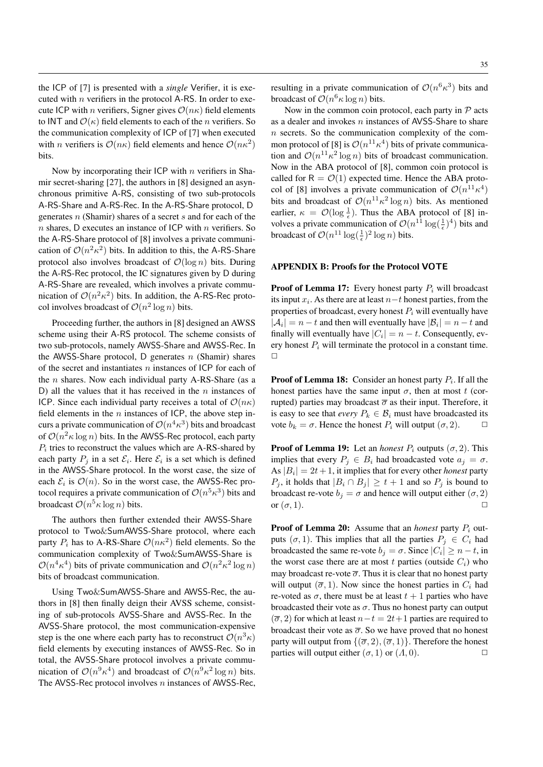the ICP of [7] is presented with a *single* Verifier, it is executed with $n$ verifiers in the protocol A-RS. In order to execute ICP with $n$ verifiers, Signer gives $\mathcal{O}(n\kappa)$ field elements to INT and $\mathcal{O}(\kappa)$ field elements to each of the $n$ verifiers. So the communication complexity of ICP of [7] when executed with $n$ verifiers is $\mathcal{O}(n\kappa)$ field elements and hence $\mathcal{O}(n\kappa^2)$ bits.

Now by incorporating their ICP with $n$ verifiers in Shamir secret-sharing [27], the authors in [8] designed an asynchronous primitive A-RS, consisting of two sub-protocols A-RS-Share and A-RS-Rec. In the A-RS-Share protocol, D generates $n$ (Shamir) shares of a secret $s$ and for each of the $n$ shares, D executes an instance of ICP with $n$ verifiers. So the A-RS-Share protocol of [8] involves a private communication of $\mathcal{O}(n^2\kappa^2)$ bits. In addition to this, the A-RS-Share protocol also involves broadcast of $\mathcal{O}(\log n)$ bits. During the A-RS-Rec protocol, the IC signatures given by D during A-RS-Share are revealed, which involves a private communication of $\mathcal{O}(n^2\kappa^2)$ bits. In addition, the A-RS-Rec protocol involves broadcast of $\mathcal{O}(n^2 \log n)$ bits.

Proceeding further, the authors in [8] designed an AWSS scheme using their A-RS protocol. The scheme consists of two sub-protocols, namely AWSS-Share and AWSS-Rec. In the AWSS-Share protocol, D generates $n$ (Shamir) shares of the secret and instantiates $n$ instances of ICP for each of the $n$ shares. Now each individual party A-RS-Share (as a D) all the values that it has received in the $n$ instances of ICP. Since each individual party receives a total of $\mathcal{O}(n\kappa)$ field elements in the $n$ instances of ICP, the above step incurs a private communication of $\mathcal{O}(n^4\kappa^3)$ bits and broadcast of $\mathcal{O}(n^2\kappa \log n)$ bits. In the AWSS-Rec protocol, each party $P_i$ tries to reconstruct the values which are A-RS-shared by each party $P_j$ in a set $\mathcal{E}_i$. Here $\mathcal{E}_i$ is a set which is defined in the AWSS-Share protocol. In the worst case, the size of each $\mathcal{E}_i$ is $\mathcal{O}(n)$. So in the worst case, the AWSS-Rec protocol requires a private communication of $\mathcal{O}(n^5\kappa^3)$ bits and broadcast $\mathcal{O}(n^5\kappa \log n)$ bits.

The authors then further extended their AWSS-Share protocol to Two&SumAWSS-Share protocol, where each party $P_i$ has to A-RS-Share $\mathcal{O}(n\kappa^2)$ field elements. So the communication complexity of Two&SumAWSS-Share is $\mathcal{O}(n^4\kappa^4)$ bits of private communication and $\mathcal{O}(n^2\kappa^2 \log n)$ bits of broadcast communication.

Using Two&SumAWSS-Share and AWSS-Rec, the authors in [8] then finally deign their AVSS scheme, consisting of sub-protocols AVSS-Share and AVSS-Rec. In the AVSS-Share protocol, the most communication-expensive step is the one where each party has to reconstruct $\mathcal{O}(n^3\kappa)$ field elements by executing instances of AWSS-Rec. So in total, the AVSS-Share protocol involves a private communication of $\mathcal{O}(n^9\kappa^4)$ and broadcast of $\mathcal{O}(n^9\kappa^2 \log n)$ bits. The AVSS-Rec protocol involves $n$ instances of AWSS-Rec, resulting in a private communication of $\mathcal{O}(n^6\kappa^3)$ bits and broadcast of $\mathcal{O}(n^6\kappa \log n)$ bits.

Now in the common coin protocol, each party in $\mathcal{P}$ acts as a dealer and invokes $n$ instances of AVSS-Share to share $n$ secrets. So the communication complexity of the common protocol of [8] is $\mathcal{O}(n^{11}\kappa^4)$ bits of private communication and $\mathcal{O}(n^{11}\kappa^2 \log n)$ bits of broadcast communication. Now in the ABA protocol of [8], common coin protocol is called for $\mathsf{R} = \mathcal{O}(1)$ expected time. Hence the ABA protocol of [8] involves a private communication of $\mathcal{O}(n^{11}\kappa^4)$ bits and broadcast of $\mathcal{O}(n^{11}\kappa^2 \log n)$ bits. As mentioned earlier, $\kappa = \mathcal{O}(\log \frac{1}{\epsilon})$. Thus the ABA protocol of [8] involves a private communication of $\mathcal{O}(n^{11} \log(\frac{1}{\epsilon})^4)$ bits and broadcast of $\mathcal{O}(n^{11} \log(\frac{1}{\epsilon})^2 \log n)$ bits.

## APPENDIX B: Proofs for the Protocol VOTE

**Proof of Lemma 17:** Every honest party $P_i$ will broadcast its input $x_i$. As there are at least $n-t$ honest parties, from the properties of broadcast, every honest $P_i$ will eventually have $|\mathcal{A}_i| = n-t$ and then will eventually have $|\mathcal{B}_i| = n-t$ and finally will eventually have $|C_i| = n-t$. Consequently, every honest $P_i$ will terminate the protocol in a constant time. $\Box$

**Proof of Lemma 18:** Consider an honest party $P_i$. If all the honest parties have the same input $\sigma$, then at most $t$ (corrupted) parties may broadcast $\overline{\sigma}$ as their input. Therefore, it is easy to see that *every* $P_k \in \mathcal{B}_i$ must have broadcasted its vote $b_k = \sigma$. Hence the honest $P_i$ will output $(\sigma, 2)$. $\Box$

**Proof of Lemma 19:** Let an *honest* $P_i$ outputs $(\sigma, 2)$. This implies that every $P_j \in B_i$ had broadcasted vote $a_j = \sigma$. As $|B_i| = 2t+1$, it implies that for every other *honest* party $P_j$, it holds that $|B_i \cap B_j| \geq t+1$ and so $P_j$ is bound to broadcast re-vote $b_j = \sigma$ and hence will output either $(\sigma, 2)$ or $(\sigma, 1)$. $\Box$

**Proof of Lemma 20:** Assume that an *honest* party $P_i$ outputs $(\sigma, 1)$. This implies that all the parties $P_j \in C_i$ had broadcasted the same re-vote $b_j = \sigma$. Since $|C_i| \geq n-t$, in the worst case there are at most $t$ parties (outside $C_i$) who may broadcast re-vote $\overline{\sigma}$. Thus it is clear that no honest party will output $(\overline{\sigma}, 1)$. Now since the honest parties in $C_i$ had re-voted as $\sigma$, there must be at least $t+1$ parties who have broadcasted their vote as $\sigma$. Thus no honest party can output $(\overline{\sigma}, 2)$ for which at least $n-t = 2t+1$ parties are required to broadcast their vote as $\overline{\sigma}$. So we have proved that no honest party will output from $\{(\overline{\sigma}, 2), (\overline{\sigma}, 1)\}$. Therefore the honest parties will output either $(\sigma, 1)$ or $(\Lambda, 0)$. $\Box$